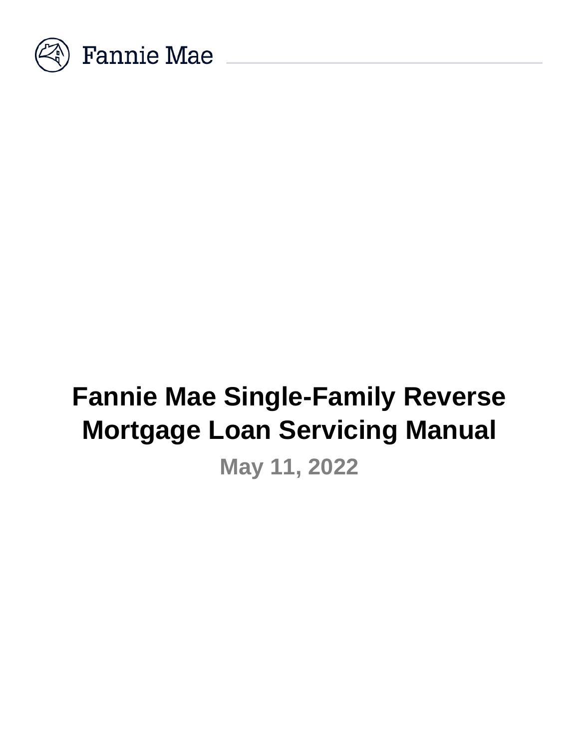Fannie Mae

# Fannie Mae Single-Family Reverse Mortgage Loan Servicing Manual

**May 11, 2022**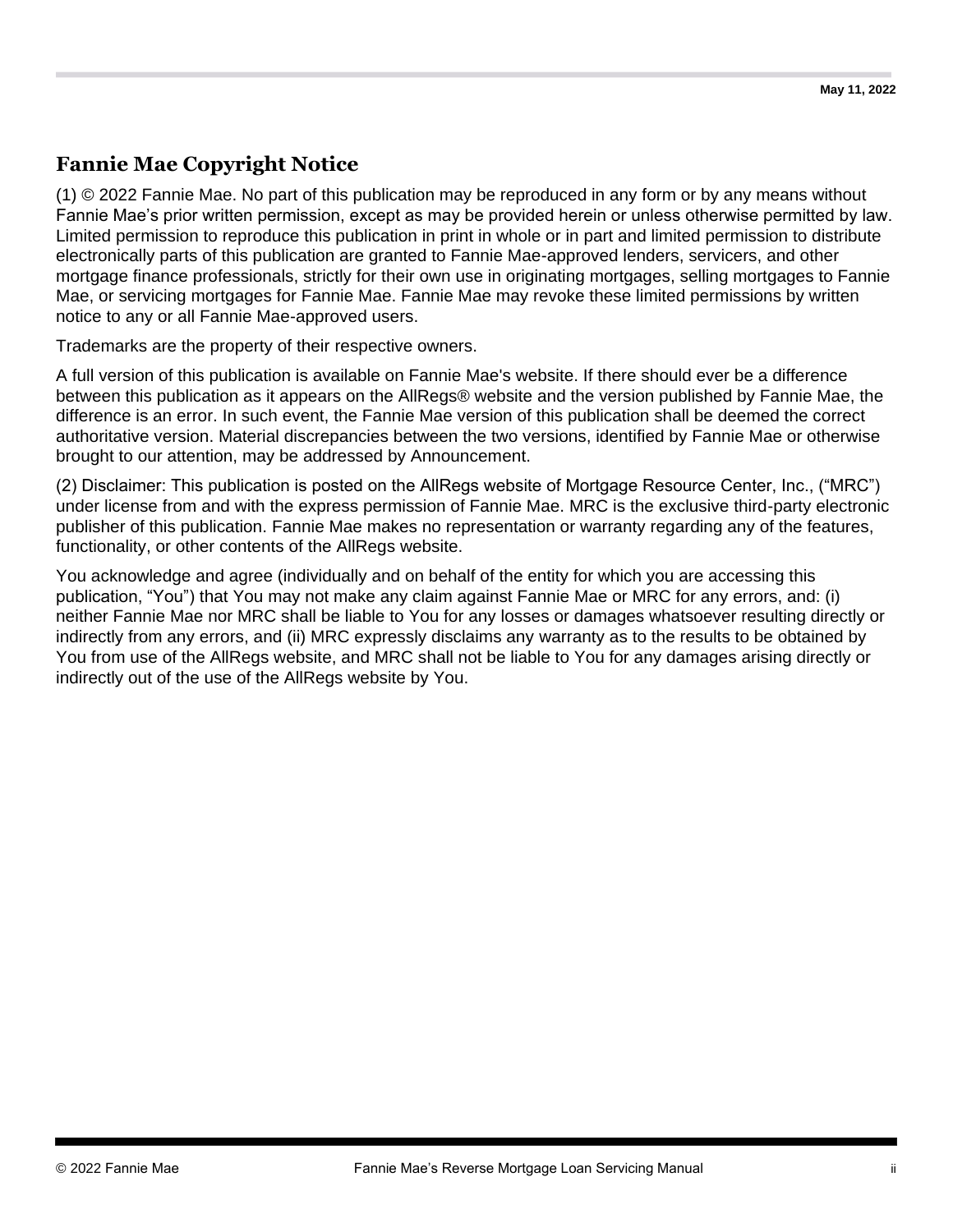# Fannie Mae Copyright Notice

(1) © 2022 Fannie Mae. No part of this publication may be reproduced in any form or by any means without Fannie Mae's prior written permission, except as may be provided herein or unless otherwise permitted by law. Limited permission to reproduce this publication in print in whole or in part and limited permission to distribute electronically parts of this publication are granted to Fannie Mae-approved lenders, servicers, and other mortgage finance professionals, strictly for their own use in originating mortgages, selling mortgages to Fannie Mae, or servicing mortgages for Fannie Mae. Fannie Mae may revoke these limited permissions by written notice to any or all Fannie Mae-approved users.

Trademarks are the property of their respective owners.

A full version of this publication is available on Fannie Mae's website. If there should ever be a difference between this publication as it appears on the AllRegs® website and the version published by Fannie Mae, the difference is an error. In such event, the Fannie Mae version of this publication shall be deemed the correct authoritative version. Material discrepancies between the two versions, identified by Fannie Mae or otherwise brought to our attention, may be addressed by Announcement.

(2) Disclaimer: This publication is posted on the AllRegs website of Mortgage Resource Center, Inc., ("MRC") under license from and with the express permission of Fannie Mae. MRC is the exclusive third-party electronic publisher of this publication. Fannie Mae makes no representation or warranty regarding any of the features, functionality, or other contents of the AllRegs website.

You acknowledge and agree (individually and on behalf of the entity for which you are accessing this publication, "You") that You may not make any claim against Fannie Mae or MRC for any errors, and: (i) neither Fannie Mae nor MRC shall be liable to You for any losses or damages whatsoever resulting directly or indirectly from any errors, and (ii) MRC expressly disclaims any warranty as to the results to be obtained by You from use of the AllRegs website, and MRC shall not be liable to You for any damages arising directly or indirectly out of the use of the AllRegs website by You.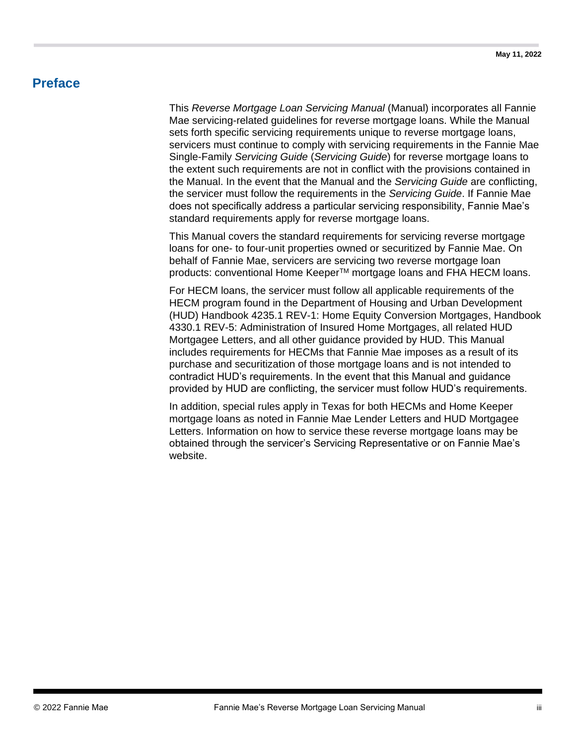# Preface

This *Reverse Mortgage Loan Servicing Manual* (Manual) incorporates all Fannie Mae servicing-related guidelines for reverse mortgage loans. While the Manual sets forth specific servicing requirements unique to reverse mortgage loans, servicers must continue to comply with servicing requirements in the Fannie Mae Single-Family *Servicing Guide* (*Servicing Guide*) for reverse mortgage loans to the extent such requirements are not in conflict with the provisions contained in the Manual. In the event that the Manual and the *Servicing Guide* are conflicting, the servicer must follow the requirements in the *Servicing Guide*. If Fannie Mae does not specifically address a particular servicing responsibility, Fannie Mae's standard requirements apply for reverse mortgage loans.

This Manual covers the standard requirements for servicing reverse mortgage loans for one- to four-unit properties owned or securitized by Fannie Mae. On behalf of Fannie Mae, servicers are servicing two reverse mortgage loan products: conventional Home Keeper™ mortgage loans and FHA HECM loans.

For HECM loans, the servicer must follow all applicable requirements of the HECM program found in the Department of Housing and Urban Development (HUD) Handbook 4235.1 REV-1: Home Equity Conversion Mortgages, Handbook 4330.1 REV-5: Administration of Insured Home Mortgages, all related HUD Mortgagee Letters, and all other guidance provided by HUD. This Manual includes requirements for HECMs that Fannie Mae imposes as a result of its purchase and securitization of those mortgage loans and is not intended to contradict HUD's requirements. In the event that this Manual and guidance provided by HUD are conflicting, the servicer must follow HUD's requirements.

In addition, special rules apply in Texas for both HECMs and Home Keeper mortgage loans as noted in Fannie Mae Lender Letters and HUD Mortgagee Letters. Information on how to service these reverse mortgage loans may be obtained through the servicer's Servicing Representative or on Fannie Mae's website.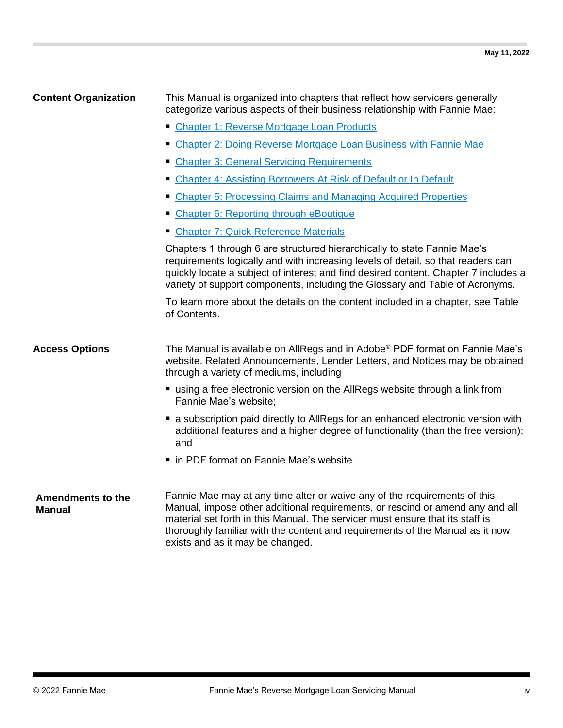## Content Organization

This Manual is organized into chapters that reflect how servicers generally categorize various aspects of their business relationship with Fannie Mae:

- Chapter 1: Reverse Mortgage Loan Products
- Chapter 2: Doing Reverse Mortgage Loan Business with Fannie Mae
- Chapter 3: General Servicing Requirements
- Chapter 4: Assisting Borrowers At Risk of Default or In Default
- Chapter 5: Processing Claims and Managing Acquired Properties
- Chapter 6: Reporting through eBoutique
- Chapter 7: Quick Reference Materials

Chapters 1 through 6 are structured hierarchically to state Fannie Mae's requirements logically and with increasing levels of detail, so that readers can quickly locate a subject of interest and find desired content. Chapter 7 includes a variety of support components, including the Glossary and Table of Acronyms.

To learn more about the details on the content included in a chapter, see Table of Contents.

## Access Options

The Manual is available on AllRegs and in Adobe® PDF format on Fannie Mae's website. Related Announcements, Lender Letters, and Notices may be obtained through a variety of mediums, including

- using a free electronic version on the AllRegs website through a link from Fannie Mae's website;
- a subscription paid directly to AllRegs for an enhanced electronic version with additional features and a higher degree of functionality (than the free version); and
- in PDF format on Fannie Mae's website.

## Amendments to the Manual

Fannie Mae may at any time alter or waive any of the requirements of this Manual, impose other additional requirements, or rescind or amend any and all material set forth in this Manual. The servicer must ensure that its staff is thoroughly familiar with the content and requirements of the Manual as it now exists and as it may be changed.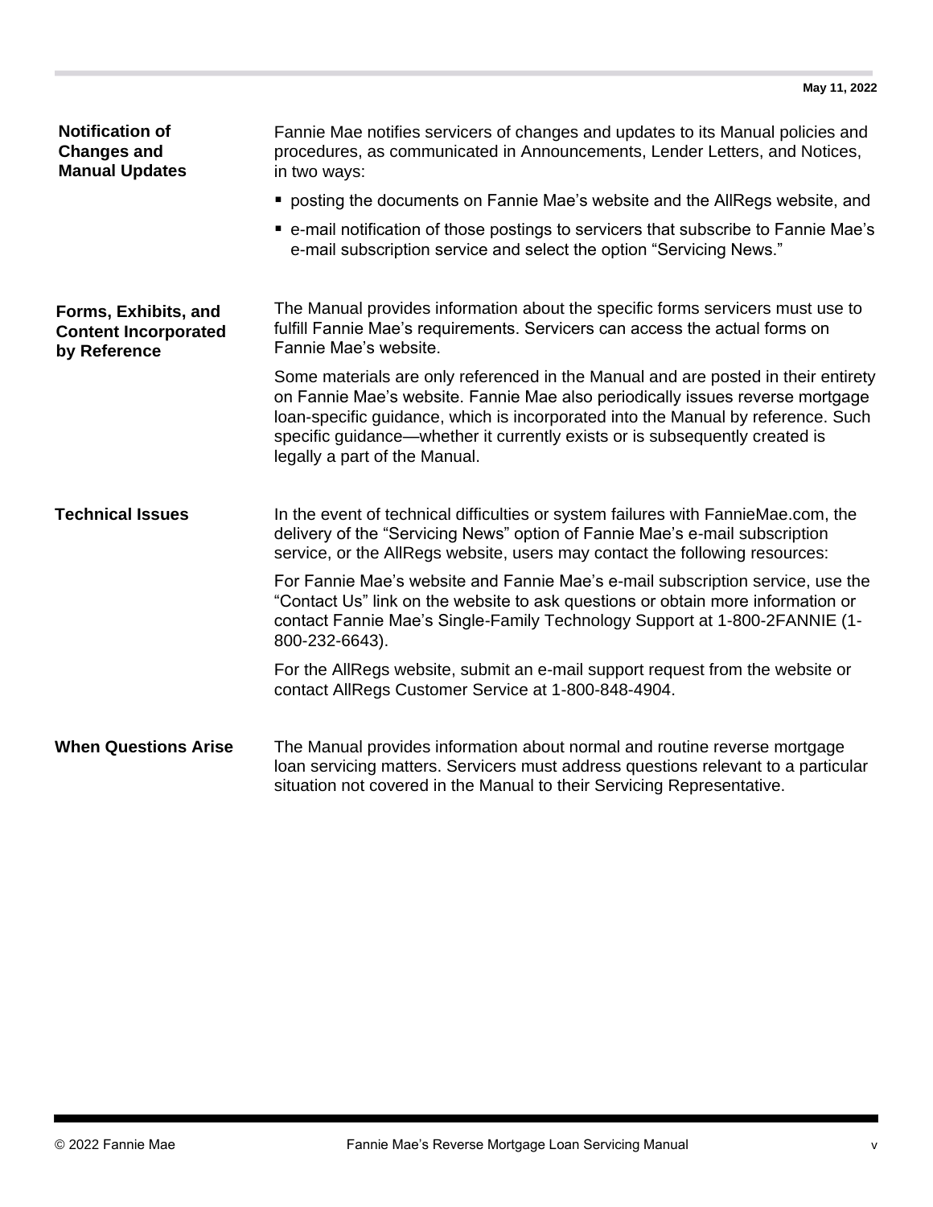### Notification of Changes and Manual Updates

Fannie Mae notifies servicers of changes and updates to its Manual policies and procedures, as communicated in Announcements, Lender Letters, and Notices, in two ways:

- posting the documents on Fannie Mae's website and the AllRegs website, and
- e-mail notification of those postings to servicers that subscribe to Fannie Mae's e-mail subscription service and select the option "Servicing News."

### Forms, Exhibits, and Content Incorporated by Reference

The Manual provides information about the specific forms servicers must use to fulfill Fannie Mae's requirements. Servicers can access the actual forms on Fannie Mae's website.

Some materials are only referenced in the Manual and are posted in their entirety on Fannie Mae's website. Fannie Mae also periodically issues reverse mortgage loan-specific guidance, which is incorporated into the Manual by reference. Such specific guidance—whether it currently exists or is subsequently created is legally a part of the Manual.

### Technical Issues

In the event of technical difficulties or system failures with FannieMae.com, the delivery of the "Servicing News" option of Fannie Mae's e-mail subscription service, or the AllRegs website, users may contact the following resources:

For Fannie Mae's website and Fannie Mae's e-mail subscription service, use the "Contact Us" link on the website to ask questions or obtain more information or contact Fannie Mae's Single-Family Technology Support at 1-800-2FANNIE (1-800-232-6643).

For the AllRegs website, submit an e-mail support request from the website or contact AllRegs Customer Service at 1-800-848-4904.

### When Questions Arise

The Manual provides information about normal and routine reverse mortgage loan servicing matters. Servicers must address questions relevant to a particular situation not covered in the Manual to their Servicing Representative.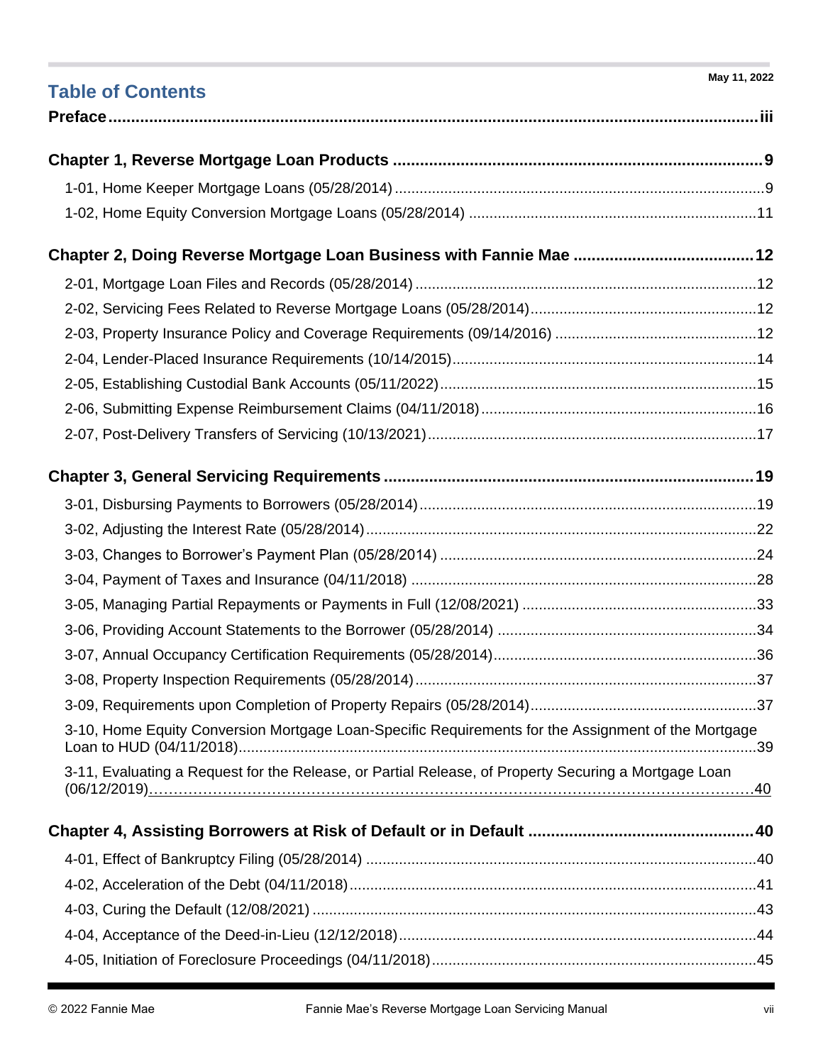# Table of Contents

**Preface** ........................................................................................................ iii

**Chapter 1, Reverse Mortgage Loan Products** ........................................................ 9

1-01, Home Keeper Mortgage Loans (05/28/2014) ........................................................ 9

1-02, Home Equity Conversion Mortgage Loans (05/28/2014) ........................................ 11

**Chapter 2, Doing Reverse Mortgage Loan Business with Fannie Mae** ....................... 12

2-01, Mortgage Loan Files and Records (05/28/2014) ................................................. 12

2-02, Servicing Fees Related to Reverse Mortgage Loans (05/28/2014) ........................... 12

2-03, Property Insurance Policy and Coverage Requirements (09/14/2016) ....................... 12

2-04, Lender-Placed Insurance Requirements (10/14/2015) ............................................ 14

2-05, Establishing Custodial Bank Accounts (05/11/2022) .............................................. 15

2-06, Submitting Expense Reimbursement Claims (04/11/2018) ...................................... 16

2-07, Post-Delivery Transfers of Servicing (10/13/2021) ................................................ 17

**Chapter 3, General Servicing Requirements** ............................................................ 19

3-01, Disbursing Payments to Borrowers (05/28/2014) ................................................. 19

3-02, Adjusting the Interest Rate (05/28/2014) ............................................................ 22

3-03, Changes to Borrower's Payment Plan (05/28/2014) .............................................. 24

3-04, Payment of Taxes and Insurance (04/11/2018) .................................................... 28

3-05, Managing Partial Repayments or Payments in Full (12/08/2021) ............................ 33

3-06, Providing Account Statements to the Borrower (05/28/2014) ................................ 34

3-07, Annual Occupancy Certification Requirements (05/28/2014) .................................. 36

3-08, Property Inspection Requirements (05/28/2014) ................................................... 37

3-09, Requirements upon Completion of Property Repairs (05/28/2014) ........................... 37

3-10, Home Equity Conversion Mortgage Loan-Specific Requirements for the Assignment of the Mortgage Loan to HUD (04/11/2018) ........................................................................ 39

3-11, Evaluating a Request for the Release, or Partial Release, of Property Securing a Mortgage Loan (06/12/2019) ........................................................................................ 40

**Chapter 4, Assisting Borrowers at Risk of Default or in Default** ................................. 40

4-01, Effect of Bankruptcy Filing (05/28/2014) ............................................................ 40

4-02, Acceleration of the Debt (04/11/2018) ............................................................... 41

4-03, Curing the Default (12/08/2021) ........................................................................ 43

4-04, Acceptance of the Deed-in-Lieu (12/12/2018) ...................................................... 44

4-05, Initiation of Foreclosure Proceedings (04/11/2018) ............................................... 45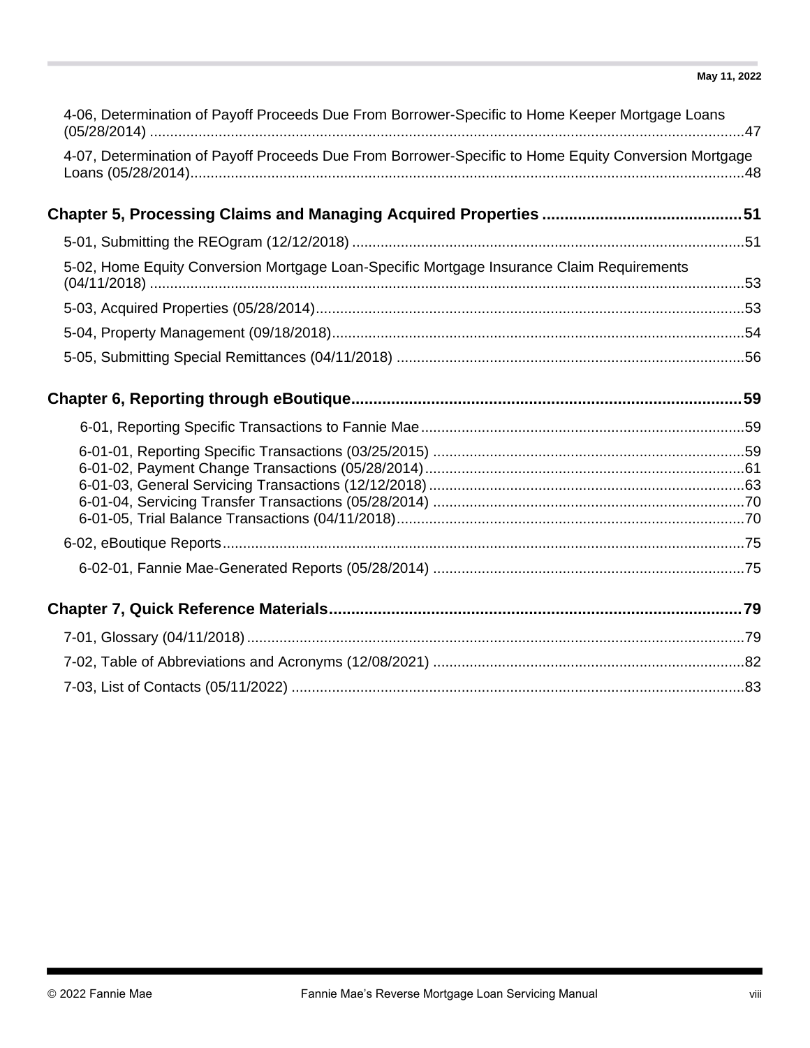4-06, Determination of Payoff Proceeds Due From Borrower-Specific to Home Keeper Mortgage Loans (05/28/2014) ....................................................................................................................................47

4-07, Determination of Payoff Proceeds Due From Borrower-Specific to Home Equity Conversion Mortgage Loans (05/28/2014)...........................................................................................................................48

**Chapter 5, Processing Claims and Managing Acquired Properties ............................................51**

5-01, Submitting the REOgram (12/12/2018) .................................................................................................51

5-02, Home Equity Conversion Mortgage Loan-Specific Mortgage Insurance Claim Requirements (04/11/2018) ....................................................................................................................................53

5-03, Acquired Properties (05/28/2014)..........................................................................................................53

5-04, Property Management (09/18/2018).....................................................................................................54

5-05, Submitting Special Remittances (04/11/2018) ......................................................................................56

**Chapter 6, Reporting through eBoutique.........................................................................................59**

6-01, Reporting Specific Transactions to Fannie Mae................................................................................59

6-01-01, Reporting Specific Transactions (03/25/2015) .............................................................................59
6-01-02, Payment Change Transactions (05/28/2014)...............................................................................61
6-01-03, General Servicing Transactions (12/12/2018) ..............................................................................63
6-01-04, Servicing Transfer Transactions (05/28/2014) .............................................................................70
6-01-05, Trial Balance Transactions (04/11/2018)......................................................................................70

6-02, eBoutique Reports.................................................................................................................................75

6-02-01, Fannie Mae-Generated Reports (05/28/2014) .............................................................................75

**Chapter 7, Quick Reference Materials.............................................................................................79**

7-01, Glossary (04/11/2018)...........................................................................................................................79

7-02, Table of Abbreviations and Acronyms (12/08/2021) .............................................................................82

7-03, List of Contacts (05/11/2022) ................................................................................................................83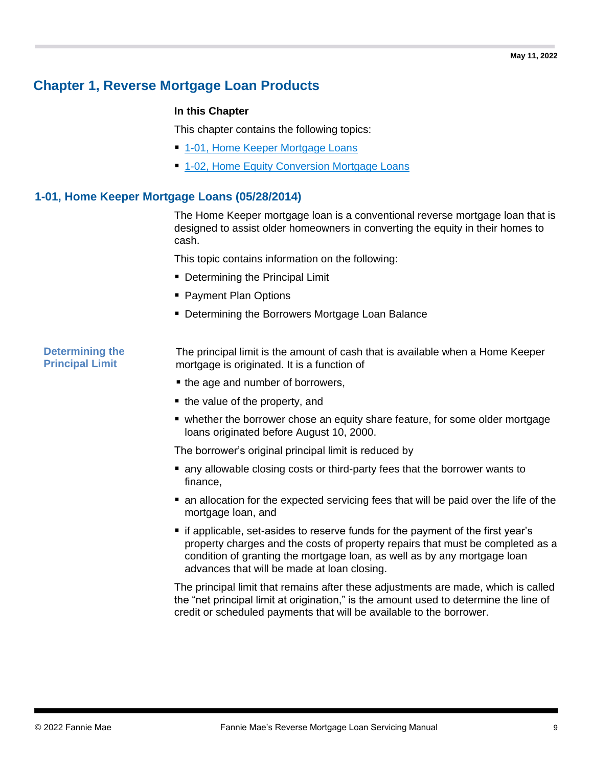# Chapter 1, Reverse Mortgage Loan Products

**In this Chapter**

This chapter contains the following topics:

- 1-01, Home Keeper Mortgage Loans
- 1-02, Home Equity Conversion Mortgage Loans

## 1-01, Home Keeper Mortgage Loans (05/28/2014)

The Home Keeper mortgage loan is a conventional reverse mortgage loan that is designed to assist older homeowners in converting the equity in their homes to cash.

This topic contains information on the following:

- Determining the Principal Limit
- Payment Plan Options
- Determining the Borrowers Mortgage Loan Balance

### Determining the Principal Limit

The principal limit is the amount of cash that is available when a Home Keeper mortgage is originated. It is a function of

- the age and number of borrowers,
- the value of the property, and
- whether the borrower chose an equity share feature, for some older mortgage loans originated before August 10, 2000.

The borrower's original principal limit is reduced by

- any allowable closing costs or third-party fees that the borrower wants to finance,
- an allocation for the expected servicing fees that will be paid over the life of the mortgage loan, and
- if applicable, set-asides to reserve funds for the payment of the first year's property charges and the costs of property repairs that must be completed as a condition of granting the mortgage loan, as well as by any mortgage loan advances that will be made at loan closing.

The principal limit that remains after these adjustments are made, which is called the "net principal limit at origination," is the amount used to determine the line of credit or scheduled payments that will be available to the borrower.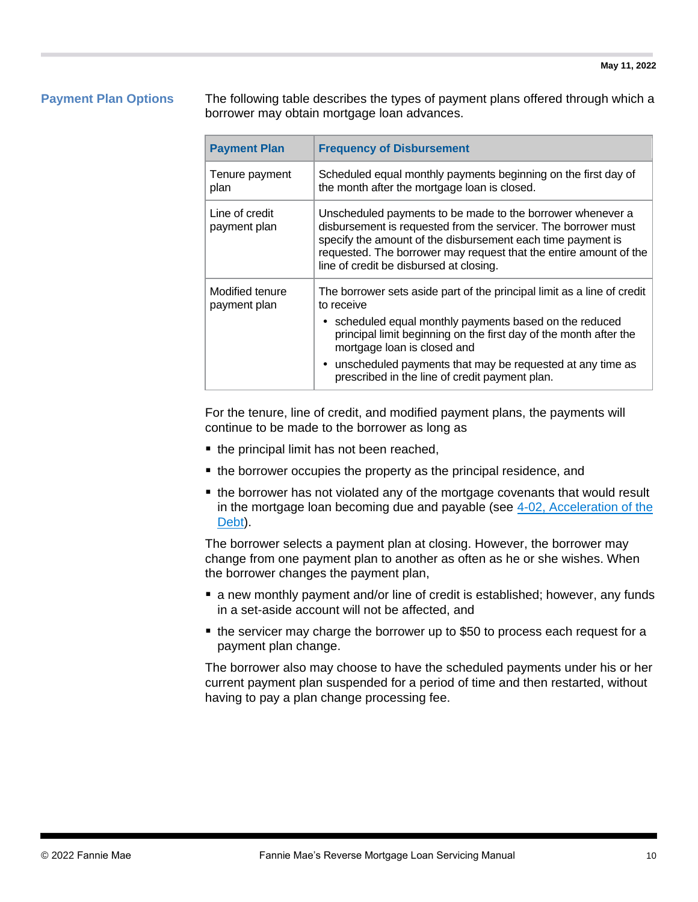## Payment Plan Options

The following table describes the types of payment plans offered through which a borrower may obtain mortgage loan advances.

| Payment Plan | Frequency of Disbursement |
|---|---|
| Tenure payment plan | Scheduled equal monthly payments beginning on the first day of the month after the mortgage loan is closed. |
| Line of credit payment plan | Unscheduled payments to be made to the borrower whenever a disbursement is requested from the servicer. The borrower must specify the amount of the disbursement each time payment is requested. The borrower may request that the entire amount of the line of credit be disbursed at closing. |
| Modified tenure payment plan | The borrower sets aside part of the principal limit as a line of credit to receive<br>• scheduled equal monthly payments based on the reduced principal limit beginning on the first day of the month after the mortgage loan is closed and<br>• unscheduled payments that may be requested at any time as prescribed in the line of credit payment plan. |

For the tenure, line of credit, and modified payment plans, the payments will continue to be made to the borrower as long as

- the principal limit has not been reached,
- the borrower occupies the property as the principal residence, and
- the borrower has not violated any of the mortgage covenants that would result in the mortgage loan becoming due and payable (see 4-02, Acceleration of the Debt).

The borrower selects a payment plan at closing. However, the borrower may change from one payment plan to another as often as he or she wishes. When the borrower changes the payment plan,

- a new monthly payment and/or line of credit is established; however, any funds in a set-aside account will not be affected, and
- the servicer may charge the borrower up to $50 to process each request for a payment plan change.

The borrower also may choose to have the scheduled payments under his or her current payment plan suspended for a period of time and then restarted, without having to pay a plan change processing fee.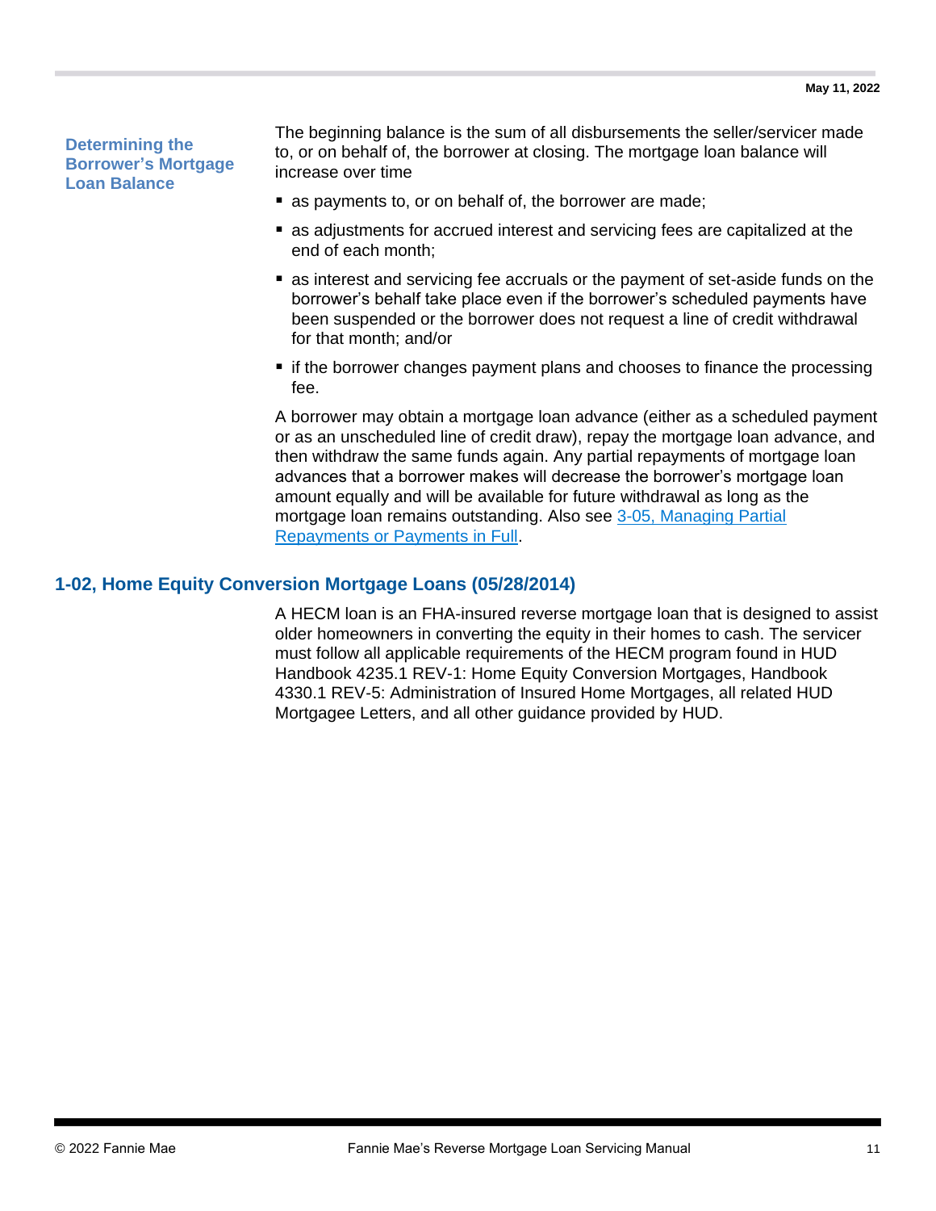### Determining the Borrower's Mortgage Loan Balance

The beginning balance is the sum of all disbursements the seller/servicer made to, or on behalf of, the borrower at closing. The mortgage loan balance will increase over time

- as payments to, or on behalf of, the borrower are made;
- as adjustments for accrued interest and servicing fees are capitalized at the end of each month;
- as interest and servicing fee accruals or the payment of set-aside funds on the borrower's behalf take place even if the borrower's scheduled payments have been suspended or the borrower does not request a line of credit withdrawal for that month; and/or
- if the borrower changes payment plans and chooses to finance the processing fee.

A borrower may obtain a mortgage loan advance (either as a scheduled payment or as an unscheduled line of credit draw), repay the mortgage loan advance, and then withdraw the same funds again. Any partial repayments of mortgage loan advances that a borrower makes will decrease the borrower's mortgage loan amount equally and will be available for future withdrawal as long as the mortgage loan remains outstanding. Also see 3-05, Managing Partial Repayments or Payments in Full.

## 1-02, Home Equity Conversion Mortgage Loans (05/28/2014)

A HECM loan is an FHA-insured reverse mortgage loan that is designed to assist older homeowners in converting the equity in their homes to cash. The servicer must follow all applicable requirements of the HECM program found in HUD Handbook 4235.1 REV-1: Home Equity Conversion Mortgages, Handbook 4330.1 REV-5: Administration of Insured Home Mortgages, all related HUD Mortgagee Letters, and all other guidance provided by HUD.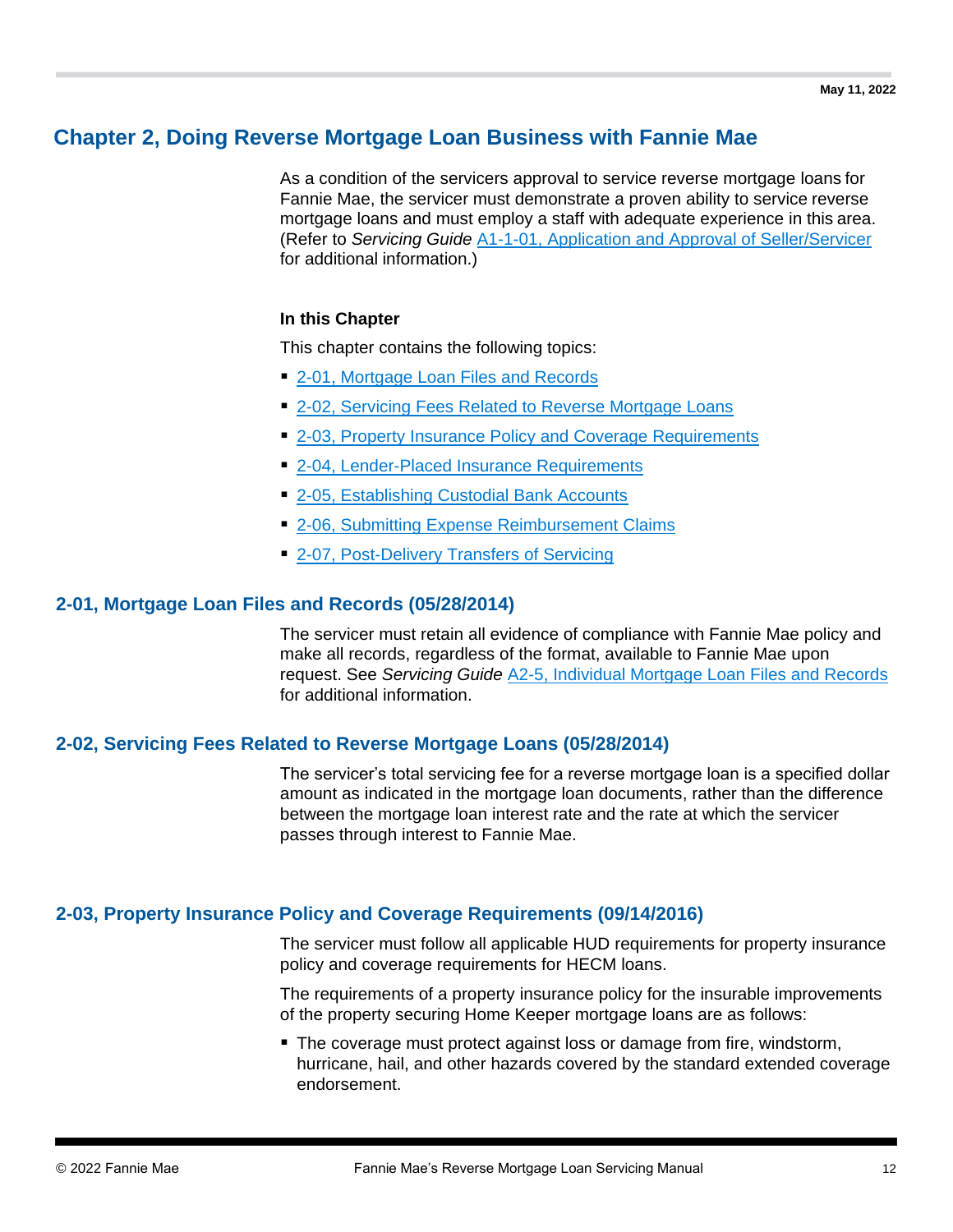# Chapter 2, Doing Reverse Mortgage Loan Business with Fannie Mae

As a condition of the servicers approval to service reverse mortgage loans for Fannie Mae, the servicer must demonstrate a proven ability to service reverse mortgage loans and must employ a staff with adequate experience in this area. (Refer to *Servicing Guide* A1-1-01, Application and Approval of Seller/Servicer for additional information.)

**In this Chapter**

This chapter contains the following topics:

- 2-01, Mortgage Loan Files and Records
- 2-02, Servicing Fees Related to Reverse Mortgage Loans
- 2-03, Property Insurance Policy and Coverage Requirements
- 2-04, Lender-Placed Insurance Requirements
- 2-05, Establishing Custodial Bank Accounts
- 2-06, Submitting Expense Reimbursement Claims
- 2-07, Post-Delivery Transfers of Servicing

## 2-01, Mortgage Loan Files and Records (05/28/2014)

The servicer must retain all evidence of compliance with Fannie Mae policy and make all records, regardless of the format, available to Fannie Mae upon request. See *Servicing Guide* A2-5, Individual Mortgage Loan Files and Records for additional information.

## 2-02, Servicing Fees Related to Reverse Mortgage Loans (05/28/2014)

The servicer's total servicing fee for a reverse mortgage loan is a specified dollar amount as indicated in the mortgage loan documents, rather than the difference between the mortgage loan interest rate and the rate at which the servicer passes through interest to Fannie Mae.

## 2-03, Property Insurance Policy and Coverage Requirements (09/14/2016)

The servicer must follow all applicable HUD requirements for property insurance policy and coverage requirements for HECM loans.

The requirements of a property insurance policy for the insurable improvements of the property securing Home Keeper mortgage loans are as follows:

- The coverage must protect against loss or damage from fire, windstorm, hurricane, hail, and other hazards covered by the standard extended coverage endorsement.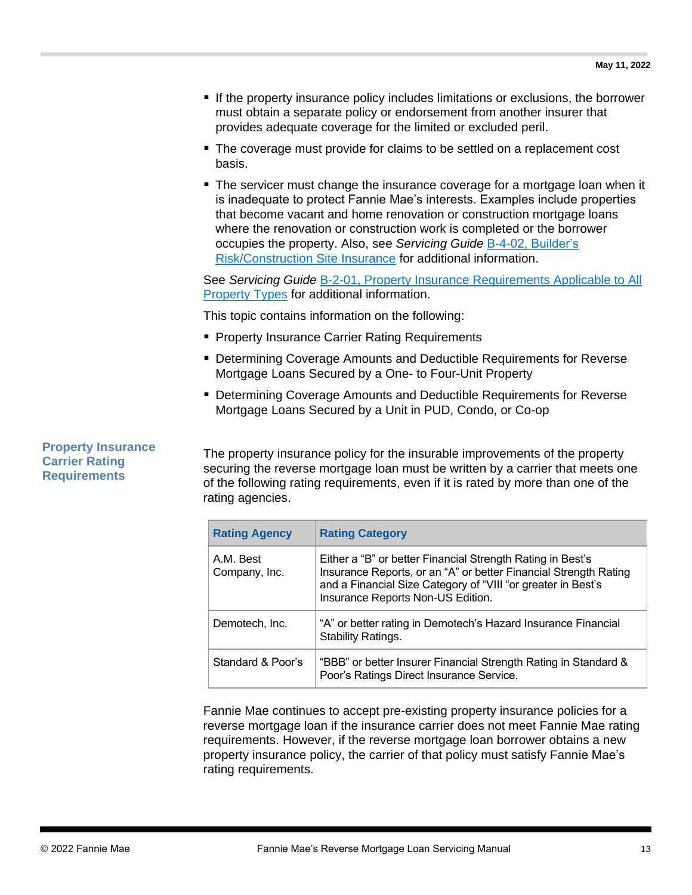- If the property insurance policy includes limitations or exclusions, the borrower must obtain a separate policy or endorsement from another insurer that provides adequate coverage for the limited or excluded peril.
- The coverage must provide for claims to be settled on a replacement cost basis.
- The servicer must change the insurance coverage for a mortgage loan when it is inadequate to protect Fannie Mae's interests. Examples include properties that become vacant and home renovation or construction mortgage loans where the renovation or construction work is completed or the borrower occupies the property. Also, see *Servicing Guide* B-4-02, Builder's Risk/Construction Site Insurance for additional information.

See *Servicing Guide* B-2-01, Property Insurance Requirements Applicable to All Property Types for additional information.

This topic contains information on the following:

- Property Insurance Carrier Rating Requirements
- Determining Coverage Amounts and Deductible Requirements for Reverse Mortgage Loans Secured by a One- to Four-Unit Property
- Determining Coverage Amounts and Deductible Requirements for Reverse Mortgage Loans Secured by a Unit in PUD, Condo, or Co-op

## Property Insurance Carrier Rating Requirements

The property insurance policy for the insurable improvements of the property securing the reverse mortgage loan must be written by a carrier that meets one of the following rating requirements, even if it is rated by more than one of the rating agencies.

| Rating Agency | Rating Category |
|---|---|
| A.M. Best Company, Inc. | Either a "B" or better Financial Strength Rating in Best's Insurance Reports, or an "A" or better Financial Strength Rating and a Financial Size Category of "VIII "or greater in Best's Insurance Reports Non-US Edition. |
| Demotech, Inc. | "A" or better rating in Demotech's Hazard Insurance Financial Stability Ratings. |
| Standard & Poor's | "BBB" or better Insurer Financial Strength Rating in Standard & Poor's Ratings Direct Insurance Service. |

Fannie Mae continues to accept pre-existing property insurance policies for a reverse mortgage loan if the insurance carrier does not meet Fannie Mae rating requirements. However, if the reverse mortgage loan borrower obtains a new property insurance policy, the carrier of that policy must satisfy Fannie Mae's rating requirements.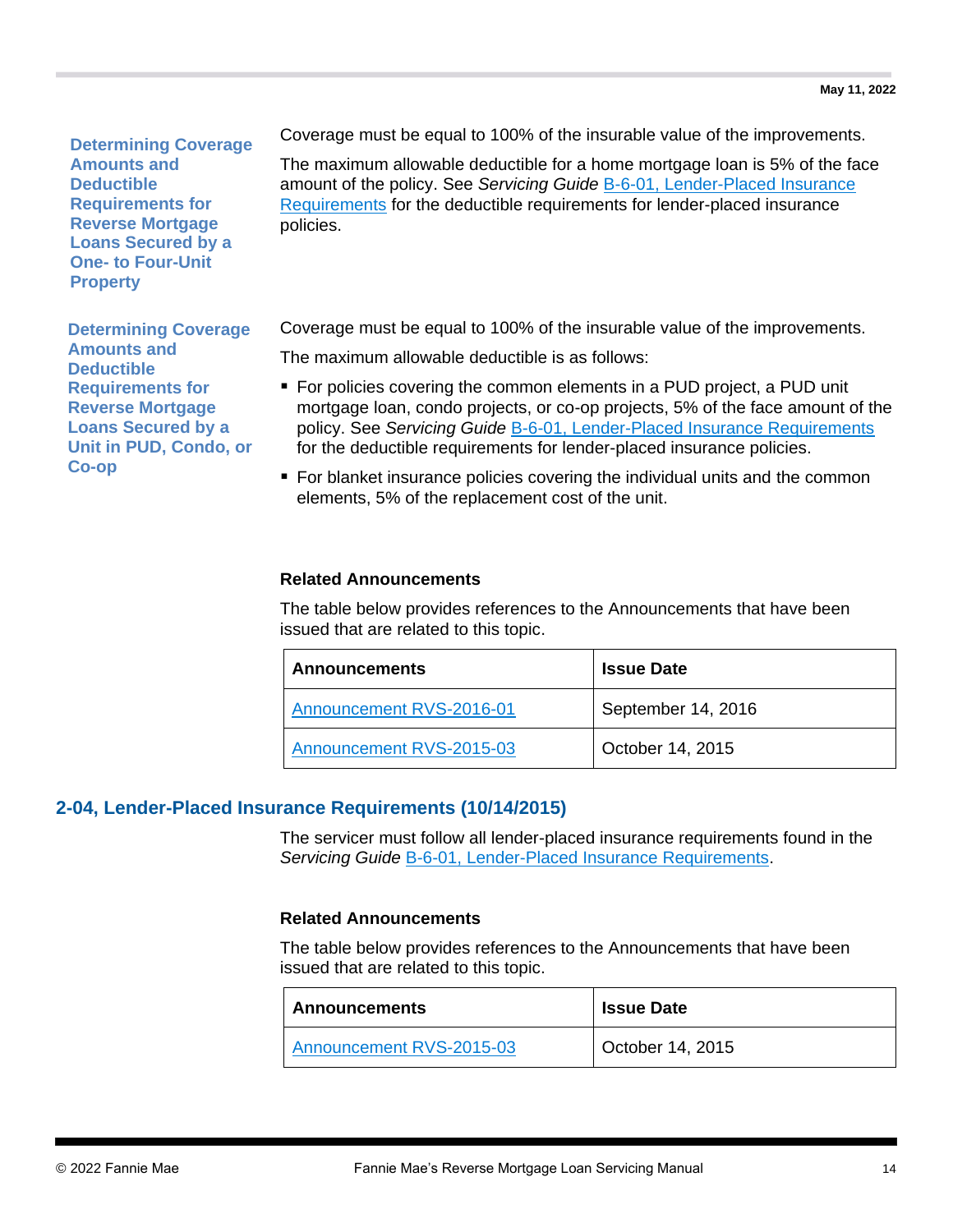#### Determining Coverage Amounts and Deductible Requirements for Reverse Mortgage Loans Secured by a One- to Four-Unit Property

Coverage must be equal to 100% of the insurable value of the improvements.

The maximum allowable deductible for a home mortgage loan is 5% of the face amount of the policy. See *Servicing Guide* B-6-01, Lender-Placed Insurance Requirements for the deductible requirements for lender-placed insurance policies.

#### Determining Coverage Amounts and Deductible Requirements for Reverse Mortgage Loans Secured by a Unit in PUD, Condo, or Co-op

Coverage must be equal to 100% of the insurable value of the improvements.

The maximum allowable deductible is as follows:

- For policies covering the common elements in a PUD project, a PUD unit mortgage loan, condo projects, or co-op projects, 5% of the face amount of the policy. See *Servicing Guide* B-6-01, Lender-Placed Insurance Requirements for the deductible requirements for lender-placed insurance policies.
- For blanket insurance policies covering the individual units and the common elements, 5% of the replacement cost of the unit.

**Related Announcements**

The table below provides references to the Announcements that have been issued that are related to this topic.

| Announcements | Issue Date |
|---|---|
| Announcement RVS-2016-01 | September 14, 2016 |
| Announcement RVS-2015-03 | October 14, 2015 |

## 2-04, Lender-Placed Insurance Requirements (10/14/2015)

The servicer must follow all lender-placed insurance requirements found in the *Servicing Guide* B-6-01, Lender-Placed Insurance Requirements.

**Related Announcements**

The table below provides references to the Announcements that have been issued that are related to this topic.

| Announcements | Issue Date |
|---|---|
| Announcement RVS-2015-03 | October 14, 2015 |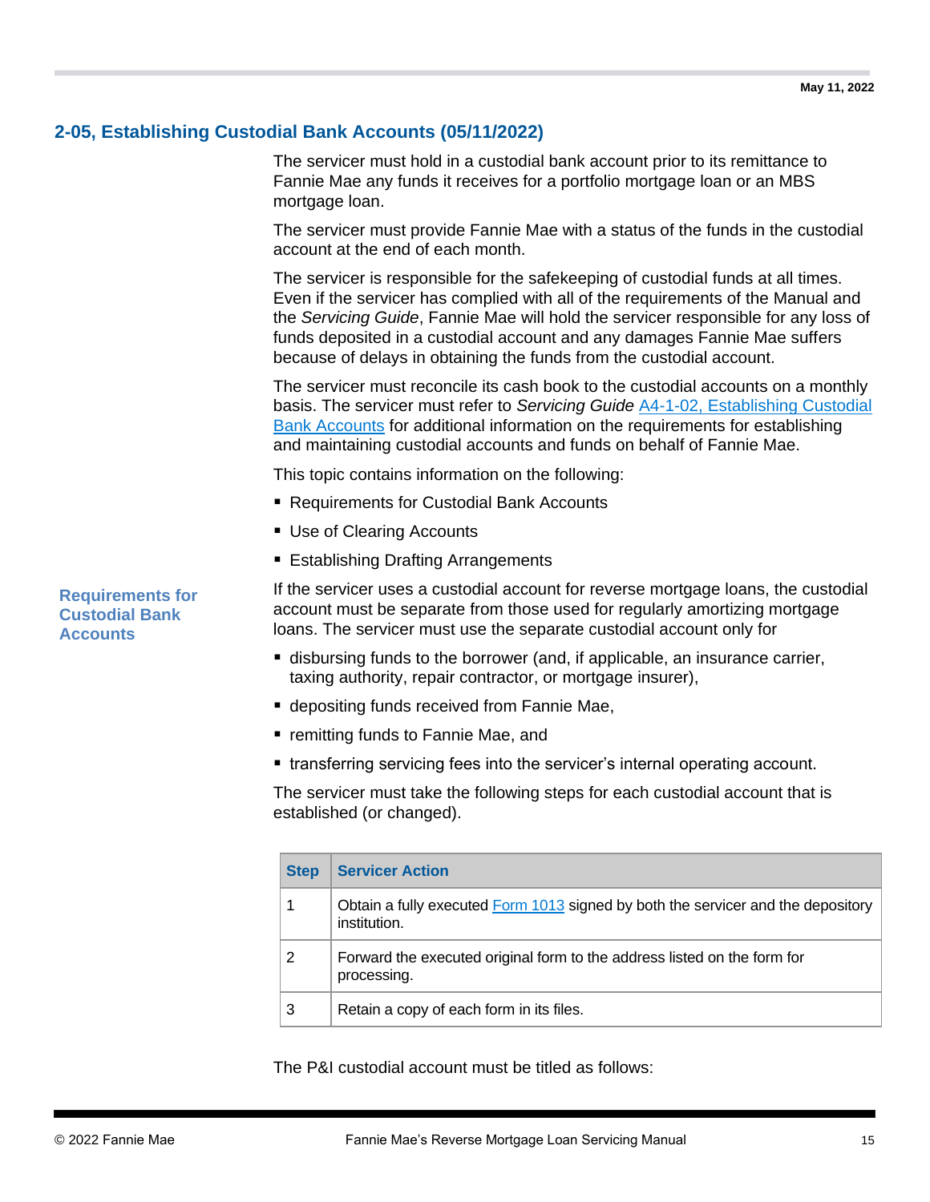## 2-05, Establishing Custodial Bank Accounts (05/11/2022)

The servicer must hold in a custodial bank account prior to its remittance to Fannie Mae any funds it receives for a portfolio mortgage loan or an MBS mortgage loan.

The servicer must provide Fannie Mae with a status of the funds in the custodial account at the end of each month.

The servicer is responsible for the safekeeping of custodial funds at all times. Even if the servicer has complied with all of the requirements of the Manual and the *Servicing Guide*, Fannie Mae will hold the servicer responsible for any loss of funds deposited in a custodial account and any damages Fannie Mae suffers because of delays in obtaining the funds from the custodial account.

The servicer must reconcile its cash book to the custodial accounts on a monthly basis. The servicer must refer to *Servicing Guide* A4-1-02, Establishing Custodial Bank Accounts for additional information on the requirements for establishing and maintaining custodial accounts and funds on behalf of Fannie Mae.

This topic contains information on the following:

- Requirements for Custodial Bank Accounts
- Use of Clearing Accounts
- Establishing Drafting Arrangements

### Requirements for Custodial Bank Accounts

If the servicer uses a custodial account for reverse mortgage loans, the custodial account must be separate from those used for regularly amortizing mortgage loans. The servicer must use the separate custodial account only for

- disbursing funds to the borrower (and, if applicable, an insurance carrier, taxing authority, repair contractor, or mortgage insurer),
- depositing funds received from Fannie Mae,
- remitting funds to Fannie Mae, and
- transferring servicing fees into the servicer's internal operating account.

The servicer must take the following steps for each custodial account that is established (or changed).

| Step | Servicer Action |
|---|---|
| 1 | Obtain a fully executed Form 1013 signed by both the servicer and the depository institution. |
| 2 | Forward the executed original form to the address listed on the form for processing. |
| 3 | Retain a copy of each form in its files. |

The P&I custodial account must be titled as follows: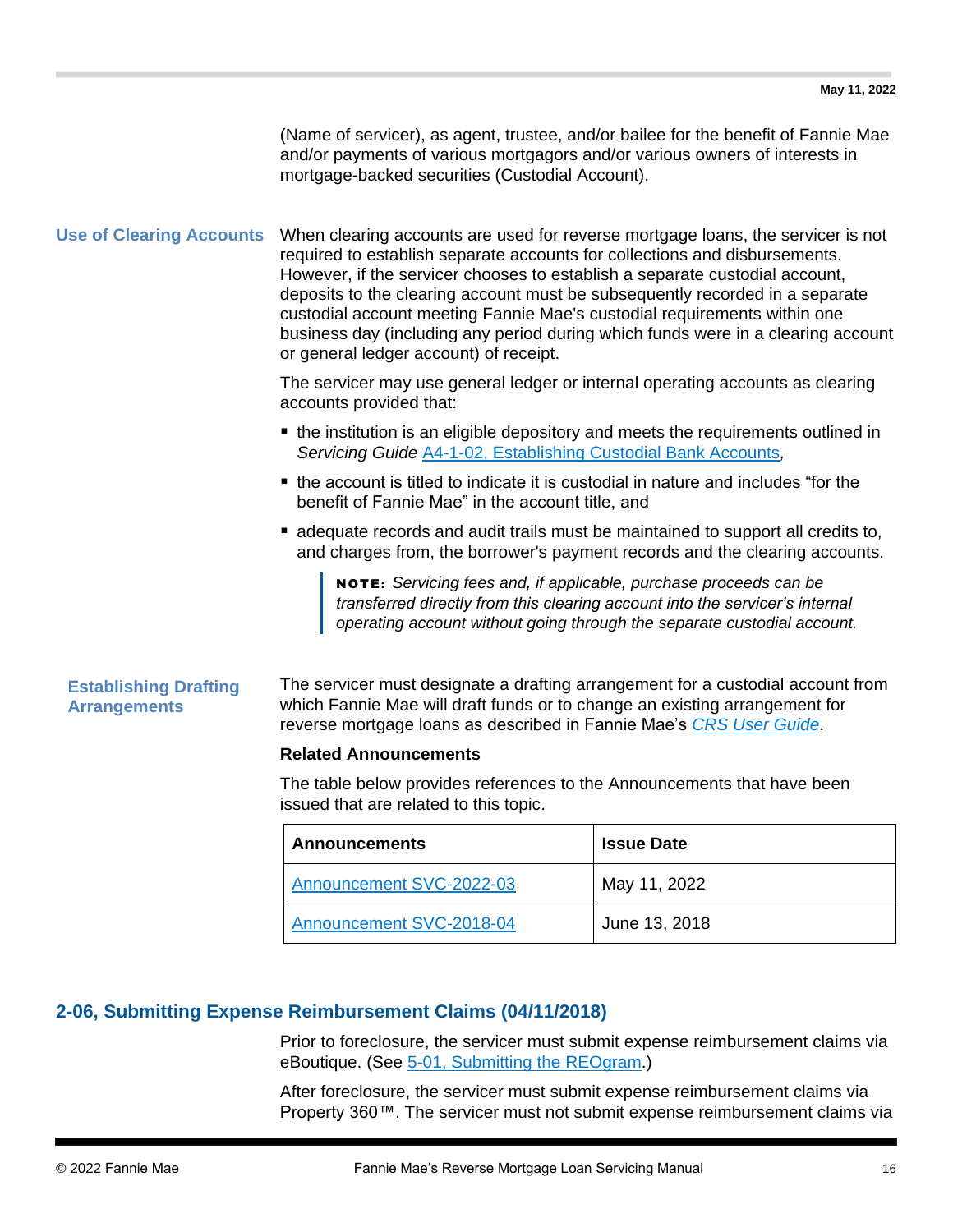(Name of servicer), as agent, trustee, and/or bailee for the benefit of Fannie Mae and/or payments of various mortgagors and/or various owners of interests in mortgage-backed securities (Custodial Account).

### Use of Clearing Accounts

When clearing accounts are used for reverse mortgage loans, the servicer is not required to establish separate accounts for collections and disbursements. However, if the servicer chooses to establish a separate custodial account, deposits to the clearing account must be subsequently recorded in a separate custodial account meeting Fannie Mae's custodial requirements within one business day (including any period during which funds were in a clearing account or general ledger account) of receipt.

The servicer may use general ledger or internal operating accounts as clearing accounts provided that:

- the institution is an eligible depository and meets the requirements outlined in *Servicing Guide* A4-1-02, Establishing Custodial Bank Accounts*,*
- the account is titled to indicate it is custodial in nature and includes “for the benefit of Fannie Mae” in the account title, and
- adequate records and audit trails must be maintained to support all credits to, and charges from, the borrower's payment records and the clearing accounts.

> **NOTE:** *Servicing fees and, if applicable, purchase proceeds can be transferred directly from this clearing account into the servicer’s internal operating account without going through the separate custodial account.*

### Establishing Drafting Arrangements

The servicer must designate a drafting arrangement for a custodial account from which Fannie Mae will draft funds or to change an existing arrangement for reverse mortgage loans as described in Fannie Mae’s *CRS User Guide*.

**Related Announcements**

The table below provides references to the Announcements that have been issued that are related to this topic.

| Announcements | Issue Date |
|---|---|
| Announcement SVC-2022-03 | May 11, 2022 |
| Announcement SVC-2018-04 | June 13, 2018 |

## 2-06, Submitting Expense Reimbursement Claims (04/11/2018)

Prior to foreclosure, the servicer must submit expense reimbursement claims via eBoutique. (See 5-01, Submitting the REOgram.)

After foreclosure, the servicer must submit expense reimbursement claims via Property 360™. The servicer must not submit expense reimbursement claims via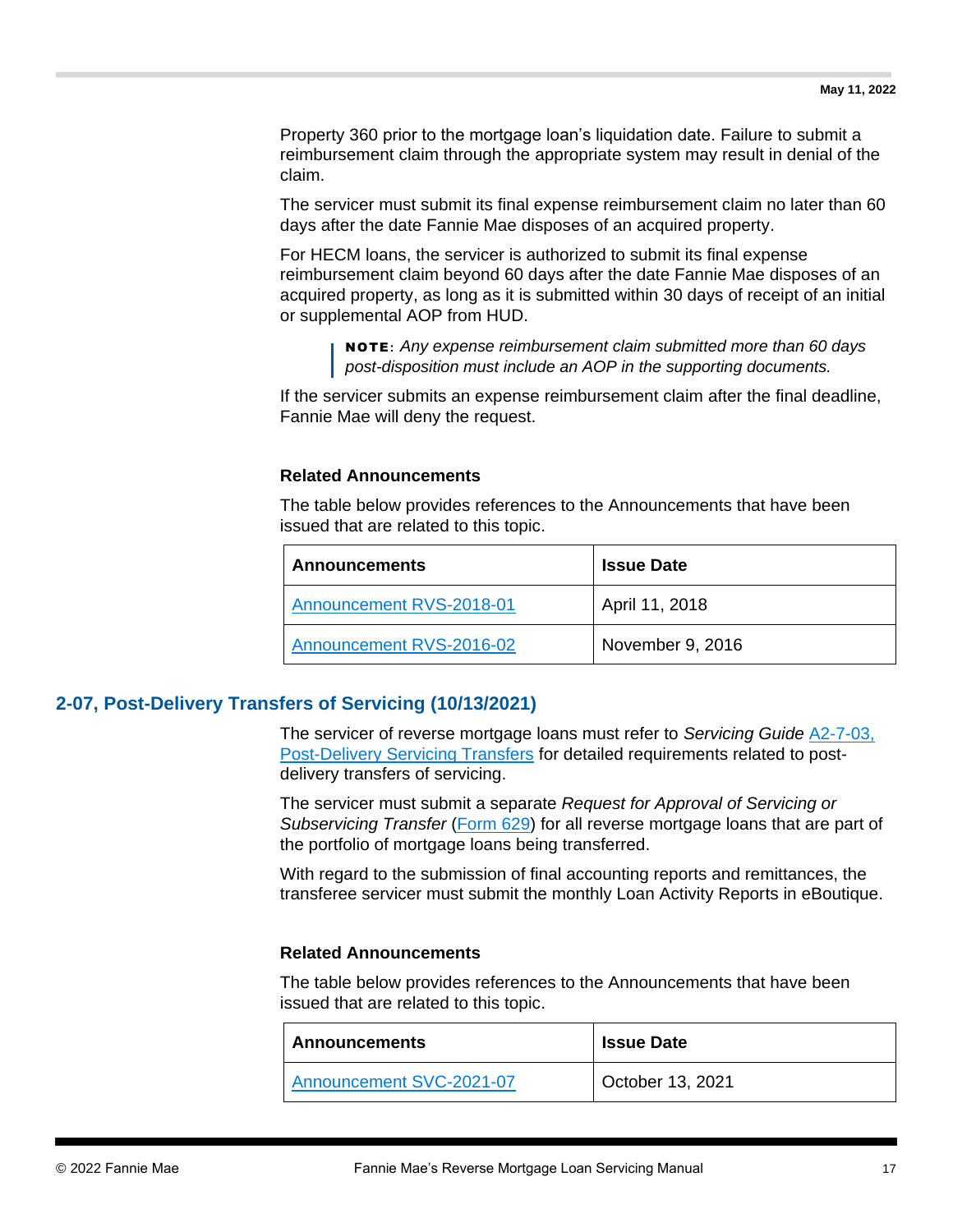Property 360 prior to the mortgage loan's liquidation date. Failure to submit a reimbursement claim through the appropriate system may result in denial of the claim.

The servicer must submit its final expense reimbursement claim no later than 60 days after the date Fannie Mae disposes of an acquired property.

For HECM loans, the servicer is authorized to submit its final expense reimbursement claim beyond 60 days after the date Fannie Mae disposes of an acquired property, as long as it is submitted within 30 days of receipt of an initial or supplemental AOP from HUD.

> **NOTE**: *Any expense reimbursement claim submitted more than 60 days post-disposition must include an AOP in the supporting documents.*

If the servicer submits an expense reimbursement claim after the final deadline, Fannie Mae will deny the request.

#### Related Announcements

The table below provides references to the Announcements that have been issued that are related to this topic.

| Announcements | Issue Date |
|---|---|
| Announcement RVS-2018-01 | April 11, 2018 |
| Announcement RVS-2016-02 | November 9, 2016 |

## 2-07, Post-Delivery Transfers of Servicing (10/13/2021)

The servicer of reverse mortgage loans must refer to *Servicing Guide* A2-7-03, Post-Delivery Servicing Transfers for detailed requirements related to post-delivery transfers of servicing.

The servicer must submit a separate *Request for Approval of Servicing or Subservicing Transfer* (Form 629) for all reverse mortgage loans that are part of the portfolio of mortgage loans being transferred.

With regard to the submission of final accounting reports and remittances, the transferee servicer must submit the monthly Loan Activity Reports in eBoutique.

#### Related Announcements

The table below provides references to the Announcements that have been issued that are related to this topic.

| Announcements | Issue Date |
|---|---|
| Announcement SVC-2021-07 | October 13, 2021 |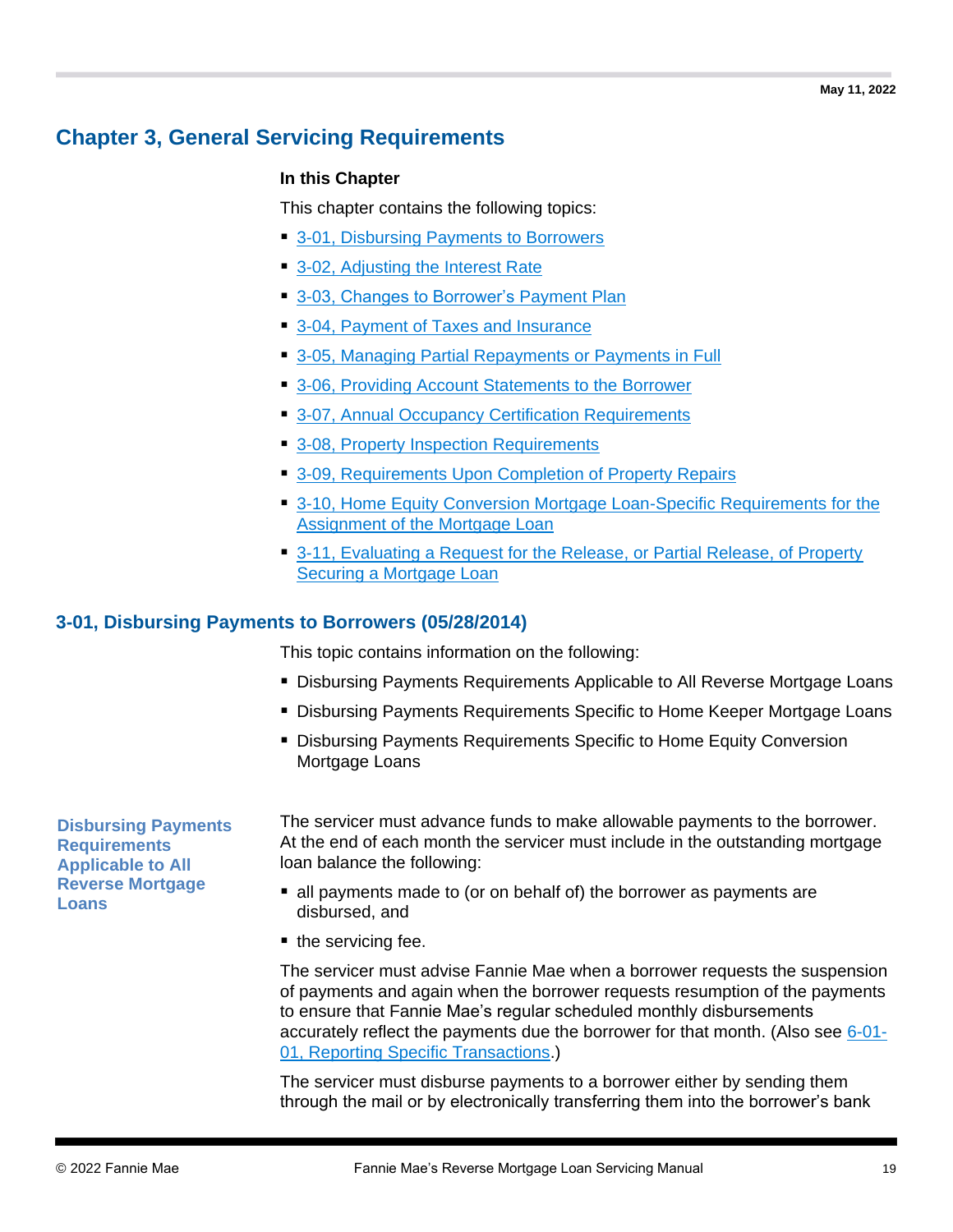## Chapter 3, General Servicing Requirements

**In this Chapter**

This chapter contains the following topics:

- 3-01, Disbursing Payments to Borrowers
- 3-02, Adjusting the Interest Rate
- 3-03, Changes to Borrower's Payment Plan
- 3-04, Payment of Taxes and Insurance
- 3-05, Managing Partial Repayments or Payments in Full
- 3-06, Providing Account Statements to the Borrower
- 3-07, Annual Occupancy Certification Requirements
- 3-08, Property Inspection Requirements
- 3-09, Requirements Upon Completion of Property Repairs
- 3-10, Home Equity Conversion Mortgage Loan-Specific Requirements for the Assignment of the Mortgage Loan
- 3-11, Evaluating a Request for the Release, or Partial Release, of Property Securing a Mortgage Loan

### 3-01, Disbursing Payments to Borrowers (05/28/2014)

This topic contains information on the following:

- Disbursing Payments Requirements Applicable to All Reverse Mortgage Loans
- Disbursing Payments Requirements Specific to Home Keeper Mortgage Loans
- Disbursing Payments Requirements Specific to Home Equity Conversion Mortgage Loans

#### Disbursing Payments Requirements Applicable to All Reverse Mortgage Loans

The servicer must advance funds to make allowable payments to the borrower. At the end of each month the servicer must include in the outstanding mortgage loan balance the following:

- all payments made to (or on behalf of) the borrower as payments are disbursed, and
- the servicing fee.

The servicer must advise Fannie Mae when a borrower requests the suspension of payments and again when the borrower requests resumption of the payments to ensure that Fannie Mae's regular scheduled monthly disbursements accurately reflect the payments due the borrower for that month. (Also see 6-01-01, Reporting Specific Transactions.)

The servicer must disburse payments to a borrower either by sending them through the mail or by electronically transferring them into the borrower's bank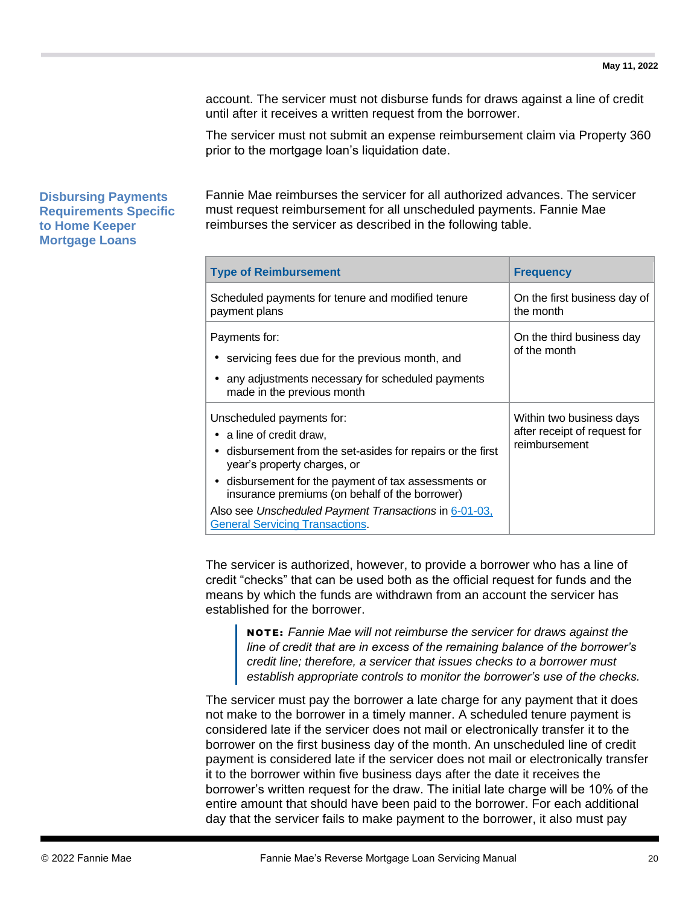account. The servicer must not disburse funds for draws against a line of credit until after it receives a written request from the borrower.

The servicer must not submit an expense reimbursement claim via Property 360 prior to the mortgage loan's liquidation date.

### Disbursing Payments Requirements Specific to Home Keeper Mortgage Loans

Fannie Mae reimburses the servicer for all authorized advances. The servicer must request reimbursement for all unscheduled payments. Fannie Mae reimburses the servicer as described in the following table.

| Type of Reimbursement | Frequency |
| --- | --- |
| Scheduled payments for tenure and modified tenure payment plans | On the first business day of the month |
| Payments for:<br>• servicing fees due for the previous month, and<br>• any adjustments necessary for scheduled payments made in the previous month | On the third business day of the month |
| Unscheduled payments for:<br>• a line of credit draw,<br>• disbursement from the set-asides for repairs or the first year's property charges, or<br>• disbursement for the payment of tax assessments or insurance premiums (on behalf of the borrower)<br>Also see *Unscheduled Payment Transactions* in 6-01-03, General Servicing Transactions. | Within two business days after receipt of request for reimbursement |

The servicer is authorized, however, to provide a borrower who has a line of credit "checks" that can be used both as the official request for funds and the means by which the funds are withdrawn from an account the servicer has established for the borrower.

> **NOTE:** *Fannie Mae will not reimburse the servicer for draws against the line of credit that are in excess of the remaining balance of the borrower's credit line; therefore, a servicer that issues checks to a borrower must establish appropriate controls to monitor the borrower's use of the checks.*

The servicer must pay the borrower a late charge for any payment that it does not make to the borrower in a timely manner. A scheduled tenure payment is considered late if the servicer does not mail or electronically transfer it to the borrower on the first business day of the month. An unscheduled line of credit payment is considered late if the servicer does not mail or electronically transfer it to the borrower within five business days after the date it receives the borrower's written request for the draw. The initial late charge will be 10% of the entire amount that should have been paid to the borrower. For each additional day that the servicer fails to make payment to the borrower, it also must pay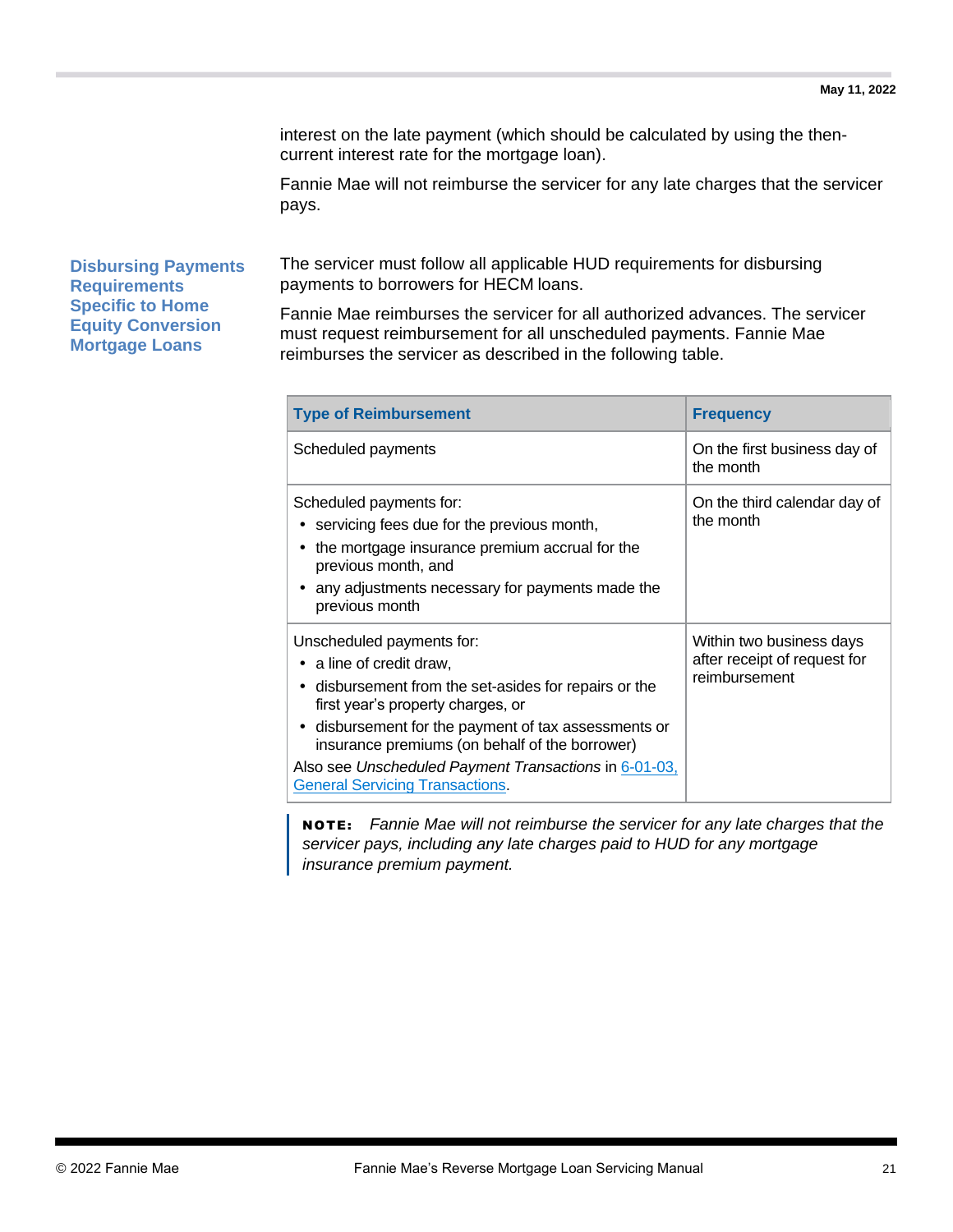interest on the late payment (which should be calculated by using the then-current interest rate for the mortgage loan).

Fannie Mae will not reimburse the servicer for any late charges that the servicer pays.

## Disbursing Payments Requirements Specific to Home Equity Conversion Mortgage Loans

The servicer must follow all applicable HUD requirements for disbursing payments to borrowers for HECM loans.

Fannie Mae reimburses the servicer for all authorized advances. The servicer must request reimbursement for all unscheduled payments. Fannie Mae reimburses the servicer as described in the following table.

| Type of Reimbursement | Frequency |
|---|---|
| Scheduled payments | On the first business day of the month |
| Scheduled payments for:<br>• servicing fees due for the previous month,<br>• the mortgage insurance premium accrual for the previous month, and<br>• any adjustments necessary for payments made the previous month | On the third calendar day of the month |
| Unscheduled payments for:<br>• a line of credit draw,<br>• disbursement from the set-asides for repairs or the first year's property charges, or<br>• disbursement for the payment of tax assessments or insurance premiums (on behalf of the borrower)<br>Also see *Unscheduled Payment Transactions* in 6-01-03, General Servicing Transactions. | Within two business days after receipt of request for reimbursement |

> **NOTE:** *Fannie Mae will not reimburse the servicer for any late charges that the servicer pays, including any late charges paid to HUD for any mortgage insurance premium payment.*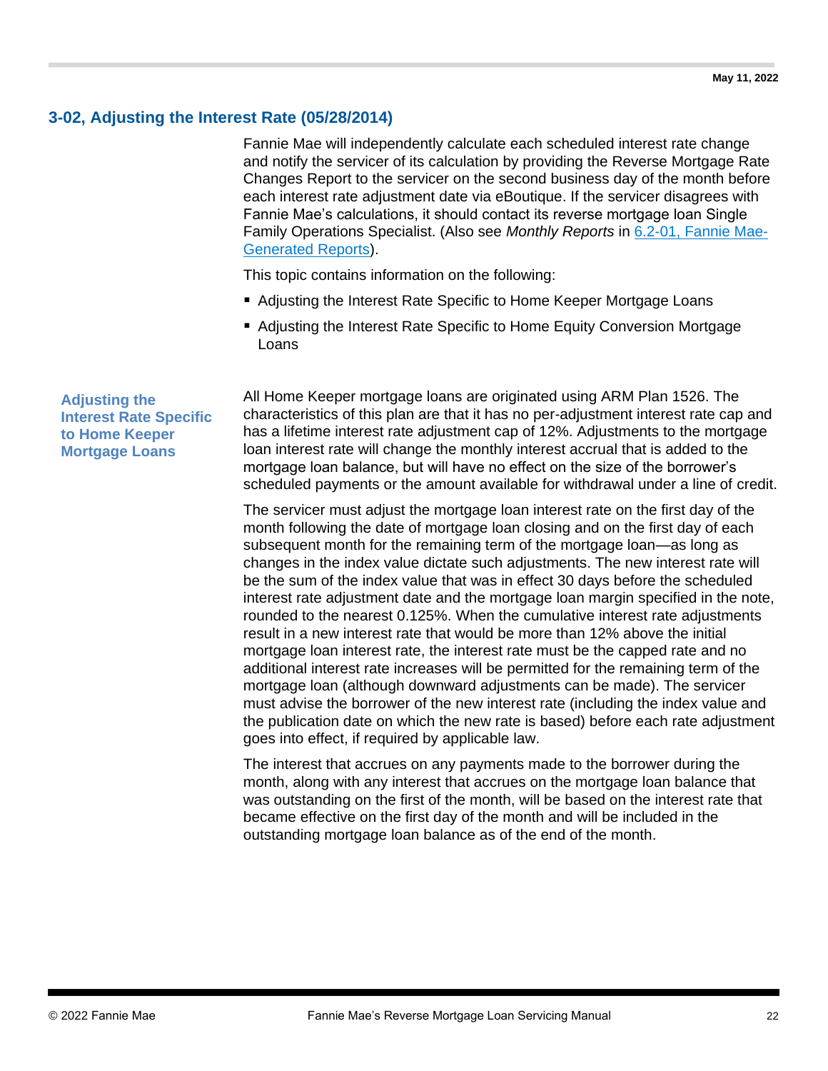## 3-02, Adjusting the Interest Rate (05/28/2014)

Fannie Mae will independently calculate each scheduled interest rate change and notify the servicer of its calculation by providing the Reverse Mortgage Rate Changes Report to the servicer on the second business day of the month before each interest rate adjustment date via eBoutique. If the servicer disagrees with Fannie Mae's calculations, it should contact its reverse mortgage loan Single Family Operations Specialist. (Also see *Monthly Reports* in 6.2-01, Fannie Mae-Generated Reports).

This topic contains information on the following:

- Adjusting the Interest Rate Specific to Home Keeper Mortgage Loans
- Adjusting the Interest Rate Specific to Home Equity Conversion Mortgage Loans

### Adjusting the Interest Rate Specific to Home Keeper Mortgage Loans

All Home Keeper mortgage loans are originated using ARM Plan 1526. The characteristics of this plan are that it has no per-adjustment interest rate cap and has a lifetime interest rate adjustment cap of 12%. Adjustments to the mortgage loan interest rate will change the monthly interest accrual that is added to the mortgage loan balance, but will have no effect on the size of the borrower's scheduled payments or the amount available for withdrawal under a line of credit.

The servicer must adjust the mortgage loan interest rate on the first day of the month following the date of mortgage loan closing and on the first day of each subsequent month for the remaining term of the mortgage loan—as long as changes in the index value dictate such adjustments. The new interest rate will be the sum of the index value that was in effect 30 days before the scheduled interest rate adjustment date and the mortgage loan margin specified in the note, rounded to the nearest 0.125%. When the cumulative interest rate adjustments result in a new interest rate that would be more than 12% above the initial mortgage loan interest rate, the interest rate must be the capped rate and no additional interest rate increases will be permitted for the remaining term of the mortgage loan (although downward adjustments can be made). The servicer must advise the borrower of the new interest rate (including the index value and the publication date on which the new rate is based) before each rate adjustment goes into effect, if required by applicable law.

The interest that accrues on any payments made to the borrower during the month, along with any interest that accrues on the mortgage loan balance that was outstanding on the first of the month, will be based on the interest rate that became effective on the first day of the month and will be included in the outstanding mortgage loan balance as of the end of the month.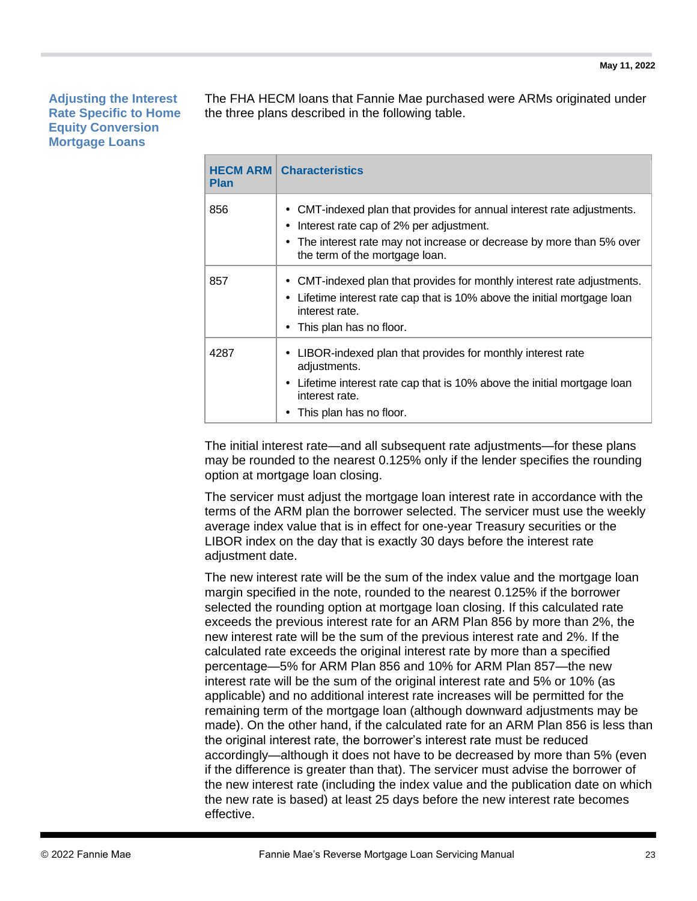## Adjusting the Interest Rate Specific to Home Equity Conversion Mortgage Loans

The FHA HECM loans that Fannie Mae purchased were ARMs originated under the three plans described in the following table.

| HECM ARM Plan | Characteristics |
|---|---|
| 856 | • CMT-indexed plan that provides for annual interest rate adjustments.<br>• Interest rate cap of 2% per adjustment.<br>• The interest rate may not increase or decrease by more than 5% over the term of the mortgage loan. |
| 857 | • CMT-indexed plan that provides for monthly interest rate adjustments.<br>• Lifetime interest rate cap that is 10% above the initial mortgage loan interest rate.<br>• This plan has no floor. |
| 4287 | • LIBOR-indexed plan that provides for monthly interest rate adjustments.<br>• Lifetime interest rate cap that is 10% above the initial mortgage loan interest rate.<br>• This plan has no floor. |

The initial interest rate—and all subsequent rate adjustments—for these plans may be rounded to the nearest 0.125% only if the lender specifies the rounding option at mortgage loan closing.

The servicer must adjust the mortgage loan interest rate in accordance with the terms of the ARM plan the borrower selected. The servicer must use the weekly average index value that is in effect for one-year Treasury securities or the LIBOR index on the day that is exactly 30 days before the interest rate adjustment date.

The new interest rate will be the sum of the index value and the mortgage loan margin specified in the note, rounded to the nearest 0.125% if the borrower selected the rounding option at mortgage loan closing. If this calculated rate exceeds the previous interest rate for an ARM Plan 856 by more than 2%, the new interest rate will be the sum of the previous interest rate and 2%. If the calculated rate exceeds the original interest rate by more than a specified percentage—5% for ARM Plan 856 and 10% for ARM Plan 857—the new interest rate will be the sum of the original interest rate and 5% or 10% (as applicable) and no additional interest rate increases will be permitted for the remaining term of the mortgage loan (although downward adjustments may be made). On the other hand, if the calculated rate for an ARM Plan 856 is less than the original interest rate, the borrower's interest rate must be reduced accordingly—although it does not have to be decreased by more than 5% (even if the difference is greater than that). The servicer must advise the borrower of the new interest rate (including the index value and the publication date on which the new rate is based) at least 25 days before the new interest rate becomes effective.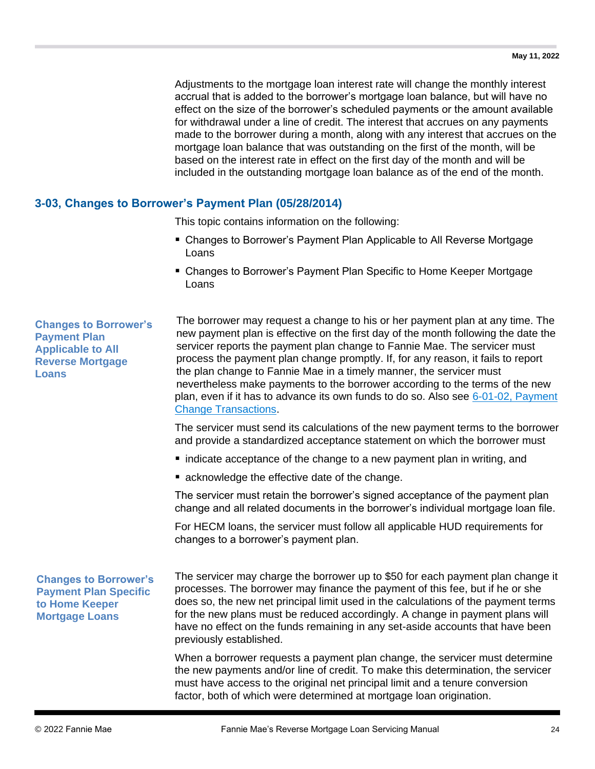Adjustments to the mortgage loan interest rate will change the monthly interest accrual that is added to the borrower's mortgage loan balance, but will have no effect on the size of the borrower's scheduled payments or the amount available for withdrawal under a line of credit. The interest that accrues on any payments made to the borrower during a month, along with any interest that accrues on the mortgage loan balance that was outstanding on the first of the month, will be based on the interest rate in effect on the first day of the month and will be included in the outstanding mortgage loan balance as of the end of the month.

## 3-03, Changes to Borrower's Payment Plan (05/28/2014)

This topic contains information on the following:

- Changes to Borrower's Payment Plan Applicable to All Reverse Mortgage Loans
- Changes to Borrower's Payment Plan Specific to Home Keeper Mortgage Loans

### Changes to Borrower's Payment Plan Applicable to All Reverse Mortgage Loans

The borrower may request a change to his or her payment plan at any time. The new payment plan is effective on the first day of the month following the date the servicer reports the payment plan change to Fannie Mae. The servicer must process the payment plan change promptly. If, for any reason, it fails to report the plan change to Fannie Mae in a timely manner, the servicer must nevertheless make payments to the borrower according to the terms of the new plan, even if it has to advance its own funds to do so. Also see 6-01-02, Payment Change Transactions.

The servicer must send its calculations of the new payment terms to the borrower and provide a standardized acceptance statement on which the borrower must

- indicate acceptance of the change to a new payment plan in writing, and
- acknowledge the effective date of the change.

The servicer must retain the borrower's signed acceptance of the payment plan change and all related documents in the borrower's individual mortgage loan file.

For HECM loans, the servicer must follow all applicable HUD requirements for changes to a borrower's payment plan.

### Changes to Borrower's Payment Plan Specific to Home Keeper Mortgage Loans

The servicer may charge the borrower up to $50 for each payment plan change it processes. The borrower may finance the payment of this fee, but if he or she does so, the new net principal limit used in the calculations of the payment terms for the new plans must be reduced accordingly. A change in payment plans will have no effect on the funds remaining in any set-aside accounts that have been previously established.

When a borrower requests a payment plan change, the servicer must determine the new payments and/or line of credit. To make this determination, the servicer must have access to the original net principal limit and a tenure conversion factor, both of which were determined at mortgage loan origination.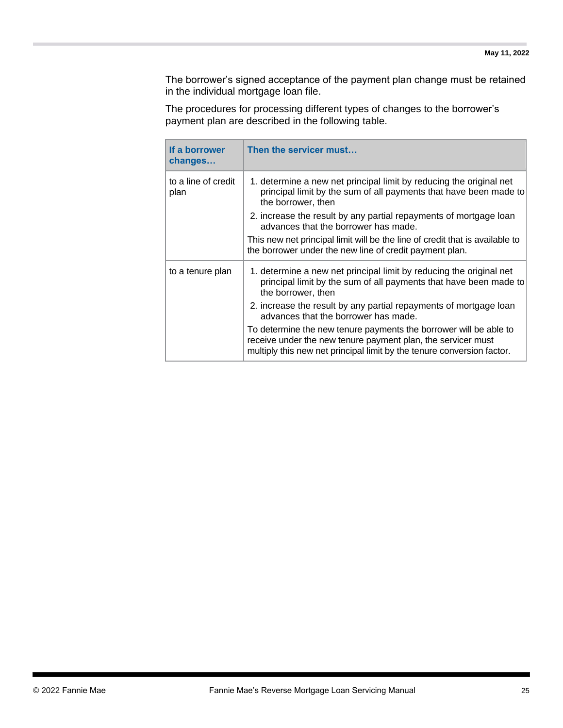The borrower's signed acceptance of the payment plan change must be retained in the individual mortgage loan file.

The procedures for processing different types of changes to the borrower's payment plan are described in the following table.

| If a borrower changes… | Then the servicer must… |
|---|---|
| to a line of credit plan | 1. determine a new net principal limit by reducing the original net principal limit by the sum of all payments that have been made to the borrower, then<br>2. increase the result by any partial repayments of mortgage loan advances that the borrower has made.<br>This new net principal limit will be the line of credit that is available to the borrower under the new line of credit payment plan. |
| to a tenure plan | 1. determine a new net principal limit by reducing the original net principal limit by the sum of all payments that have been made to the borrower, then<br>2. increase the result by any partial repayments of mortgage loan advances that the borrower has made.<br>To determine the new tenure payments the borrower will be able to receive under the new tenure payment plan, the servicer must multiply this new net principal limit by the tenure conversion factor. |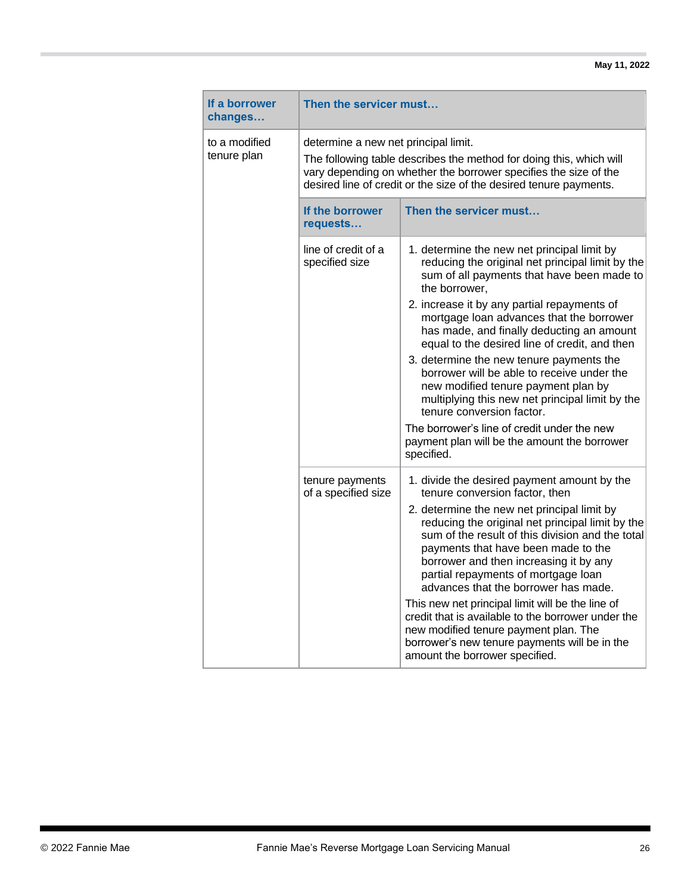<table>
<tr><th>If a borrower changes…</th><th colspan="2">Then the servicer must…</th></tr>
<tr><td rowspan="4">to a modified tenure plan</td><td colspan="2">determine a new net principal limit.<br>The following table describes the method for doing this, which will vary depending on whether the borrower specifies the size of the desired line of credit or the size of the desired tenure payments.</td></tr>
<tr><th>If the borrower requests…</th><th>Then the servicer must…</th></tr>
<tr><td>line of credit of a specified size</td><td>1. determine the new net principal limit by reducing the original net principal limit by the sum of all payments that have been made to the borrower,<br>2. increase it by any partial repayments of mortgage loan advances that the borrower has made, and finally deducting an amount equal to the desired line of credit, and then<br>3. determine the new tenure payments the borrower will be able to receive under the new modified tenure payment plan by multiplying this new net principal limit by the tenure conversion factor.<br>The borrower's line of credit under the new payment plan will be the amount the borrower specified.</td></tr>
<tr><td>tenure payments of a specified size</td><td>1. divide the desired payment amount by the tenure conversion factor, then<br>2. determine the new net principal limit by reducing the original net principal limit by the sum of the result of this division and the total payments that have been made to the borrower and then increasing it by any partial repayments of mortgage loan advances that the borrower has made.<br>This new net principal limit will be the line of credit that is available to the borrower under the new modified tenure payment plan. The borrower's new tenure payments will be in the amount the borrower specified.</td></tr>
</table>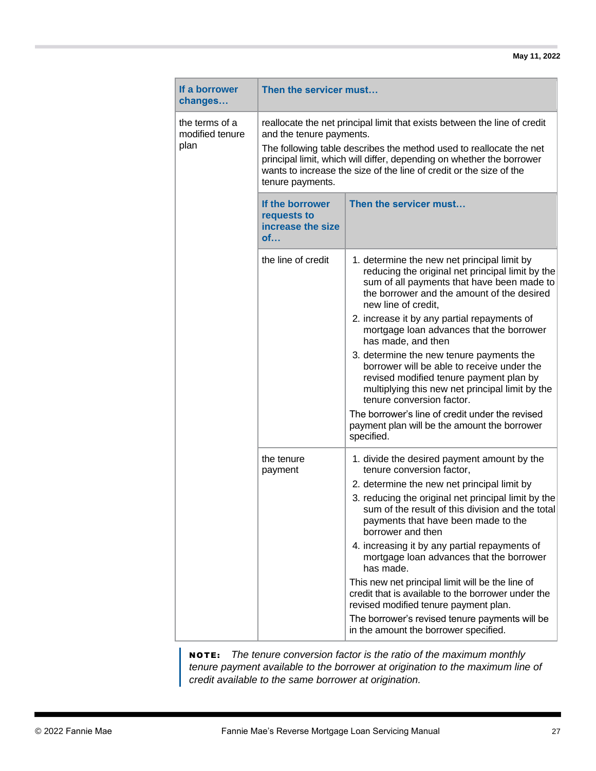| If a borrower changes… | Then the servicer must… |
|---|---|
| the terms of a modified tenure plan | reallocate the net principal limit that exists between the line of credit and the tenure payments.<br><br>The following table describes the method used to reallocate the net principal limit, which will differ, depending on whether the borrower wants to increase the size of the line of credit or the size of the tenure payments. |

| If the borrower requests to increase the size of… | Then the servicer must… |
|---|---|
| the line of credit | 1. determine the new net principal limit by reducing the original net principal limit by the sum of all payments that have been made to the borrower and the amount of the desired new line of credit,<br>2. increase it by any partial repayments of mortgage loan advances that the borrower has made, and then<br>3. determine the new tenure payments the borrower will be able to receive under the revised modified tenure payment plan by multiplying this new net principal limit by the tenure conversion factor.<br><br>The borrower's line of credit under the revised payment plan will be the amount the borrower specified. |
| the tenure payment | 1. divide the desired payment amount by the tenure conversion factor,<br>2. determine the new net principal limit by<br>3. reducing the original net principal limit by the sum of the result of this division and the total payments that have been made to the borrower and then<br>4. increasing it by any partial repayments of mortgage loan advances that the borrower has made.<br><br>This new net principal limit will be the line of credit that is available to the borrower under the revised modified tenure payment plan.<br><br>The borrower's revised tenure payments will be in the amount the borrower specified. |

**NOTE:** *The tenure conversion factor is the ratio of the maximum monthly tenure payment available to the borrower at origination to the maximum line of credit available to the same borrower at origination.*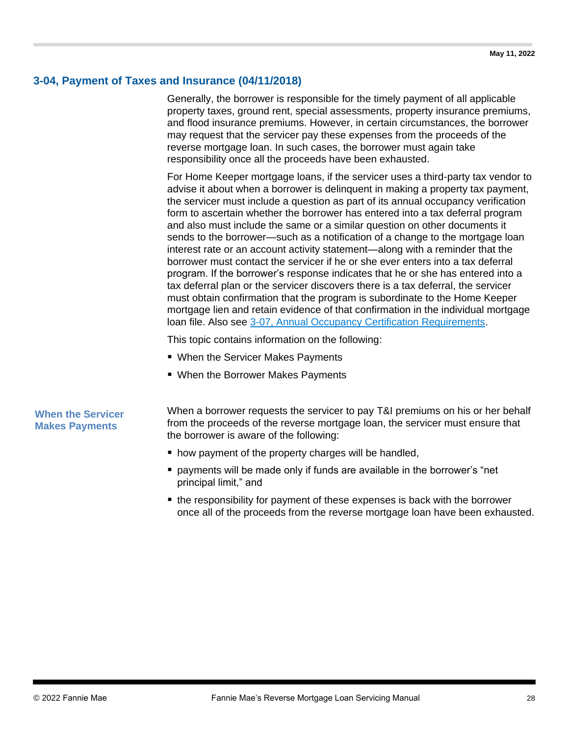## 3-04, Payment of Taxes and Insurance (04/11/2018)

Generally, the borrower is responsible for the timely payment of all applicable property taxes, ground rent, special assessments, property insurance premiums, and flood insurance premiums. However, in certain circumstances, the borrower may request that the servicer pay these expenses from the proceeds of the reverse mortgage loan. In such cases, the borrower must again take responsibility once all the proceeds have been exhausted.

For Home Keeper mortgage loans, if the servicer uses a third-party tax vendor to advise it about when a borrower is delinquent in making a property tax payment, the servicer must include a question as part of its annual occupancy verification form to ascertain whether the borrower has entered into a tax deferral program and also must include the same or a similar question on other documents it sends to the borrower—such as a notification of a change to the mortgage loan interest rate or an account activity statement—along with a reminder that the borrower must contact the servicer if he or she ever enters into a tax deferral program. If the borrower's response indicates that he or she has entered into a tax deferral plan or the servicer discovers there is a tax deferral, the servicer must obtain confirmation that the program is subordinate to the Home Keeper mortgage lien and retain evidence of that confirmation in the individual mortgage loan file. Also see 3-07, Annual Occupancy Certification Requirements.

This topic contains information on the following:

- When the Servicer Makes Payments
- When the Borrower Makes Payments

### When the Servicer Makes Payments

When a borrower requests the servicer to pay T&I premiums on his or her behalf from the proceeds of the reverse mortgage loan, the servicer must ensure that the borrower is aware of the following:

- how payment of the property charges will be handled,
- payments will be made only if funds are available in the borrower's "net principal limit," and
- the responsibility for payment of these expenses is back with the borrower once all of the proceeds from the reverse mortgage loan have been exhausted.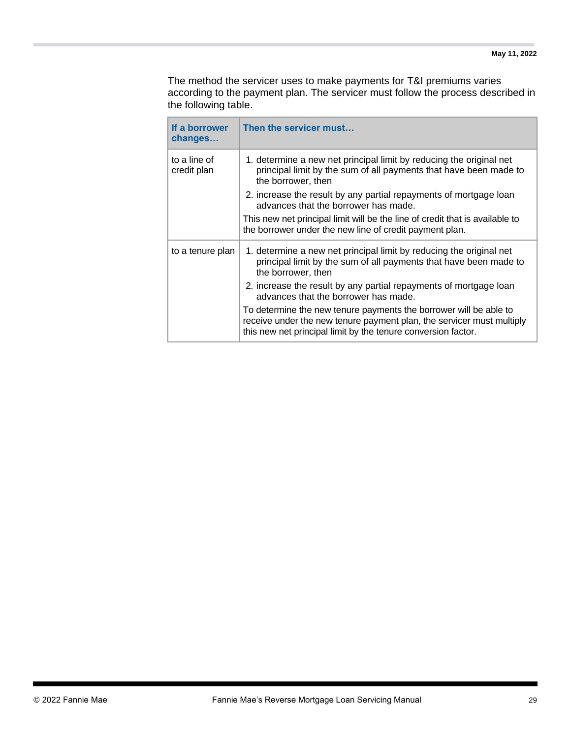The method the servicer uses to make payments for T&I premiums varies according to the payment plan. The servicer must follow the process described in the following table.

| If a borrower changes… | Then the servicer must… |
|---|---|
| to a line of credit plan | 1. determine a new net principal limit by reducing the original net principal limit by the sum of all payments that have been made to the borrower, then<br>2. increase the result by any partial repayments of mortgage loan advances that the borrower has made.<br>This new net principal limit will be the line of credit that is available to the borrower under the new line of credit payment plan. |
| to a tenure plan | 1. determine a new net principal limit by reducing the original net principal limit by the sum of all payments that have been made to the borrower, then<br>2. increase the result by any partial repayments of mortgage loan advances that the borrower has made.<br>To determine the new tenure payments the borrower will be able to receive under the new tenure payment plan, the servicer must multiply this new net principal limit by the tenure conversion factor. |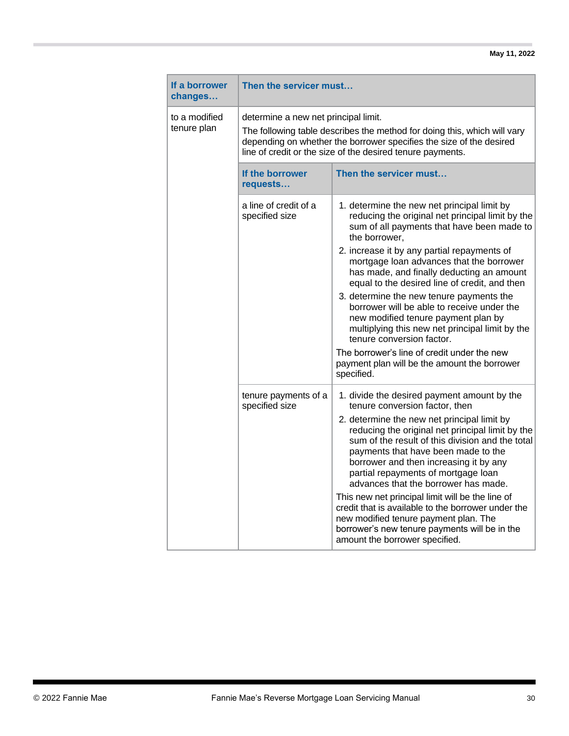<table>
<tr><th>If a borrower changes…</th><th colspan="2">Then the servicer must…</th></tr>
<tr><td rowspan="4">to a modified tenure plan</td><td colspan="2">determine a new net principal limit.<br><br>The following table describes the method for doing this, which will vary depending on whether the borrower specifies the size of the desired line of credit or the size of the desired tenure payments.</td></tr>
<tr><td><b>If the borrower requests…</b></td><td><b>Then the servicer must…</b></td></tr>
<tr><td>a line of credit of a specified size</td><td>1. determine the new net principal limit by reducing the original net principal limit by the sum of all payments that have been made to the borrower,<br>2. increase it by any partial repayments of mortgage loan advances that the borrower has made, and finally deducting an amount equal to the desired line of credit, and then<br>3. determine the new tenure payments the borrower will be able to receive under the new modified tenure payment plan by multiplying this new net principal limit by the tenure conversion factor.<br><br>The borrower's line of credit under the new payment plan will be the amount the borrower specified.</td></tr>
<tr><td>tenure payments of a specified size</td><td>1. divide the desired payment amount by the tenure conversion factor, then<br>2. determine the new net principal limit by reducing the original net principal limit by the sum of the result of this division and the total payments that have been made to the borrower and then increasing it by any partial repayments of mortgage loan advances that the borrower has made.<br><br>This new net principal limit will be the line of credit that is available to the borrower under the new modified tenure payment plan. The borrower's new tenure payments will be in the amount the borrower specified.</td></tr>
</table>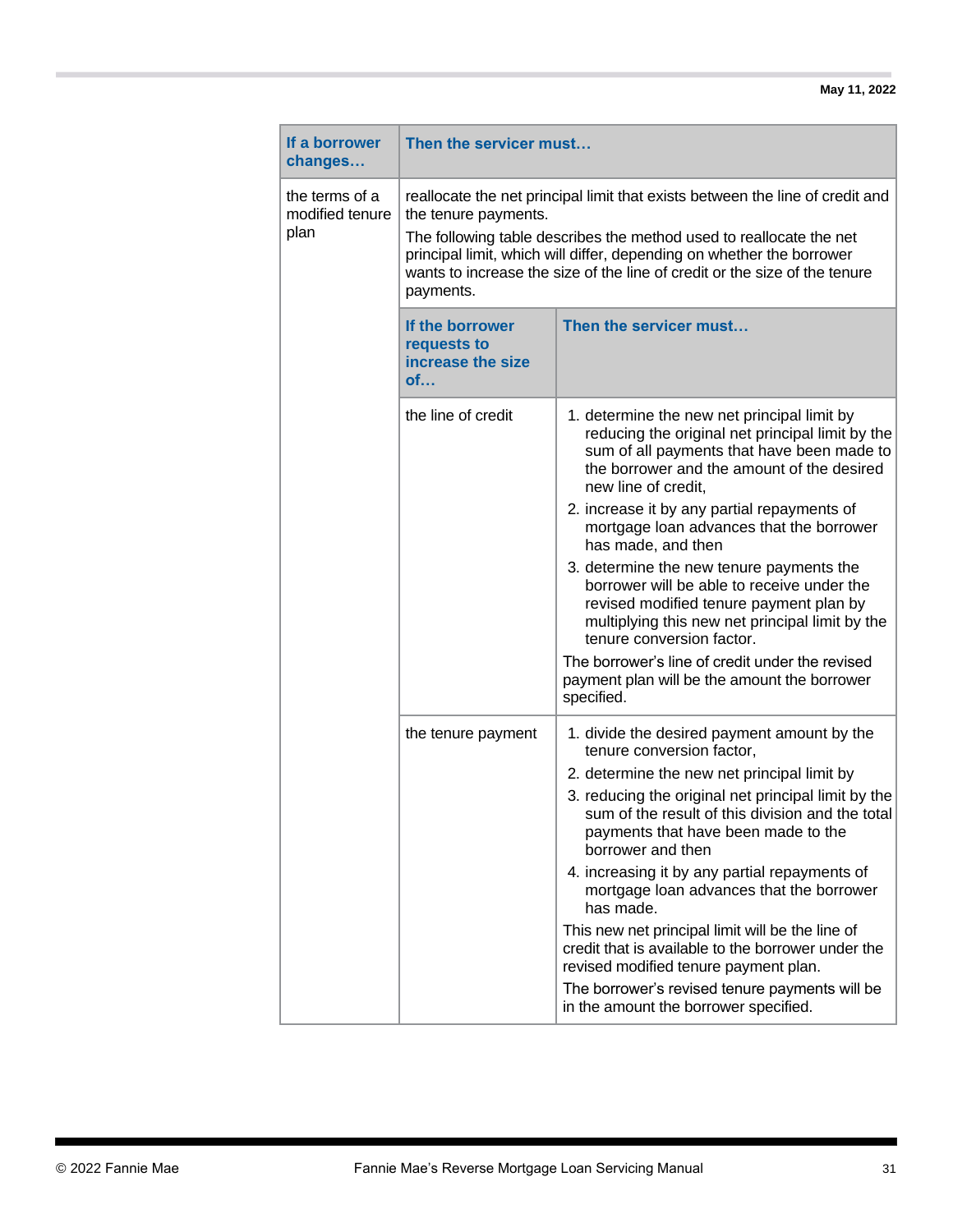| If a borrower changes… | Then the servicer must… | |
|---|---|---|
| the terms of a modified tenure plan | reallocate the net principal limit that exists between the line of credit and the tenure payments.<br><br>The following table describes the method used to reallocate the net principal limit, which will differ, depending on whether the borrower wants to increase the size of the line of credit or the size of the tenure payments. | |
| | **If the borrower requests to increase the size of…** | **Then the servicer must…** |
| | the line of credit | 1. determine the new net principal limit by reducing the original net principal limit by the sum of all payments that have been made to the borrower and the amount of the desired new line of credit,<br>2. increase it by any partial repayments of mortgage loan advances that the borrower has made, and then<br>3. determine the new tenure payments the borrower will be able to receive under the revised modified tenure payment plan by multiplying this new net principal limit by the tenure conversion factor.<br><br>The borrower's line of credit under the revised payment plan will be the amount the borrower specified. |
| | the tenure payment | 1. divide the desired payment amount by the tenure conversion factor,<br>2. determine the new net principal limit by<br>3. reducing the original net principal limit by the sum of the result of this division and the total payments that have been made to the borrower and then<br>4. increasing it by any partial repayments of mortgage loan advances that the borrower has made.<br><br>This new net principal limit will be the line of credit that is available to the borrower under the revised modified tenure payment plan.<br><br>The borrower's revised tenure payments will be in the amount the borrower specified. |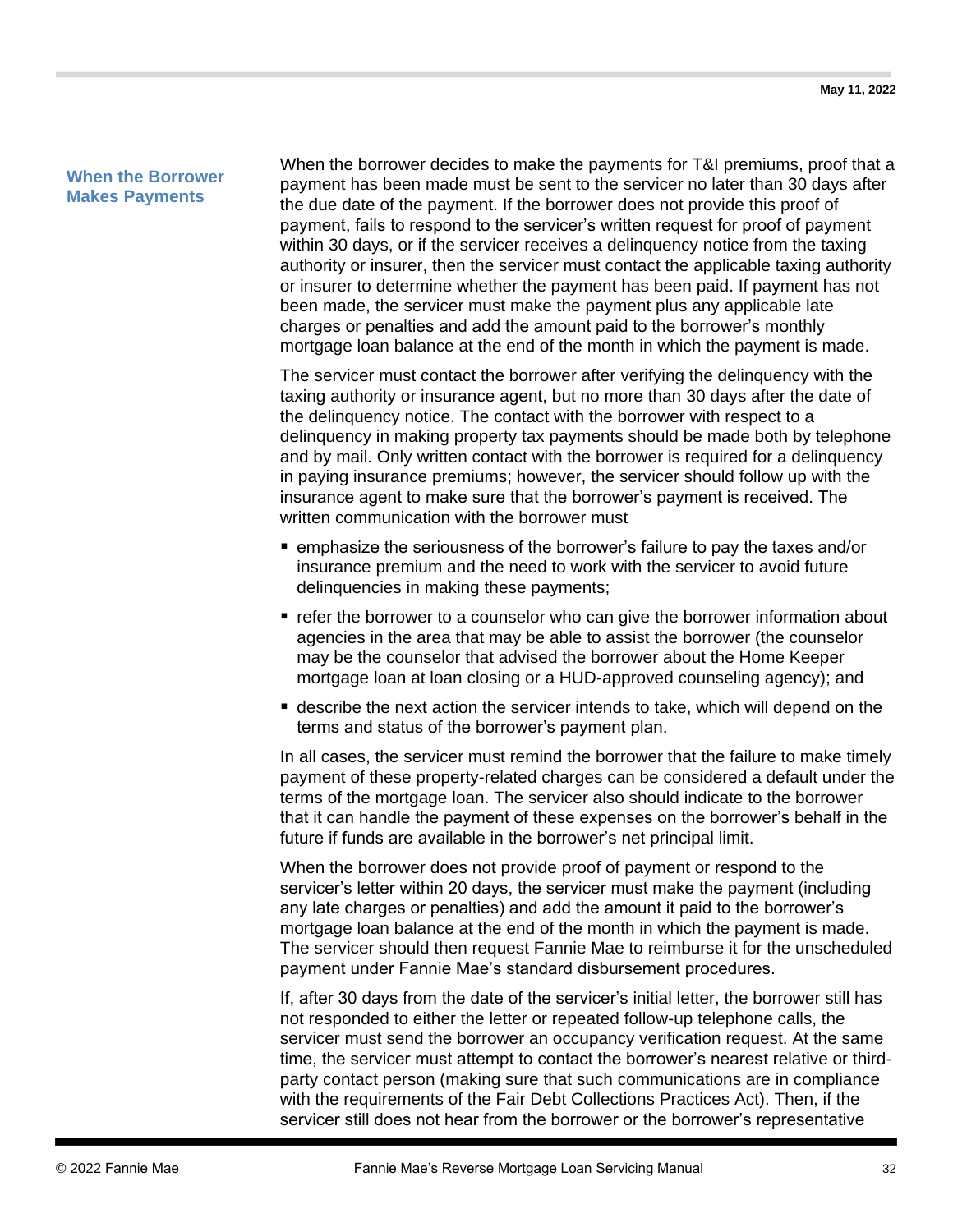### When the Borrower Makes Payments

When the borrower decides to make the payments for T&I premiums, proof that a payment has been made must be sent to the servicer no later than 30 days after the due date of the payment. If the borrower does not provide this proof of payment, fails to respond to the servicer's written request for proof of payment within 30 days, or if the servicer receives a delinquency notice from the taxing authority or insurer, then the servicer must contact the applicable taxing authority or insurer to determine whether the payment has been paid. If payment has not been made, the servicer must make the payment plus any applicable late charges or penalties and add the amount paid to the borrower's monthly mortgage loan balance at the end of the month in which the payment is made.

The servicer must contact the borrower after verifying the delinquency with the taxing authority or insurance agent, but no more than 30 days after the date of the delinquency notice. The contact with the borrower with respect to a delinquency in making property tax payments should be made both by telephone and by mail. Only written contact with the borrower is required for a delinquency in paying insurance premiums; however, the servicer should follow up with the insurance agent to make sure that the borrower's payment is received. The written communication with the borrower must

- emphasize the seriousness of the borrower's failure to pay the taxes and/or insurance premium and the need to work with the servicer to avoid future delinquencies in making these payments;
- refer the borrower to a counselor who can give the borrower information about agencies in the area that may be able to assist the borrower (the counselor may be the counselor that advised the borrower about the Home Keeper mortgage loan at loan closing or a HUD-approved counseling agency); and
- describe the next action the servicer intends to take, which will depend on the terms and status of the borrower's payment plan.

In all cases, the servicer must remind the borrower that the failure to make timely payment of these property-related charges can be considered a default under the terms of the mortgage loan. The servicer also should indicate to the borrower that it can handle the payment of these expenses on the borrower's behalf in the future if funds are available in the borrower's net principal limit.

When the borrower does not provide proof of payment or respond to the servicer's letter within 20 days, the servicer must make the payment (including any late charges or penalties) and add the amount it paid to the borrower's mortgage loan balance at the end of the month in which the payment is made. The servicer should then request Fannie Mae to reimburse it for the unscheduled payment under Fannie Mae's standard disbursement procedures.

If, after 30 days from the date of the servicer's initial letter, the borrower still has not responded to either the letter or repeated follow-up telephone calls, the servicer must send the borrower an occupancy verification request. At the same time, the servicer must attempt to contact the borrower's nearest relative or third-party contact person (making sure that such communications are in compliance with the requirements of the Fair Debt Collections Practices Act). Then, if the servicer still does not hear from the borrower or the borrower's representative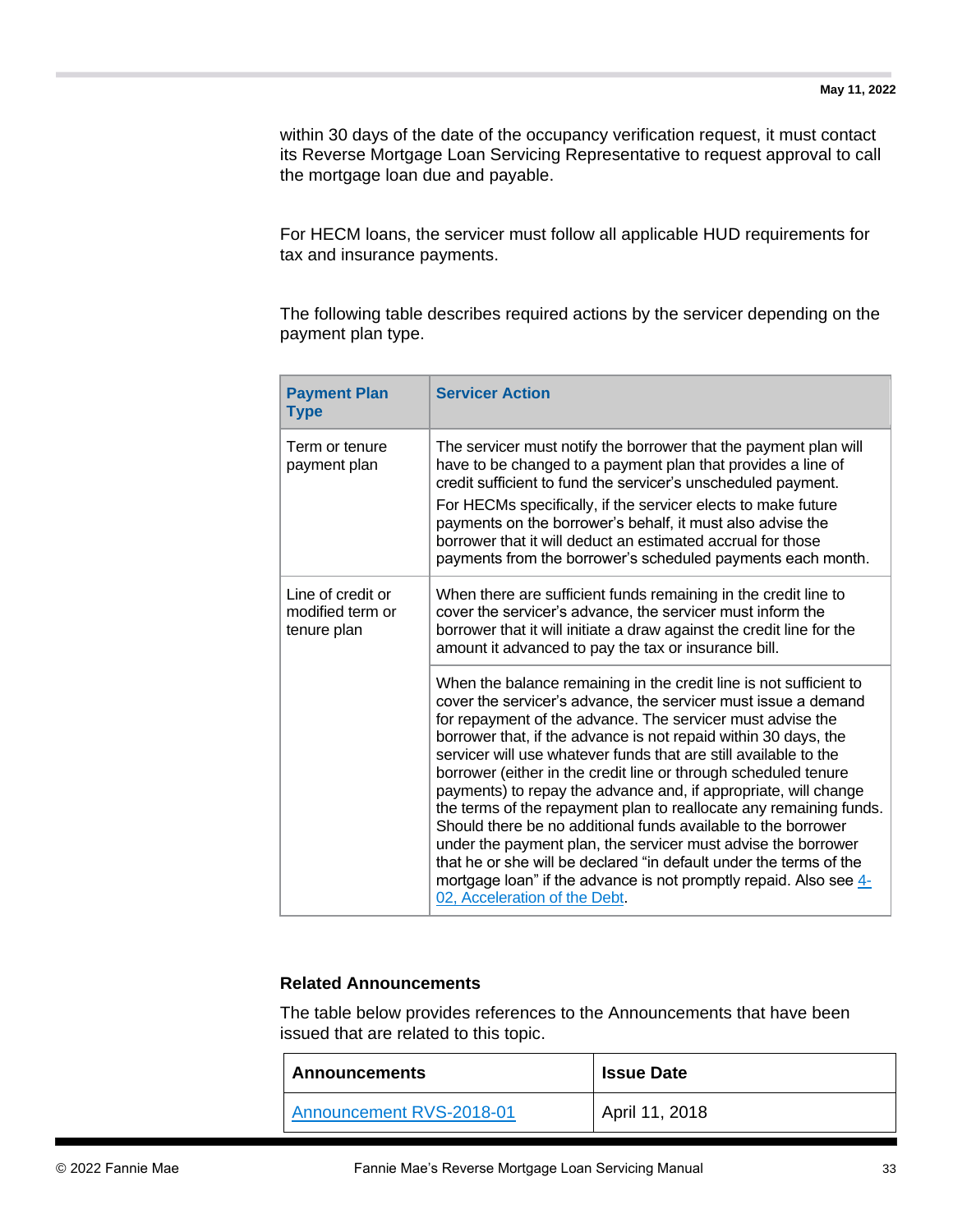within 30 days of the date of the occupancy verification request, it must contact its Reverse Mortgage Loan Servicing Representative to request approval to call the mortgage loan due and payable.

For HECM loans, the servicer must follow all applicable HUD requirements for tax and insurance payments.

The following table describes required actions by the servicer depending on the payment plan type.

| Payment Plan Type | Servicer Action |
|---|---|
| Term or tenure payment plan | The servicer must notify the borrower that the payment plan will have to be changed to a payment plan that provides a line of credit sufficient to fund the servicer's unscheduled payment.<br>For HECMs specifically, if the servicer elects to make future payments on the borrower's behalf, it must also advise the borrower that it will deduct an estimated accrual for those payments from the borrower's scheduled payments each month. |
| Line of credit or modified term or tenure plan | When there are sufficient funds remaining in the credit line to cover the servicer's advance, the servicer must inform the borrower that it will initiate a draw against the credit line for the amount it advanced to pay the tax or insurance bill. |
| | When the balance remaining in the credit line is not sufficient to cover the servicer's advance, the servicer must issue a demand for repayment of the advance. The servicer must advise the borrower that, if the advance is not repaid within 30 days, the servicer will use whatever funds that are still available to the borrower (either in the credit line or through scheduled tenure payments) to repay the advance and, if appropriate, will change the terms of the repayment plan to reallocate any remaining funds. Should there be no additional funds available to the borrower under the payment plan, the servicer must advise the borrower that he or she will be declared "in default under the terms of the mortgage loan" if the advance is not promptly repaid. Also see 4-02, Acceleration of the Debt. |

### Related Announcements

The table below provides references to the Announcements that have been issued that are related to this topic.

| Announcements | Issue Date |
|---|---|
| Announcement RVS-2018-01 | April 11, 2018 |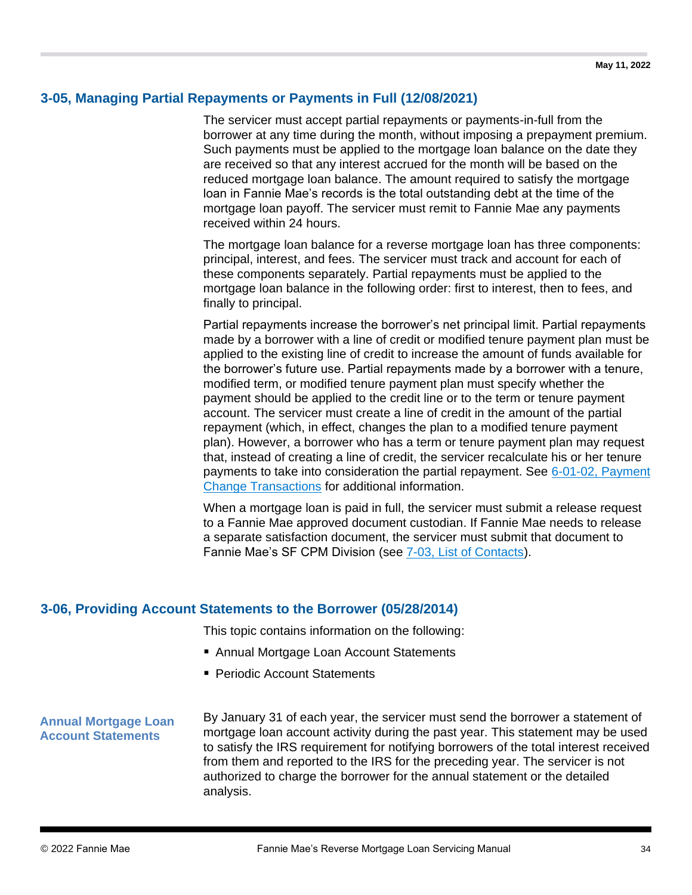## 3-05, Managing Partial Repayments or Payments in Full (12/08/2021)

The servicer must accept partial repayments or payments-in-full from the borrower at any time during the month, without imposing a prepayment premium. Such payments must be applied to the mortgage loan balance on the date they are received so that any interest accrued for the month will be based on the reduced mortgage loan balance. The amount required to satisfy the mortgage loan in Fannie Mae's records is the total outstanding debt at the time of the mortgage loan payoff. The servicer must remit to Fannie Mae any payments received within 24 hours.

The mortgage loan balance for a reverse mortgage loan has three components: principal, interest, and fees. The servicer must track and account for each of these components separately. Partial repayments must be applied to the mortgage loan balance in the following order: first to interest, then to fees, and finally to principal.

Partial repayments increase the borrower's net principal limit. Partial repayments made by a borrower with a line of credit or modified tenure payment plan must be applied to the existing line of credit to increase the amount of funds available for the borrower's future use. Partial repayments made by a borrower with a tenure, modified term, or modified tenure payment plan must specify whether the payment should be applied to the credit line or to the term or tenure payment account. The servicer must create a line of credit in the amount of the partial repayment (which, in effect, changes the plan to a modified tenure payment plan). However, a borrower who has a term or tenure payment plan may request that, instead of creating a line of credit, the servicer recalculate his or her tenure payments to take into consideration the partial repayment. See 6-01-02, Payment Change Transactions for additional information.

When a mortgage loan is paid in full, the servicer must submit a release request to a Fannie Mae approved document custodian. If Fannie Mae needs to release a separate satisfaction document, the servicer must submit that document to Fannie Mae's SF CPM Division (see 7-03, List of Contacts).

## 3-06, Providing Account Statements to the Borrower (05/28/2014)

This topic contains information on the following:

- Annual Mortgage Loan Account Statements
- Periodic Account Statements

### Annual Mortgage Loan Account Statements

By January 31 of each year, the servicer must send the borrower a statement of mortgage loan account activity during the past year. This statement may be used to satisfy the IRS requirement for notifying borrowers of the total interest received from them and reported to the IRS for the preceding year. The servicer is not authorized to charge the borrower for the annual statement or the detailed analysis.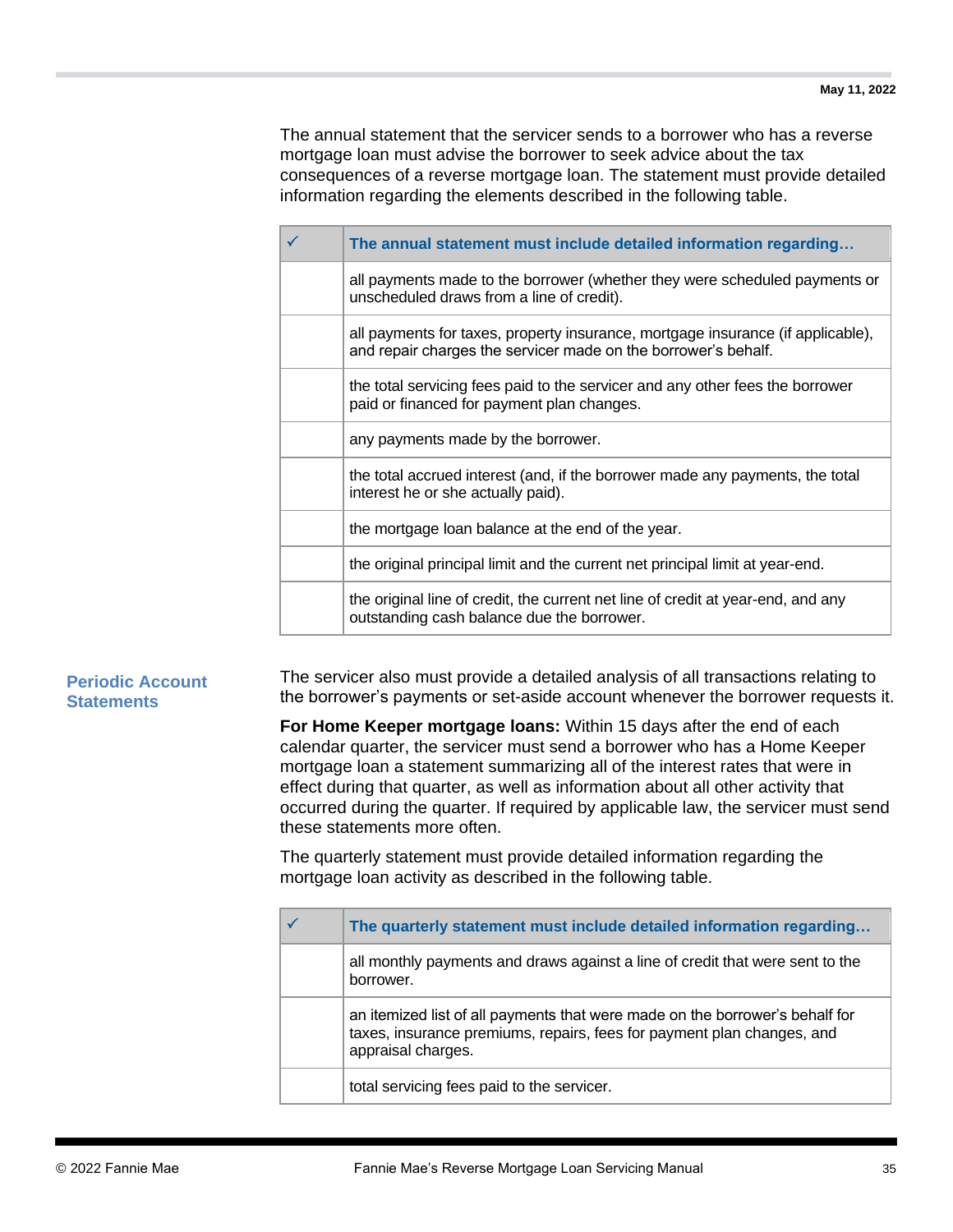The annual statement that the servicer sends to a borrower who has a reverse mortgage loan must advise the borrower to seek advice about the tax consequences of a reverse mortgage loan. The statement must provide detailed information regarding the elements described in the following table.

| ✓ | The annual statement must include detailed information regarding… |
|---|---|
| | all payments made to the borrower (whether they were scheduled payments or unscheduled draws from a line of credit). |
| | all payments for taxes, property insurance, mortgage insurance (if applicable), and repair charges the servicer made on the borrower's behalf. |
| | the total servicing fees paid to the servicer and any other fees the borrower paid or financed for payment plan changes. |
| | any payments made by the borrower. |
| | the total accrued interest (and, if the borrower made any payments, the total interest he or she actually paid). |
| | the mortgage loan balance at the end of the year. |
| | the original principal limit and the current net principal limit at year-end. |
| | the original line of credit, the current net line of credit at year-end, and any outstanding cash balance due the borrower. |

## Periodic Account Statements

The servicer also must provide a detailed analysis of all transactions relating to the borrower's payments or set-aside account whenever the borrower requests it.

**For Home Keeper mortgage loans:** Within 15 days after the end of each calendar quarter, the servicer must send a borrower who has a Home Keeper mortgage loan a statement summarizing all of the interest rates that were in effect during that quarter, as well as information about all other activity that occurred during the quarter. If required by applicable law, the servicer must send these statements more often.

The quarterly statement must provide detailed information regarding the mortgage loan activity as described in the following table.

| ✓ | The quarterly statement must include detailed information regarding… |
|---|---|
| | all monthly payments and draws against a line of credit that were sent to the borrower. |
| | an itemized list of all payments that were made on the borrower's behalf for taxes, insurance premiums, repairs, fees for payment plan changes, and appraisal charges. |
| | total servicing fees paid to the servicer. |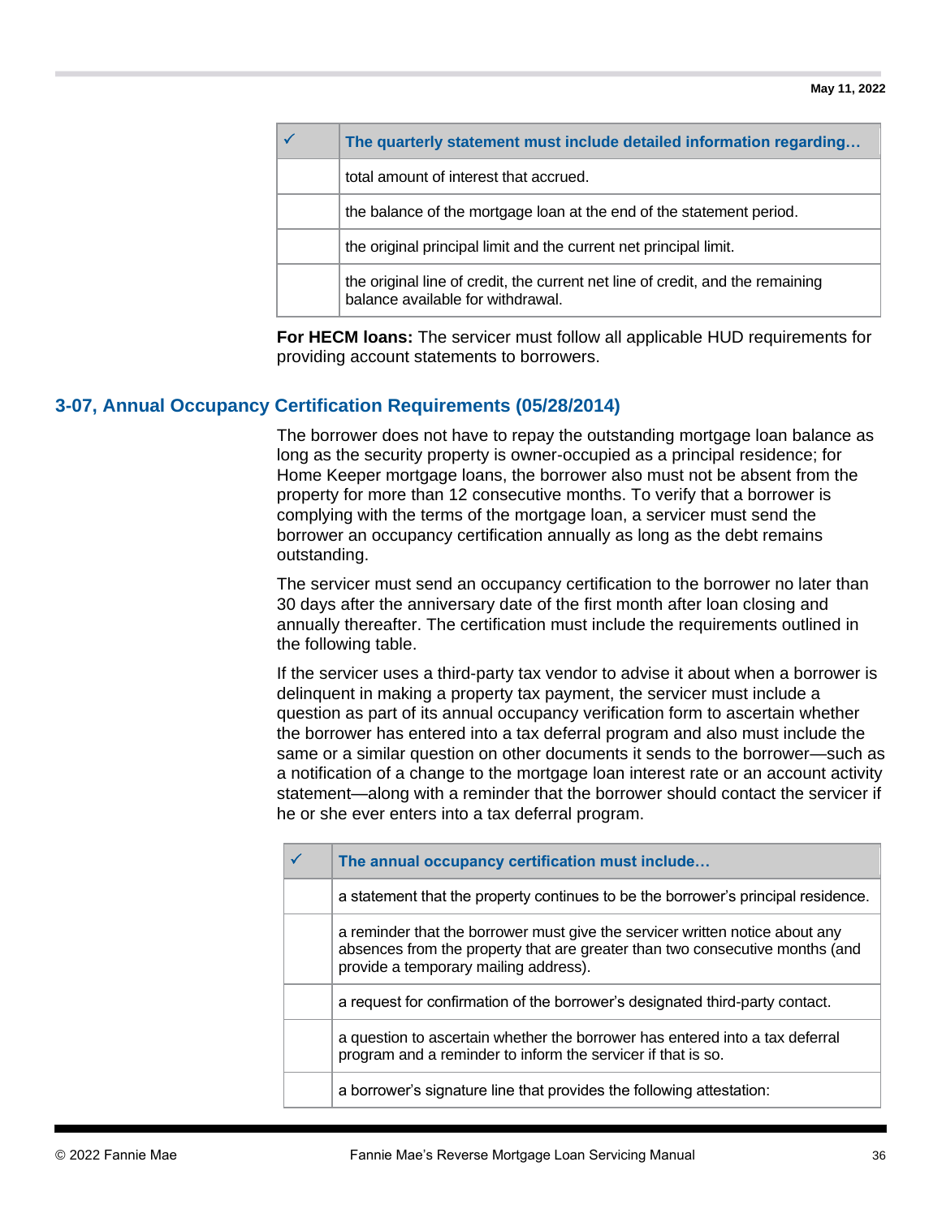| ✓ | The quarterly statement must include detailed information regarding… |
|---|---|
| | total amount of interest that accrued. |
| | the balance of the mortgage loan at the end of the statement period. |
| | the original principal limit and the current net principal limit. |
| | the original line of credit, the current net line of credit, and the remaining balance available for withdrawal. |

**For HECM loans:** The servicer must follow all applicable HUD requirements for providing account statements to borrowers.

## 3-07, Annual Occupancy Certification Requirements (05/28/2014)

The borrower does not have to repay the outstanding mortgage loan balance as long as the security property is owner-occupied as a principal residence; for Home Keeper mortgage loans, the borrower also must not be absent from the property for more than 12 consecutive months. To verify that a borrower is complying with the terms of the mortgage loan, a servicer must send the borrower an occupancy certification annually as long as the debt remains outstanding.

The servicer must send an occupancy certification to the borrower no later than 30 days after the anniversary date of the first month after loan closing and annually thereafter. The certification must include the requirements outlined in the following table.

If the servicer uses a third-party tax vendor to advise it about when a borrower is delinquent in making a property tax payment, the servicer must include a question as part of its annual occupancy verification form to ascertain whether the borrower has entered into a tax deferral program and also must include the same or a similar question on other documents it sends to the borrower—such as a notification of a change to the mortgage loan interest rate or an account activity statement—along with a reminder that the borrower should contact the servicer if he or she ever enters into a tax deferral program.

| ✓ | The annual occupancy certification must include… |
|---|---|
| | a statement that the property continues to be the borrower's principal residence. |
| | a reminder that the borrower must give the servicer written notice about any absences from the property that are greater than two consecutive months (and provide a temporary mailing address). |
| | a request for confirmation of the borrower's designated third-party contact. |
| | a question to ascertain whether the borrower has entered into a tax deferral program and a reminder to inform the servicer if that is so. |
| | a borrower's signature line that provides the following attestation: |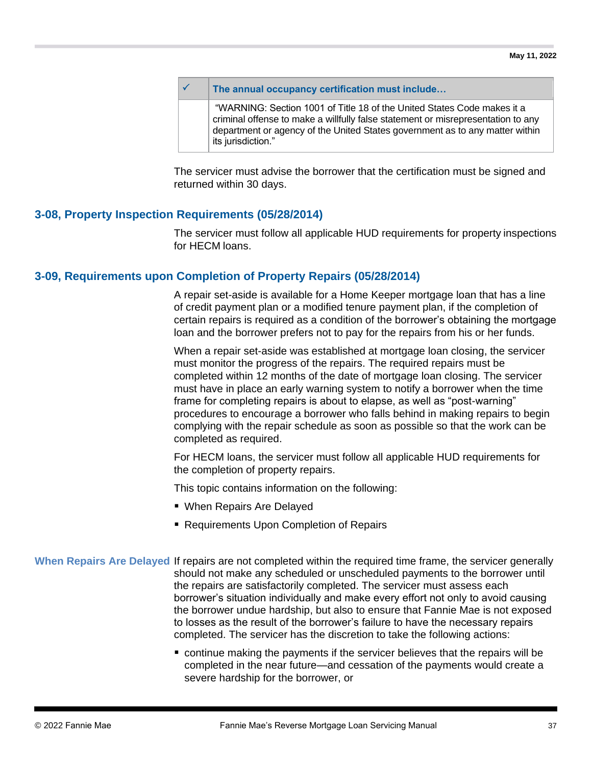| ✓ | The annual occupancy certification must include… |
|---|---|
| | "WARNING: Section 1001 of Title 18 of the United States Code makes it a criminal offense to make a willfully false statement or misrepresentation to any department or agency of the United States government as to any matter within its jurisdiction." |

The servicer must advise the borrower that the certification must be signed and returned within 30 days.

## 3-08, Property Inspection Requirements (05/28/2014)

The servicer must follow all applicable HUD requirements for property inspections for HECM loans.

## 3-09, Requirements upon Completion of Property Repairs (05/28/2014)

A repair set-aside is available for a Home Keeper mortgage loan that has a line of credit payment plan or a modified tenure payment plan, if the completion of certain repairs is required as a condition of the borrower's obtaining the mortgage loan and the borrower prefers not to pay for the repairs from his or her funds.

When a repair set-aside was established at mortgage loan closing, the servicer must monitor the progress of the repairs. The required repairs must be completed within 12 months of the date of mortgage loan closing. The servicer must have in place an early warning system to notify a borrower when the time frame for completing repairs is about to elapse, as well as "post-warning" procedures to encourage a borrower who falls behind in making repairs to begin complying with the repair schedule as soon as possible so that the work can be completed as required.

For HECM loans, the servicer must follow all applicable HUD requirements for the completion of property repairs.

This topic contains information on the following:

- When Repairs Are Delayed
- Requirements Upon Completion of Repairs

### When Repairs Are Delayed

If repairs are not completed within the required time frame, the servicer generally should not make any scheduled or unscheduled payments to the borrower until the repairs are satisfactorily completed. The servicer must assess each borrower's situation individually and make every effort not only to avoid causing the borrower undue hardship, but also to ensure that Fannie Mae is not exposed to losses as the result of the borrower's failure to have the necessary repairs completed. The servicer has the discretion to take the following actions:

- continue making the payments if the servicer believes that the repairs will be completed in the near future—and cessation of the payments would create a severe hardship for the borrower, or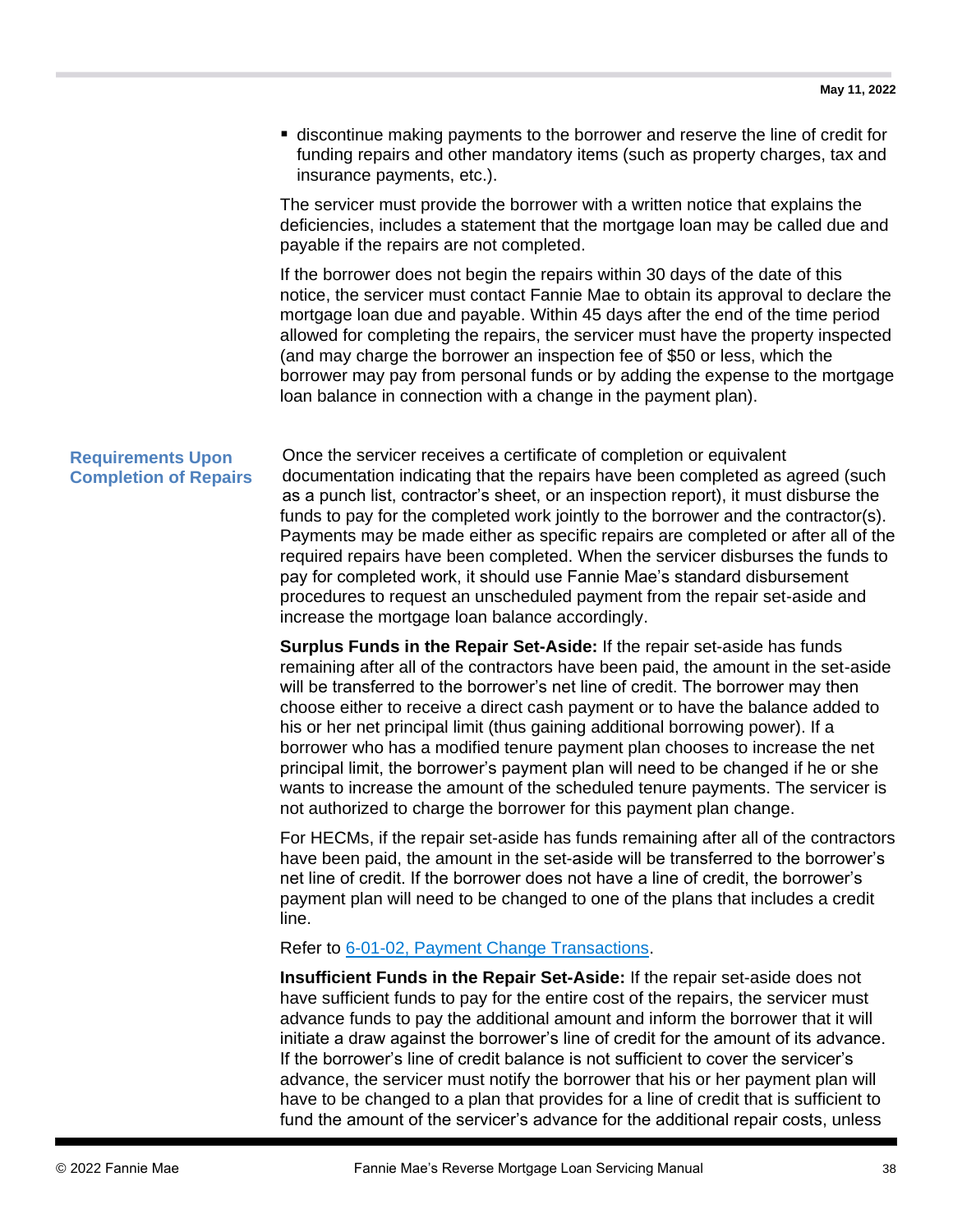- discontinue making payments to the borrower and reserve the line of credit for funding repairs and other mandatory items (such as property charges, tax and insurance payments, etc.).

The servicer must provide the borrower with a written notice that explains the deficiencies, includes a statement that the mortgage loan may be called due and payable if the repairs are not completed.

If the borrower does not begin the repairs within 30 days of the date of this notice, the servicer must contact Fannie Mae to obtain its approval to declare the mortgage loan due and payable. Within 45 days after the end of the time period allowed for completing the repairs, the servicer must have the property inspected (and may charge the borrower an inspection fee of $50 or less, which the borrower may pay from personal funds or by adding the expense to the mortgage loan balance in connection with a change in the payment plan).

### Requirements Upon Completion of Repairs

Once the servicer receives a certificate of completion or equivalent documentation indicating that the repairs have been completed as agreed (such as a punch list, contractor's sheet, or an inspection report), it must disburse the funds to pay for the completed work jointly to the borrower and the contractor(s). Payments may be made either as specific repairs are completed or after all of the required repairs have been completed. When the servicer disburses the funds to pay for completed work, it should use Fannie Mae's standard disbursement procedures to request an unscheduled payment from the repair set-aside and increase the mortgage loan balance accordingly.

**Surplus Funds in the Repair Set-Aside:** If the repair set-aside has funds remaining after all of the contractors have been paid, the amount in the set-aside will be transferred to the borrower's net line of credit. The borrower may then choose either to receive a direct cash payment or to have the balance added to his or her net principal limit (thus gaining additional borrowing power). If a borrower who has a modified tenure payment plan chooses to increase the net principal limit, the borrower's payment plan will need to be changed if he or she wants to increase the amount of the scheduled tenure payments. The servicer is not authorized to charge the borrower for this payment plan change.

For HECMs, if the repair set-aside has funds remaining after all of the contractors have been paid, the amount in the set-aside will be transferred to the borrower's net line of credit. If the borrower does not have a line of credit, the borrower's payment plan will need to be changed to one of the plans that includes a credit line.

Refer to 6-01-02, Payment Change Transactions.

**Insufficient Funds in the Repair Set-Aside:** If the repair set-aside does not have sufficient funds to pay for the entire cost of the repairs, the servicer must advance funds to pay the additional amount and inform the borrower that it will initiate a draw against the borrower's line of credit for the amount of its advance. If the borrower's line of credit balance is not sufficient to cover the servicer's advance, the servicer must notify the borrower that his or her payment plan will have to be changed to a plan that provides for a line of credit that is sufficient to fund the amount of the servicer's advance for the additional repair costs, unless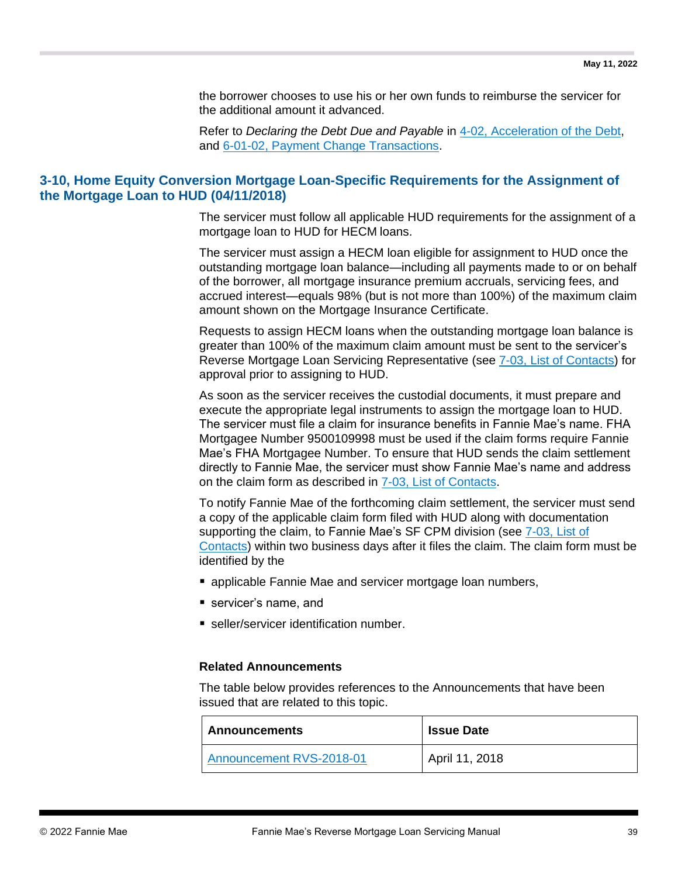the borrower chooses to use his or her own funds to reimburse the servicer for the additional amount it advanced.

Refer to *Declaring the Debt Due and Payable* in 4-02, Acceleration of the Debt, and 6-01-02, Payment Change Transactions.

## 3-10, Home Equity Conversion Mortgage Loan-Specific Requirements for the Assignment of the Mortgage Loan to HUD (04/11/2018)

The servicer must follow all applicable HUD requirements for the assignment of a mortgage loan to HUD for HECM loans.

The servicer must assign a HECM loan eligible for assignment to HUD once the outstanding mortgage loan balance—including all payments made to or on behalf of the borrower, all mortgage insurance premium accruals, servicing fees, and accrued interest—equals 98% (but is not more than 100%) of the maximum claim amount shown on the Mortgage Insurance Certificate.

Requests to assign HECM loans when the outstanding mortgage loan balance is greater than 100% of the maximum claim amount must be sent to the servicer's Reverse Mortgage Loan Servicing Representative (see 7-03, List of Contacts) for approval prior to assigning to HUD.

As soon as the servicer receives the custodial documents, it must prepare and execute the appropriate legal instruments to assign the mortgage loan to HUD. The servicer must file a claim for insurance benefits in Fannie Mae's name. FHA Mortgagee Number 9500109998 must be used if the claim forms require Fannie Mae's FHA Mortgagee Number. To ensure that HUD sends the claim settlement directly to Fannie Mae, the servicer must show Fannie Mae's name and address on the claim form as described in 7-03, List of Contacts.

To notify Fannie Mae of the forthcoming claim settlement, the servicer must send a copy of the applicable claim form filed with HUD along with documentation supporting the claim, to Fannie Mae's SF CPM division (see 7-03, List of Contacts) within two business days after it files the claim. The claim form must be identified by the

- applicable Fannie Mae and servicer mortgage loan numbers,
- servicer's name, and
- seller/servicer identification number.

### Related Announcements

The table below provides references to the Announcements that have been issued that are related to this topic.

| Announcements | Issue Date |
|---|---|
| Announcement RVS-2018-01 | April 11, 2018 |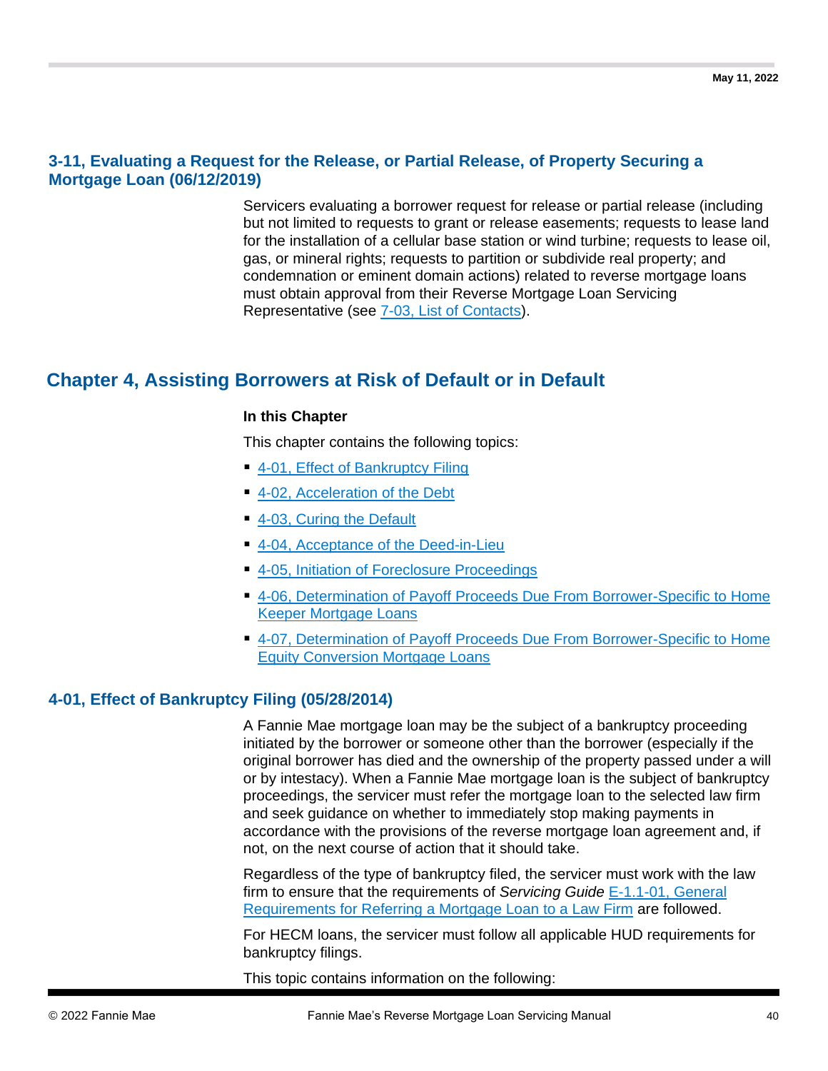### 3-11, Evaluating a Request for the Release, or Partial Release, of Property Securing a Mortgage Loan (06/12/2019)

Servicers evaluating a borrower request for release or partial release (including but not limited to requests to grant or release easements; requests to lease land for the installation of a cellular base station or wind turbine; requests to lease oil, gas, or mineral rights; requests to partition or subdivide real property; and condemnation or eminent domain actions) related to reverse mortgage loans must obtain approval from their Reverse Mortgage Loan Servicing Representative (see 7-03, List of Contacts).

## Chapter 4, Assisting Borrowers at Risk of Default or in Default

**In this Chapter**

This chapter contains the following topics:

- 4-01, Effect of Bankruptcy Filing
- 4-02, Acceleration of the Debt
- 4-03, Curing the Default
- 4-04, Acceptance of the Deed-in-Lieu
- 4-05, Initiation of Foreclosure Proceedings
- 4-06, Determination of Payoff Proceeds Due From Borrower-Specific to Home Keeper Mortgage Loans
- 4-07, Determination of Payoff Proceeds Due From Borrower-Specific to Home Equity Conversion Mortgage Loans

### 4-01, Effect of Bankruptcy Filing (05/28/2014)

A Fannie Mae mortgage loan may be the subject of a bankruptcy proceeding initiated by the borrower or someone other than the borrower (especially if the original borrower has died and the ownership of the property passed under a will or by intestacy). When a Fannie Mae mortgage loan is the subject of bankruptcy proceedings, the servicer must refer the mortgage loan to the selected law firm and seek guidance on whether to immediately stop making payments in accordance with the provisions of the reverse mortgage loan agreement and, if not, on the next course of action that it should take.

Regardless of the type of bankruptcy filed, the servicer must work with the law firm to ensure that the requirements of *Servicing Guide* E-1.1-01, General Requirements for Referring a Mortgage Loan to a Law Firm are followed.

For HECM loans, the servicer must follow all applicable HUD requirements for bankruptcy filings.

This topic contains information on the following: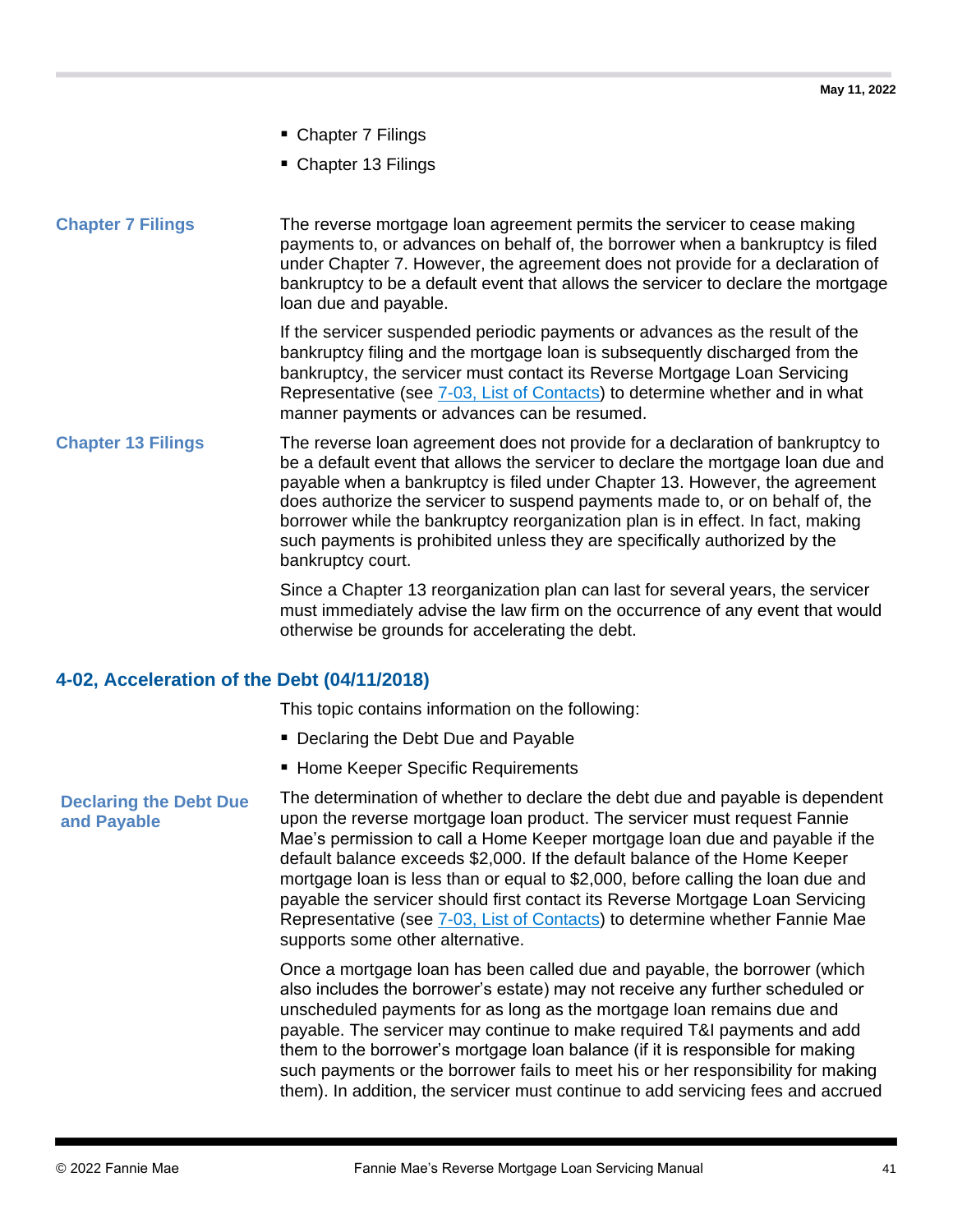- Chapter 7 Filings
- Chapter 13 Filings

**Chapter 7 Filings**

The reverse mortgage loan agreement permits the servicer to cease making payments to, or advances on behalf of, the borrower when a bankruptcy is filed under Chapter 7. However, the agreement does not provide for a declaration of bankruptcy to be a default event that allows the servicer to declare the mortgage loan due and payable.

If the servicer suspended periodic payments or advances as the result of the bankruptcy filing and the mortgage loan is subsequently discharged from the bankruptcy, the servicer must contact its Reverse Mortgage Loan Servicing Representative (see 7-03, List of Contacts) to determine whether and in what manner payments or advances can be resumed.

**Chapter 13 Filings**

The reverse loan agreement does not provide for a declaration of bankruptcy to be a default event that allows the servicer to declare the mortgage loan due and payable when a bankruptcy is filed under Chapter 13. However, the agreement does authorize the servicer to suspend payments made to, or on behalf of, the borrower while the bankruptcy reorganization plan is in effect. In fact, making such payments is prohibited unless they are specifically authorized by the bankruptcy court.

Since a Chapter 13 reorganization plan can last for several years, the servicer must immediately advise the law firm on the occurrence of any event that would otherwise be grounds for accelerating the debt.

## 4-02, Acceleration of the Debt (04/11/2018)

This topic contains information on the following:

- Declaring the Debt Due and Payable
- Home Keeper Specific Requirements

**Declaring the Debt Due and Payable**

The determination of whether to declare the debt due and payable is dependent upon the reverse mortgage loan product. The servicer must request Fannie Mae's permission to call a Home Keeper mortgage loan due and payable if the default balance exceeds $2,000. If the default balance of the Home Keeper mortgage loan is less than or equal to $2,000, before calling the loan due and payable the servicer should first contact its Reverse Mortgage Loan Servicing Representative (see 7-03, List of Contacts) to determine whether Fannie Mae supports some other alternative.

Once a mortgage loan has been called due and payable, the borrower (which also includes the borrower's estate) may not receive any further scheduled or unscheduled payments for as long as the mortgage loan remains due and payable. The servicer may continue to make required T&I payments and add them to the borrower's mortgage loan balance (if it is responsible for making such payments or the borrower fails to meet his or her responsibility for making them). In addition, the servicer must continue to add servicing fees and accrued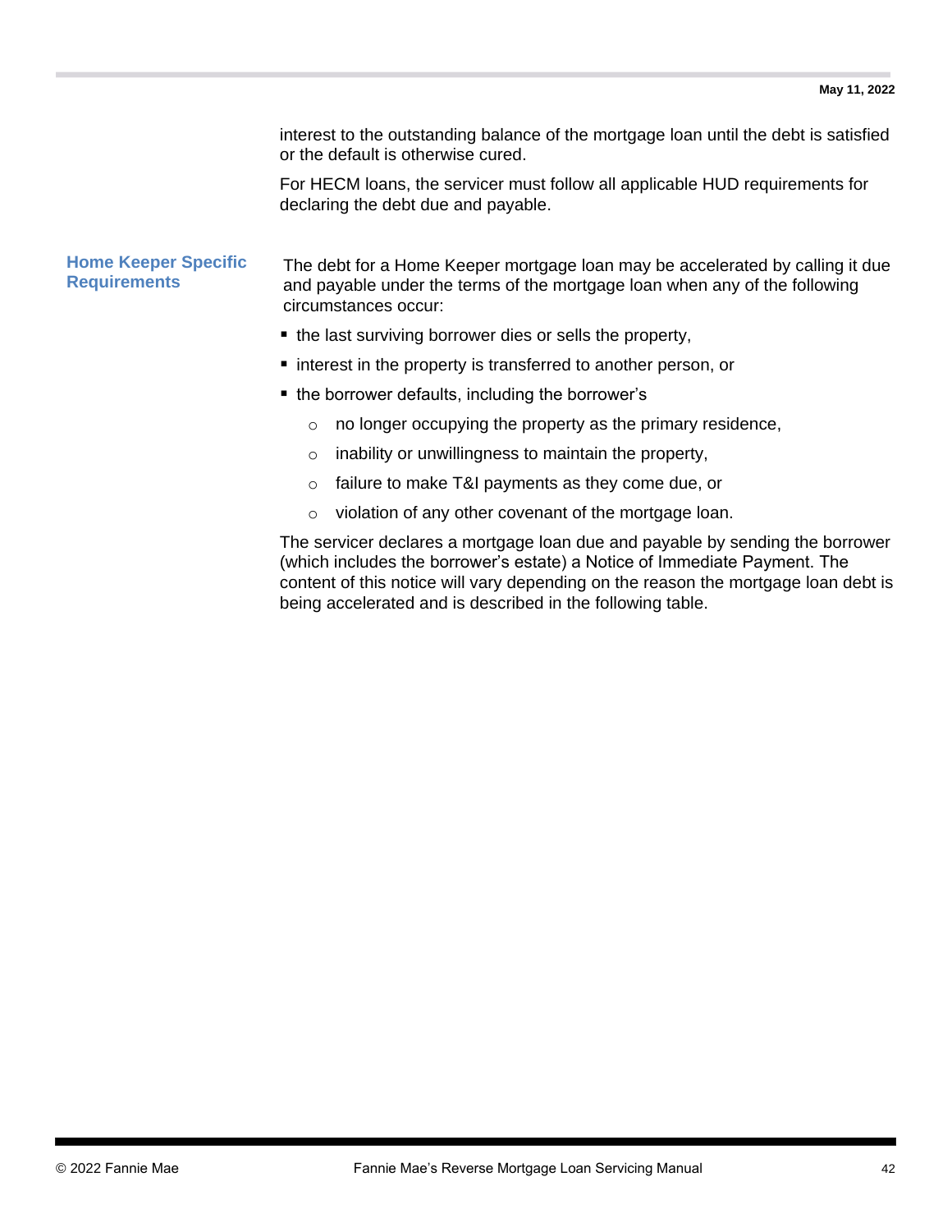interest to the outstanding balance of the mortgage loan until the debt is satisfied or the default is otherwise cured.

For HECM loans, the servicer must follow all applicable HUD requirements for declaring the debt due and payable.

### Home Keeper Specific Requirements

The debt for a Home Keeper mortgage loan may be accelerated by calling it due and payable under the terms of the mortgage loan when any of the following circumstances occur:

- the last surviving borrower dies or sells the property,
- interest in the property is transferred to another person, or
- the borrower defaults, including the borrower's
  - no longer occupying the property as the primary residence,
  - inability or unwillingness to maintain the property,
  - failure to make T&I payments as they come due, or
  - violation of any other covenant of the mortgage loan.

The servicer declares a mortgage loan due and payable by sending the borrower (which includes the borrower's estate) a Notice of Immediate Payment. The content of this notice will vary depending on the reason the mortgage loan debt is being accelerated and is described in the following table.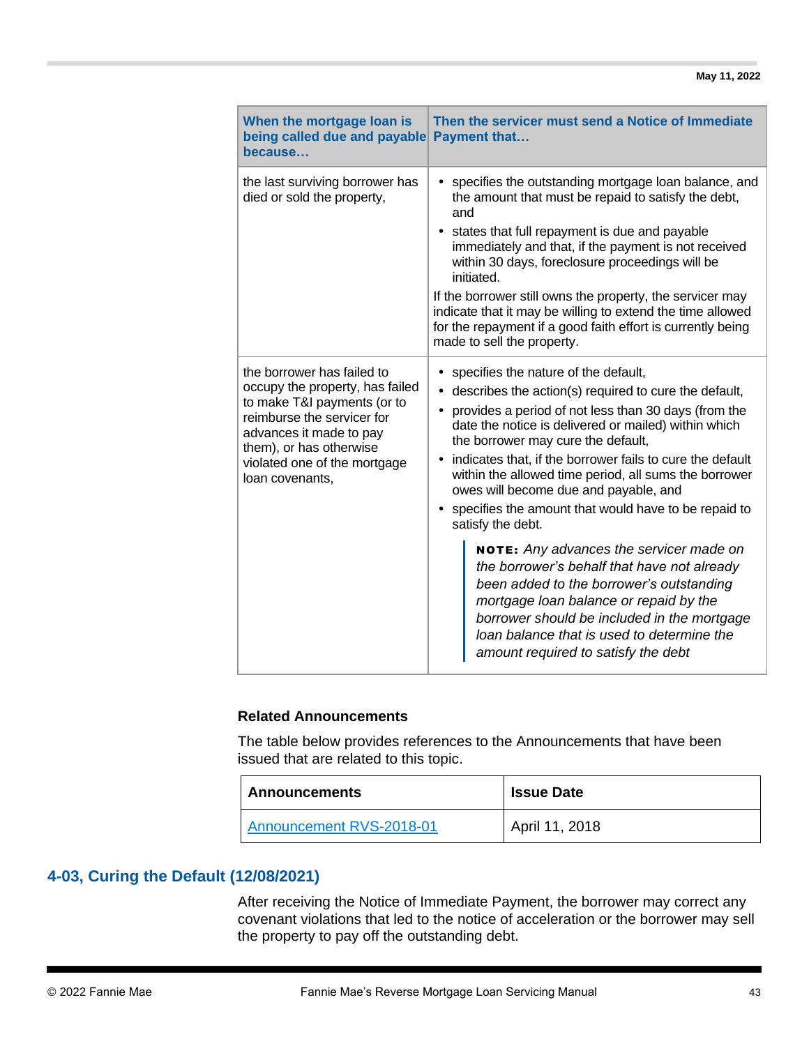| When the mortgage loan is being called due and payable because… | Then the servicer must send a Notice of Immediate Payment that… |
|---|---|
| the last surviving borrower has died or sold the property, | • specifies the outstanding mortgage loan balance, and the amount that must be repaid to satisfy the debt, and<br>• states that full repayment is due and payable immediately and that, if the payment is not received within 30 days, foreclosure proceedings will be initiated.<br>If the borrower still owns the property, the servicer may indicate that it may be willing to extend the time allowed for the repayment if a good faith effort is currently being made to sell the property. |
| the borrower has failed to occupy the property, has failed to make T&I payments (or to reimburse the servicer for advances it made to pay them), or has otherwise violated one of the mortgage loan covenants, | • specifies the nature of the default,<br>• describes the action(s) required to cure the default,<br>• provides a period of not less than 30 days (from the date the notice is delivered or mailed) within which the borrower may cure the default,<br>• indicates that, if the borrower fails to cure the default within the allowed time period, all sums the borrower owes will become due and payable, and<br>• specifies the amount that would have to be repaid to satisfy the debt.<br>**NOTE:** *Any advances the servicer made on the borrower's behalf that have not already been added to the borrower's outstanding mortgage loan balance or repaid by the borrower should be included in the mortgage loan balance that is used to determine the amount required to satisfy the debt* |

**Related Announcements**

The table below provides references to the Announcements that have been issued that are related to this topic.

| Announcements | Issue Date |
|---|---|
| Announcement RVS-2018-01 | April 11, 2018 |

## 4-03, Curing the Default (12/08/2021)

After receiving the Notice of Immediate Payment, the borrower may correct any covenant violations that led to the notice of acceleration or the borrower may sell the property to pay off the outstanding debt.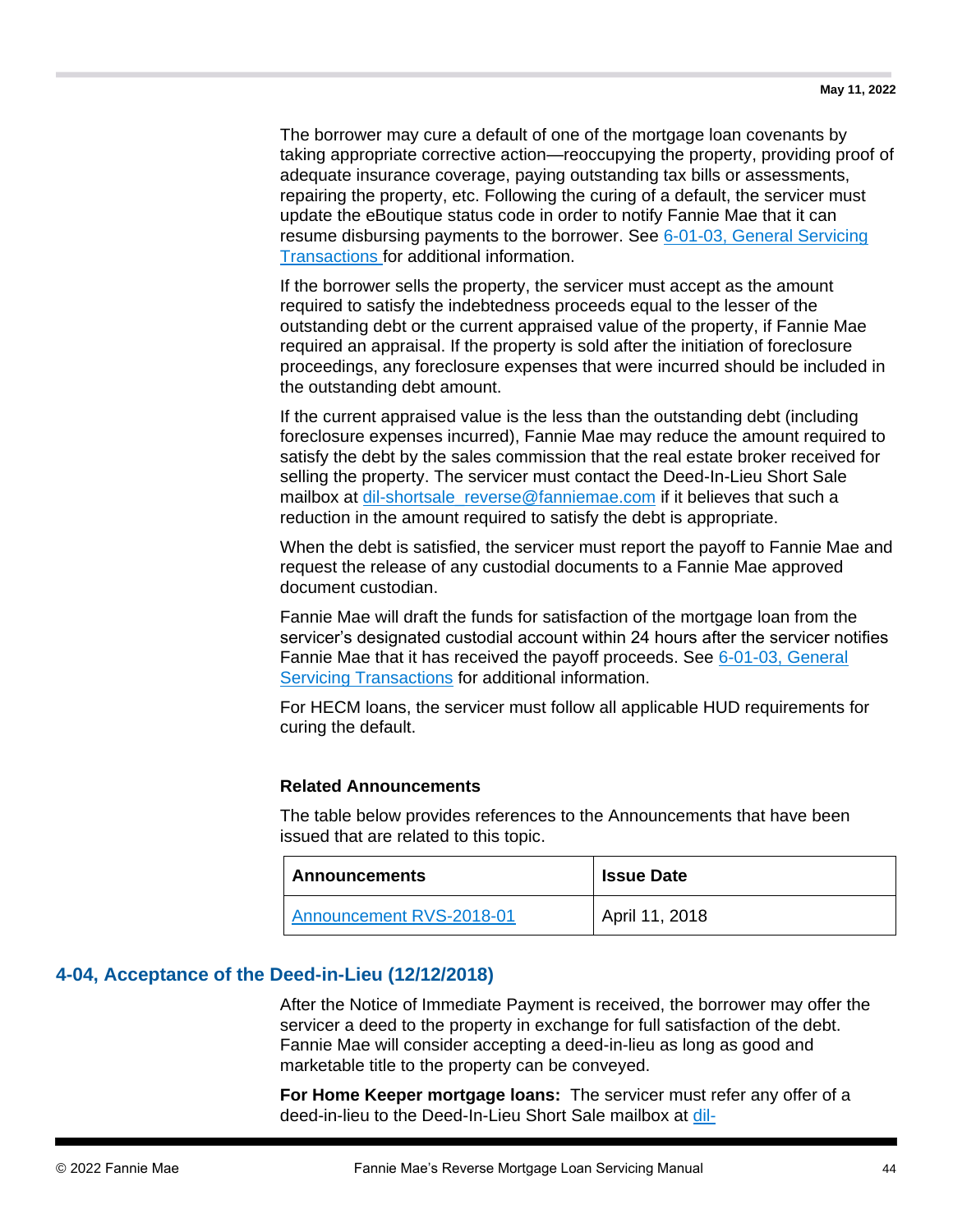The borrower may cure a default of one of the mortgage loan covenants by taking appropriate corrective action—reoccupying the property, providing proof of adequate insurance coverage, paying outstanding tax bills or assessments, repairing the property, etc. Following the curing of a default, the servicer must update the eBoutique status code in order to notify Fannie Mae that it can resume disbursing payments to the borrower. See 6-01-03, General Servicing Transactions for additional information.

If the borrower sells the property, the servicer must accept as the amount required to satisfy the indebtedness proceeds equal to the lesser of the outstanding debt or the current appraised value of the property, if Fannie Mae required an appraisal. If the property is sold after the initiation of foreclosure proceedings, any foreclosure expenses that were incurred should be included in the outstanding debt amount.

If the current appraised value is the less than the outstanding debt (including foreclosure expenses incurred), Fannie Mae may reduce the amount required to satisfy the debt by the sales commission that the real estate broker received for selling the property. The servicer must contact the Deed-In-Lieu Short Sale mailbox at dil-shortsale_reverse@fanniemae.com if it believes that such a reduction in the amount required to satisfy the debt is appropriate.

When the debt is satisfied, the servicer must report the payoff to Fannie Mae and request the release of any custodial documents to a Fannie Mae approved document custodian.

Fannie Mae will draft the funds for satisfaction of the mortgage loan from the servicer's designated custodial account within 24 hours after the servicer notifies Fannie Mae that it has received the payoff proceeds. See 6-01-03, General Servicing Transactions for additional information.

For HECM loans, the servicer must follow all applicable HUD requirements for curing the default.

**Related Announcements**

The table below provides references to the Announcements that have been issued that are related to this topic.

| Announcements | Issue Date |
|---|---|
| Announcement RVS-2018-01 | April 11, 2018 |

## 4-04, Acceptance of the Deed-in-Lieu (12/12/2018)

After the Notice of Immediate Payment is received, the borrower may offer the servicer a deed to the property in exchange for full satisfaction of the debt. Fannie Mae will consider accepting a deed-in-lieu as long as good and marketable title to the property can be conveyed.

**For Home Keeper mortgage loans:** The servicer must refer any offer of a deed-in-lieu to the Deed-In-Lieu Short Sale mailbox at dil-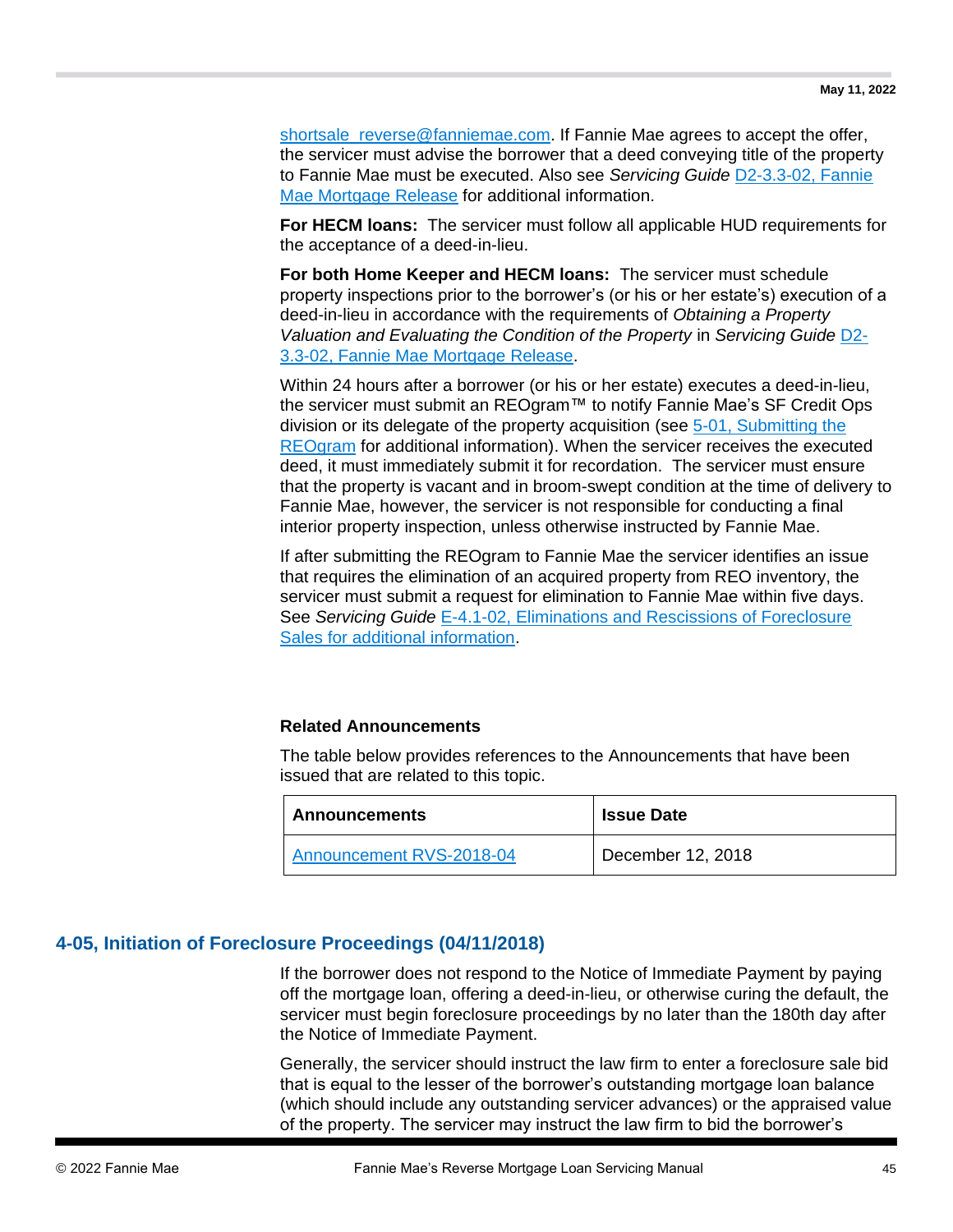shortsale_reverse@fanniemae.com. If Fannie Mae agrees to accept the offer, the servicer must advise the borrower that a deed conveying title of the property to Fannie Mae must be executed. Also see *Servicing Guide* D2-3.3-02, Fannie Mae Mortgage Release for additional information.

**For HECM loans:** The servicer must follow all applicable HUD requirements for the acceptance of a deed-in-lieu.

**For both Home Keeper and HECM loans:** The servicer must schedule property inspections prior to the borrower's (or his or her estate's) execution of a deed-in-lieu in accordance with the requirements of *Obtaining a Property Valuation and Evaluating the Condition of the Property* in *Servicing Guide* D2-3.3-02, Fannie Mae Mortgage Release.

Within 24 hours after a borrower (or his or her estate) executes a deed-in-lieu, the servicer must submit an REOgram™ to notify Fannie Mae's SF Credit Ops division or its delegate of the property acquisition (see 5-01, Submitting the REOgram for additional information). When the servicer receives the executed deed, it must immediately submit it for recordation. The servicer must ensure that the property is vacant and in broom-swept condition at the time of delivery to Fannie Mae, however, the servicer is not responsible for conducting a final interior property inspection, unless otherwise instructed by Fannie Mae.

If after submitting the REOgram to Fannie Mae the servicer identifies an issue that requires the elimination of an acquired property from REO inventory, the servicer must submit a request for elimination to Fannie Mae within five days. See *Servicing Guide* E-4.1-02, Eliminations and Rescissions of Foreclosure Sales for additional information.

**Related Announcements**

The table below provides references to the Announcements that have been issued that are related to this topic.

| Announcements | Issue Date |
| --- | --- |
| Announcement RVS-2018-04 | December 12, 2018 |

## 4-05, Initiation of Foreclosure Proceedings (04/11/2018)

If the borrower does not respond to the Notice of Immediate Payment by paying off the mortgage loan, offering a deed-in-lieu, or otherwise curing the default, the servicer must begin foreclosure proceedings by no later than the 180th day after the Notice of Immediate Payment.

Generally, the servicer should instruct the law firm to enter a foreclosure sale bid that is equal to the lesser of the borrower's outstanding mortgage loan balance (which should include any outstanding servicer advances) or the appraised value of the property. The servicer may instruct the law firm to bid the borrower's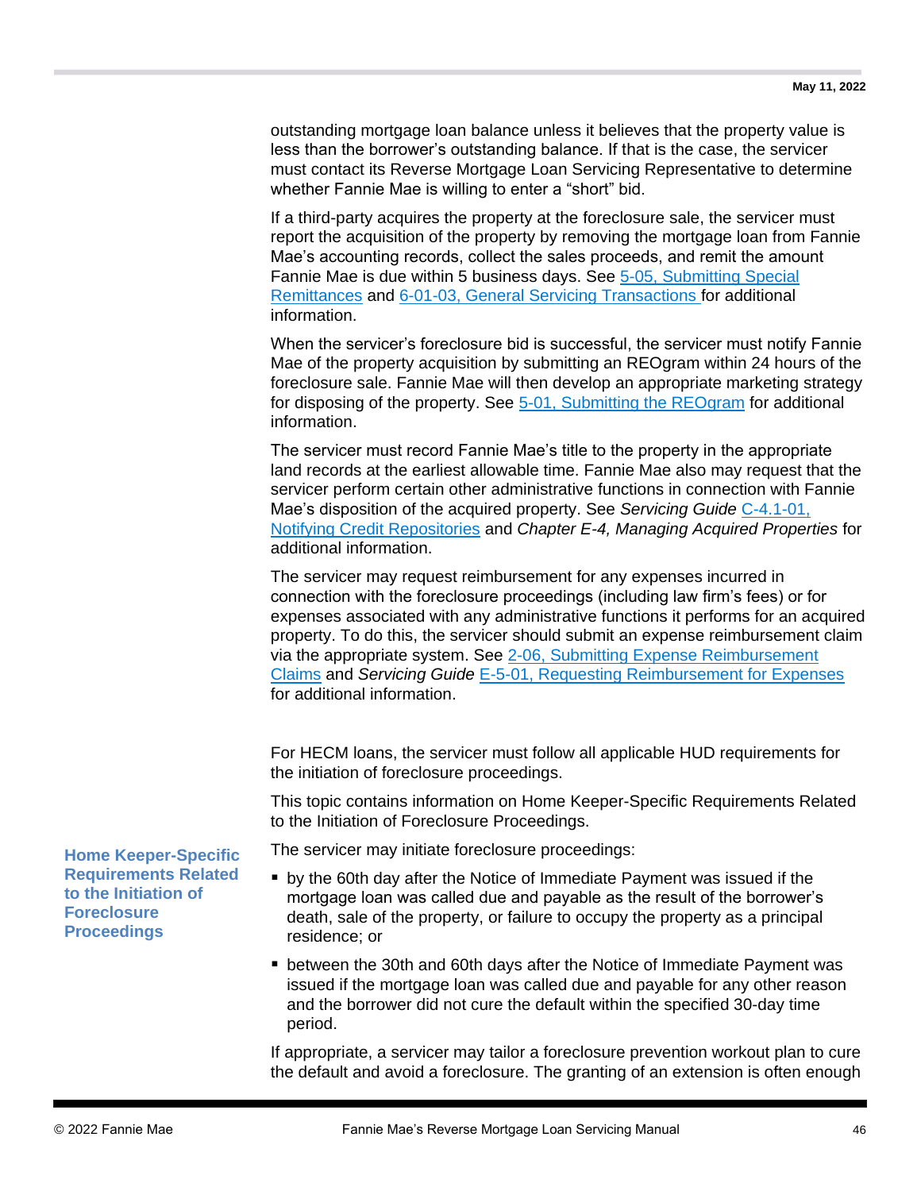outstanding mortgage loan balance unless it believes that the property value is less than the borrower's outstanding balance. If that is the case, the servicer must contact its Reverse Mortgage Loan Servicing Representative to determine whether Fannie Mae is willing to enter a "short" bid.

If a third-party acquires the property at the foreclosure sale, the servicer must report the acquisition of the property by removing the mortgage loan from Fannie Mae's accounting records, collect the sales proceeds, and remit the amount Fannie Mae is due within 5 business days. See 5-05, Submitting Special Remittances and 6-01-03, General Servicing Transactions for additional information.

When the servicer's foreclosure bid is successful, the servicer must notify Fannie Mae of the property acquisition by submitting an REOgram within 24 hours of the foreclosure sale. Fannie Mae will then develop an appropriate marketing strategy for disposing of the property. See 5-01, Submitting the REOgram for additional information.

The servicer must record Fannie Mae's title to the property in the appropriate land records at the earliest allowable time. Fannie Mae also may request that the servicer perform certain other administrative functions in connection with Fannie Mae's disposition of the acquired property. See *Servicing Guide* C-4.1-01, Notifying Credit Repositories and *Chapter E-4, Managing Acquired Properties* for additional information.

The servicer may request reimbursement for any expenses incurred in connection with the foreclosure proceedings (including law firm's fees) or for expenses associated with any administrative functions it performs for an acquired property. To do this, the servicer should submit an expense reimbursement claim via the appropriate system. See 2-06, Submitting Expense Reimbursement Claims and *Servicing Guide* E-5-01, Requesting Reimbursement for Expenses for additional information.

For HECM loans, the servicer must follow all applicable HUD requirements for the initiation of foreclosure proceedings.

This topic contains information on Home Keeper-Specific Requirements Related to the Initiation of Foreclosure Proceedings.

### Home Keeper-Specific Requirements Related to the Initiation of Foreclosure Proceedings

The servicer may initiate foreclosure proceedings:

- by the 60th day after the Notice of Immediate Payment was issued if the mortgage loan was called due and payable as the result of the borrower's death, sale of the property, or failure to occupy the property as a principal residence; or
- between the 30th and 60th days after the Notice of Immediate Payment was issued if the mortgage loan was called due and payable for any other reason and the borrower did not cure the default within the specified 30-day time period.

If appropriate, a servicer may tailor a foreclosure prevention workout plan to cure the default and avoid a foreclosure. The granting of an extension is often enough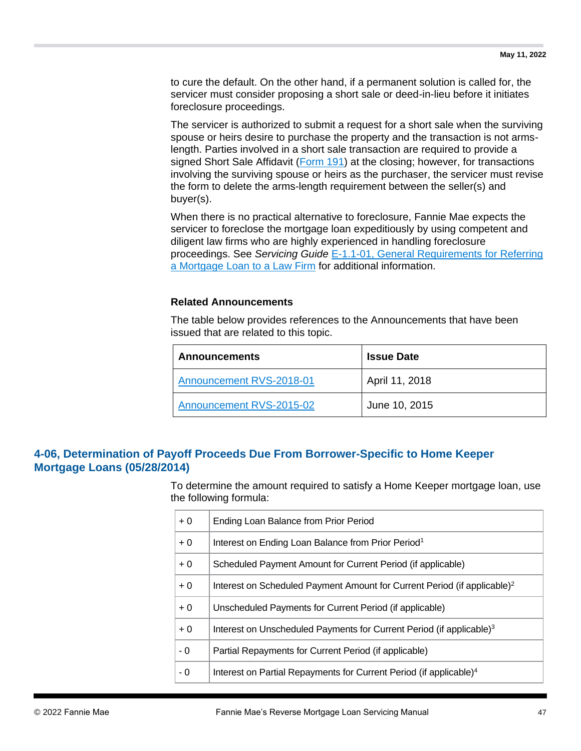to cure the default. On the other hand, if a permanent solution is called for, the servicer must consider proposing a short sale or deed-in-lieu before it initiates foreclosure proceedings.

The servicer is authorized to submit a request for a short sale when the surviving spouse or heirs desire to purchase the property and the transaction is not arms-length. Parties involved in a short sale transaction are required to provide a signed Short Sale Affidavit (Form 191) at the closing; however, for transactions involving the surviving spouse or heirs as the purchaser, the servicer must revise the form to delete the arms-length requirement between the seller(s) and buyer(s).

When there is no practical alternative to foreclosure, Fannie Mae expects the servicer to foreclose the mortgage loan expeditiously by using competent and diligent law firms who are highly experienced in handling foreclosure proceedings. See *Servicing Guide* E-1.1-01, General Requirements for Referring a Mortgage Loan to a Law Firm for additional information.

### Related Announcements

The table below provides references to the Announcements that have been issued that are related to this topic.

| Announcements | Issue Date |
|---|---|
| Announcement RVS-2018-01 | April 11, 2018 |
| Announcement RVS-2015-02 | June 10, 2015 |

## 4-06, Determination of Payoff Proceeds Due From Borrower-Specific to Home Keeper Mortgage Loans (05/28/2014)

To determine the amount required to satisfy a Home Keeper mortgage loan, use the following formula:

| | |
|---|---|
| + 0 | Ending Loan Balance from Prior Period |
| + 0 | Interest on Ending Loan Balance from Prior Period[1] |
| + 0 | Scheduled Payment Amount for Current Period (if applicable) |
| + 0 | Interest on Scheduled Payment Amount for Current Period (if applicable)[2] |
| + 0 | Unscheduled Payments for Current Period (if applicable) |
| + 0 | Interest on Unscheduled Payments for Current Period (if applicable)[3] |
| - 0 | Partial Repayments for Current Period (if applicable) |
| - 0 | Interest on Partial Repayments for Current Period (if applicable)[4] |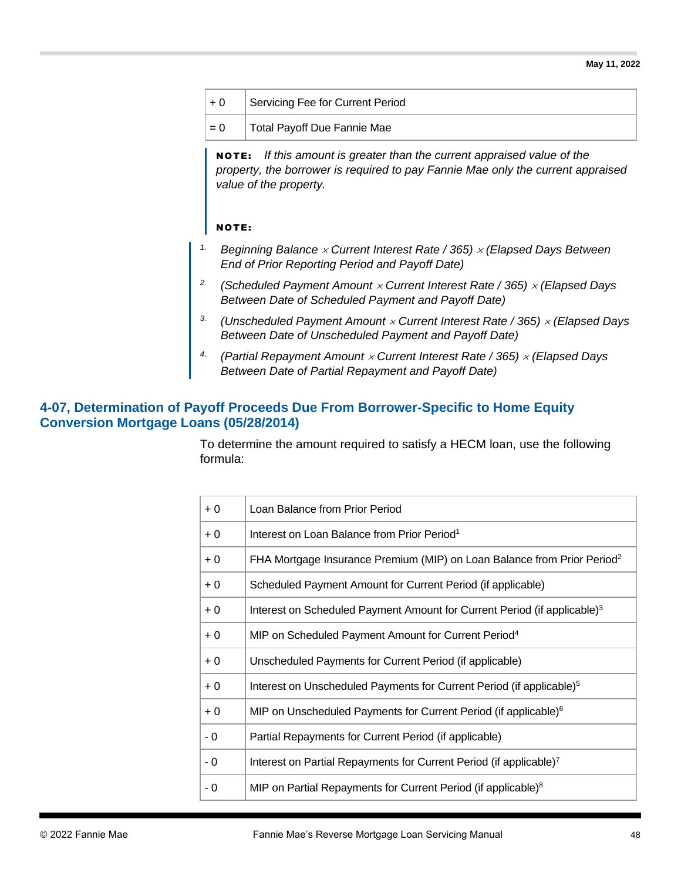| + 0 | Servicing Fee for Current Period |
|---|---|
| = 0 | Total Payoff Due Fannie Mae |

> **NOTE:** *If this amount is greater than the current appraised value of the property, the borrower is required to pay Fannie Mae only the current appraised value of the property.*
>
> **NOTE:**

1. *Beginning Balance × Current Interest Rate / 365) × (Elapsed Days Between End of Prior Reporting Period and Payoff Date)*
2. *(Scheduled Payment Amount × Current Interest Rate / 365) × (Elapsed Days Between Date of Scheduled Payment and Payoff Date)*
3. *(Unscheduled Payment Amount × Current Interest Rate / 365) × (Elapsed Days Between Date of Unscheduled Payment and Payoff Date)*
4. *(Partial Repayment Amount × Current Interest Rate / 365) × (Elapsed Days Between Date of Partial Repayment and Payoff Date)*

## 4-07, Determination of Payoff Proceeds Due From Borrower-Specific to Home Equity Conversion Mortgage Loans (05/28/2014)

To determine the amount required to satisfy a HECM loan, use the following formula:

| + 0 | Loan Balance from Prior Period |
|---|---|
| + 0 | Interest on Loan Balance from Prior Period[1] |
| + 0 | FHA Mortgage Insurance Premium (MIP) on Loan Balance from Prior Period[2] |
| + 0 | Scheduled Payment Amount for Current Period (if applicable) |
| + 0 | Interest on Scheduled Payment Amount for Current Period (if applicable)[3] |
| + 0 | MIP on Scheduled Payment Amount for Current Period[4] |
| + 0 | Unscheduled Payments for Current Period (if applicable) |
| + 0 | Interest on Unscheduled Payments for Current Period (if applicable)[5] |
| + 0 | MIP on Unscheduled Payments for Current Period (if applicable)[6] |
| - 0 | Partial Repayments for Current Period (if applicable) |
| - 0 | Interest on Partial Repayments for Current Period (if applicable)[7] |
| - 0 | MIP on Partial Repayments for Current Period (if applicable)[8] |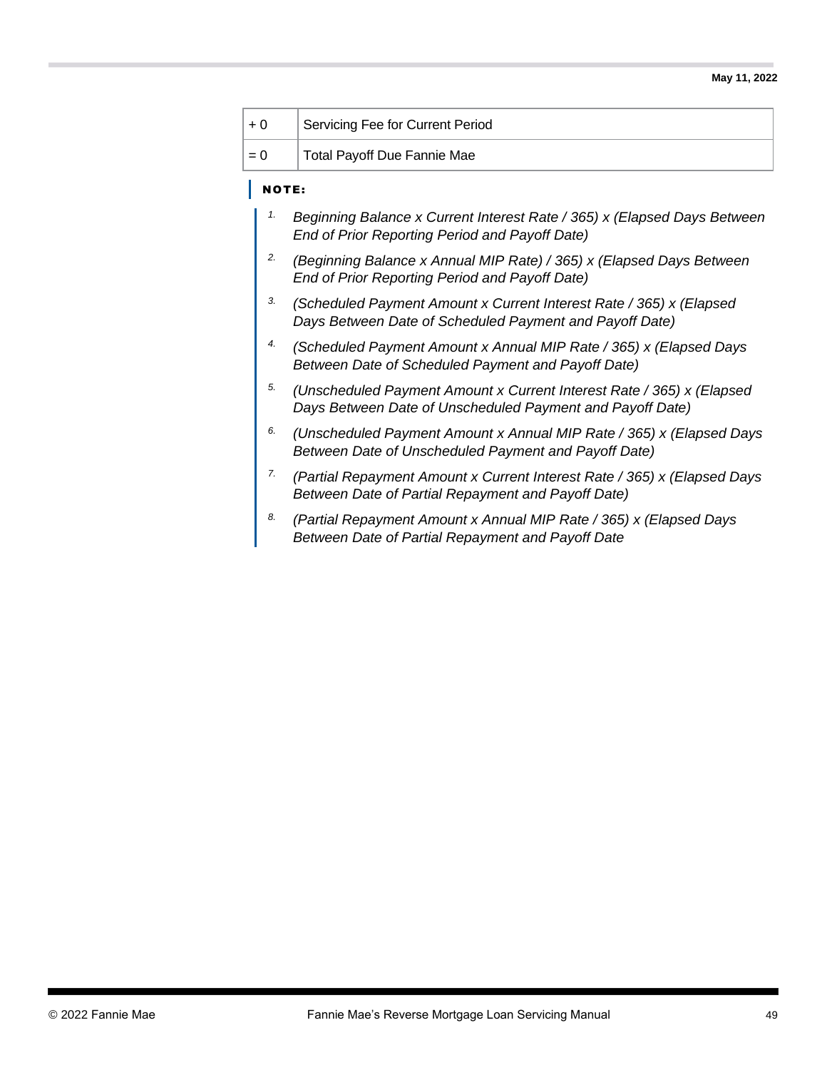| + 0 | Servicing Fee for Current Period |
| --- | --- |
| = 0 | Total Payoff Due Fannie Mae |

**NOTE:**

1. *Beginning Balance x Current Interest Rate / 365) x (Elapsed Days Between End of Prior Reporting Period and Payoff Date)*
2. *(Beginning Balance x Annual MIP Rate) / 365) x (Elapsed Days Between End of Prior Reporting Period and Payoff Date)*
3. *(Scheduled Payment Amount x Current Interest Rate / 365) x (Elapsed Days Between Date of Scheduled Payment and Payoff Date)*
4. *(Scheduled Payment Amount x Annual MIP Rate / 365) x (Elapsed Days Between Date of Scheduled Payment and Payoff Date)*
5. *(Unscheduled Payment Amount x Current Interest Rate / 365) x (Elapsed Days Between Date of Unscheduled Payment and Payoff Date)*
6. *(Unscheduled Payment Amount x Annual MIP Rate / 365) x (Elapsed Days Between Date of Unscheduled Payment and Payoff Date)*
7. *(Partial Repayment Amount x Current Interest Rate / 365) x (Elapsed Days Between Date of Partial Repayment and Payoff Date)*
8. *(Partial Repayment Amount x Annual MIP Rate / 365) x (Elapsed Days Between Date of Partial Repayment and Payoff Date*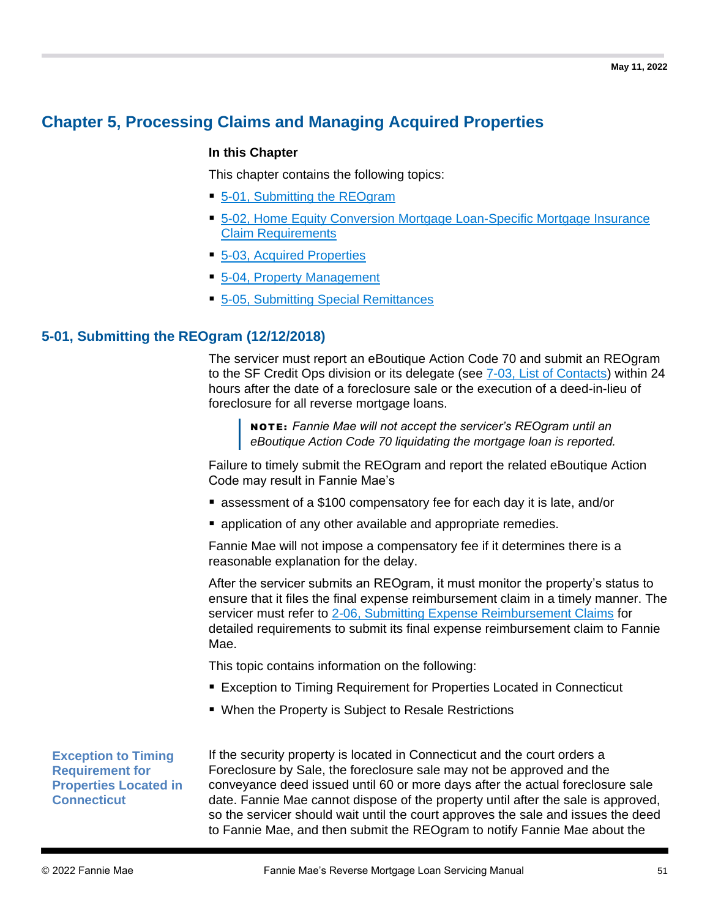# Chapter 5, Processing Claims and Managing Acquired Properties

**In this Chapter**

This chapter contains the following topics:

- 5-01, Submitting the REOgram
- 5-02, Home Equity Conversion Mortgage Loan-Specific Mortgage Insurance Claim Requirements
- 5-03, Acquired Properties
- 5-04, Property Management
- 5-05, Submitting Special Remittances

## 5-01, Submitting the REOgram (12/12/2018)

The servicer must report an eBoutique Action Code 70 and submit an REOgram to the SF Credit Ops division or its delegate (see 7-03, List of Contacts) within 24 hours after the date of a foreclosure sale or the execution of a deed-in-lieu of foreclosure for all reverse mortgage loans.

> **NOTE:** *Fannie Mae will not accept the servicer's REOgram until an eBoutique Action Code 70 liquidating the mortgage loan is reported.*

Failure to timely submit the REOgram and report the related eBoutique Action Code may result in Fannie Mae's

- assessment of a $100 compensatory fee for each day it is late, and/or
- application of any other available and appropriate remedies.

Fannie Mae will not impose a compensatory fee if it determines there is a reasonable explanation for the delay.

After the servicer submits an REOgram, it must monitor the property's status to ensure that it files the final expense reimbursement claim in a timely manner. The servicer must refer to 2-06, Submitting Expense Reimbursement Claims for detailed requirements to submit its final expense reimbursement claim to Fannie Mae.

This topic contains information on the following:

- Exception to Timing Requirement for Properties Located in Connecticut
- When the Property is Subject to Resale Restrictions

### Exception to Timing Requirement for Properties Located in Connecticut

If the security property is located in Connecticut and the court orders a Foreclosure by Sale, the foreclosure sale may not be approved and the conveyance deed issued until 60 or more days after the actual foreclosure sale date. Fannie Mae cannot dispose of the property until after the sale is approved, so the servicer should wait until the court approves the sale and issues the deed to Fannie Mae, and then submit the REOgram to notify Fannie Mae about the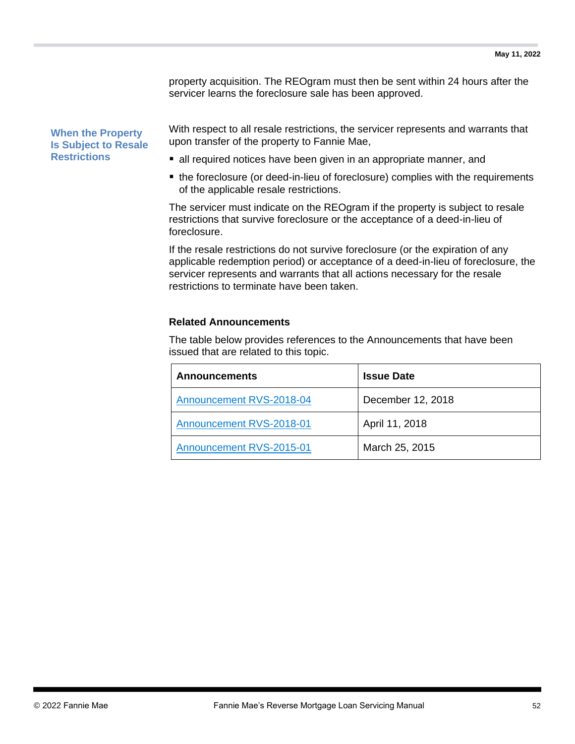property acquisition. The REOgram must then be sent within 24 hours after the servicer learns the foreclosure sale has been approved.

### When the Property Is Subject to Resale Restrictions

With respect to all resale restrictions, the servicer represents and warrants that upon transfer of the property to Fannie Mae,

- all required notices have been given in an appropriate manner, and
- the foreclosure (or deed-in-lieu of foreclosure) complies with the requirements of the applicable resale restrictions.

The servicer must indicate on the REOgram if the property is subject to resale restrictions that survive foreclosure or the acceptance of a deed-in-lieu of foreclosure.

If the resale restrictions do not survive foreclosure (or the expiration of any applicable redemption period) or acceptance of a deed-in-lieu of foreclosure, the servicer represents and warrants that all actions necessary for the resale restrictions to terminate have been taken.

**Related Announcements**

The table below provides references to the Announcements that have been issued that are related to this topic.

| Announcements | Issue Date |
|---|---|
| Announcement RVS-2018-04 | December 12, 2018 |
| Announcement RVS-2018-01 | April 11, 2018 |
| Announcement RVS-2015-01 | March 25, 2015 |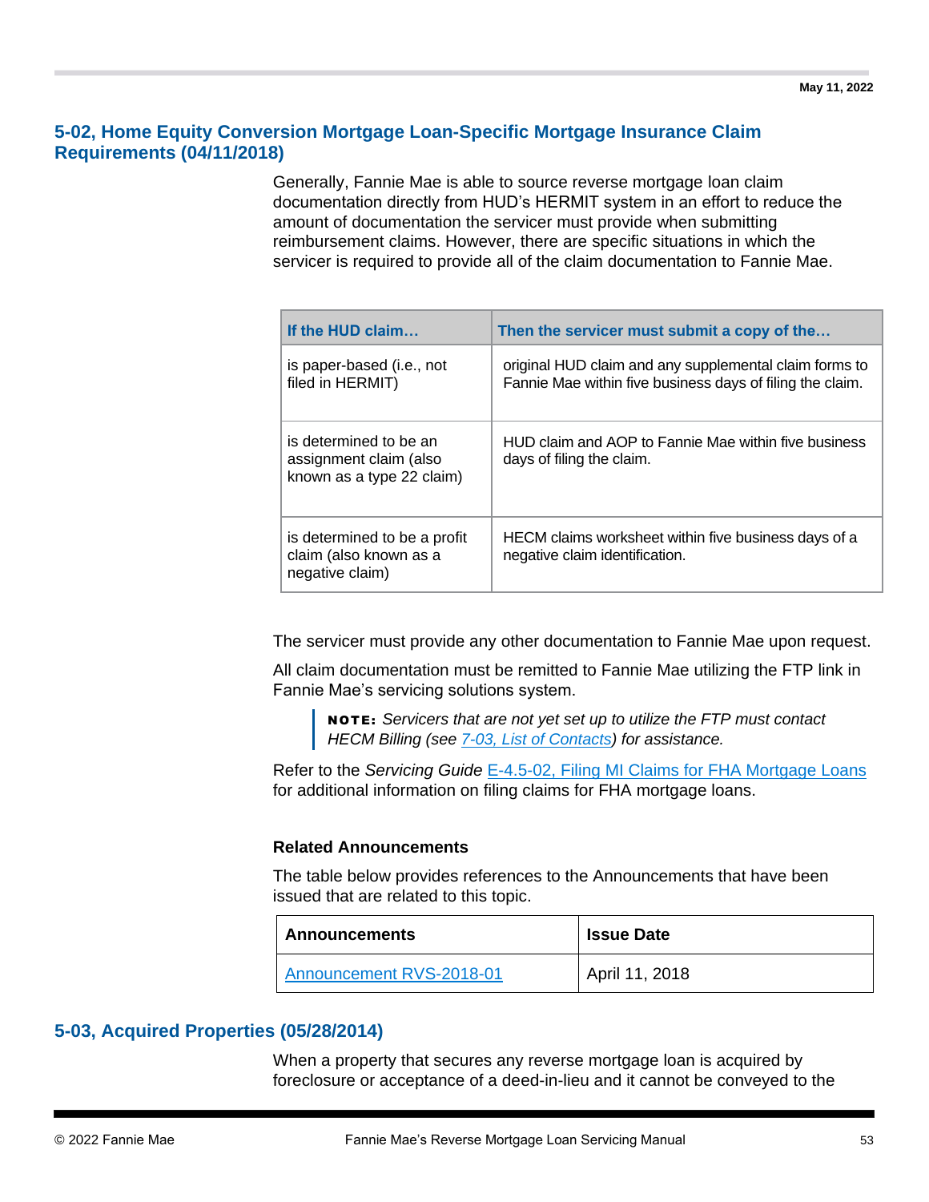## 5-02, Home Equity Conversion Mortgage Loan-Specific Mortgage Insurance Claim Requirements (04/11/2018)

Generally, Fannie Mae is able to source reverse mortgage loan claim documentation directly from HUD's HERMIT system in an effort to reduce the amount of documentation the servicer must provide when submitting reimbursement claims. However, there are specific situations in which the servicer is required to provide all of the claim documentation to Fannie Mae.

| If the HUD claim… | Then the servicer must submit a copy of the… |
|---|---|
| is paper-based (i.e., not filed in HERMIT) | original HUD claim and any supplemental claim forms to Fannie Mae within five business days of filing the claim. |
| is determined to be an assignment claim (also known as a type 22 claim) | HUD claim and AOP to Fannie Mae within five business days of filing the claim. |
| is determined to be a profit claim (also known as a negative claim) | HECM claims worksheet within five business days of a negative claim identification. |

The servicer must provide any other documentation to Fannie Mae upon request.

All claim documentation must be remitted to Fannie Mae utilizing the FTP link in Fannie Mae's servicing solutions system.

> **NOTE:** *Servicers that are not yet set up to utilize the FTP must contact HECM Billing (see [7-03, List of Contacts]) for assistance.*

Refer to the *Servicing Guide* E-4.5-02, Filing MI Claims for FHA Mortgage Loans for additional information on filing claims for FHA mortgage loans.

### Related Announcements

The table below provides references to the Announcements that have been issued that are related to this topic.

| Announcements | Issue Date |
|---|---|
| Announcement RVS-2018-01 | April 11, 2018 |

## 5-03, Acquired Properties (05/28/2014)

When a property that secures any reverse mortgage loan is acquired by foreclosure or acceptance of a deed-in-lieu and it cannot be conveyed to the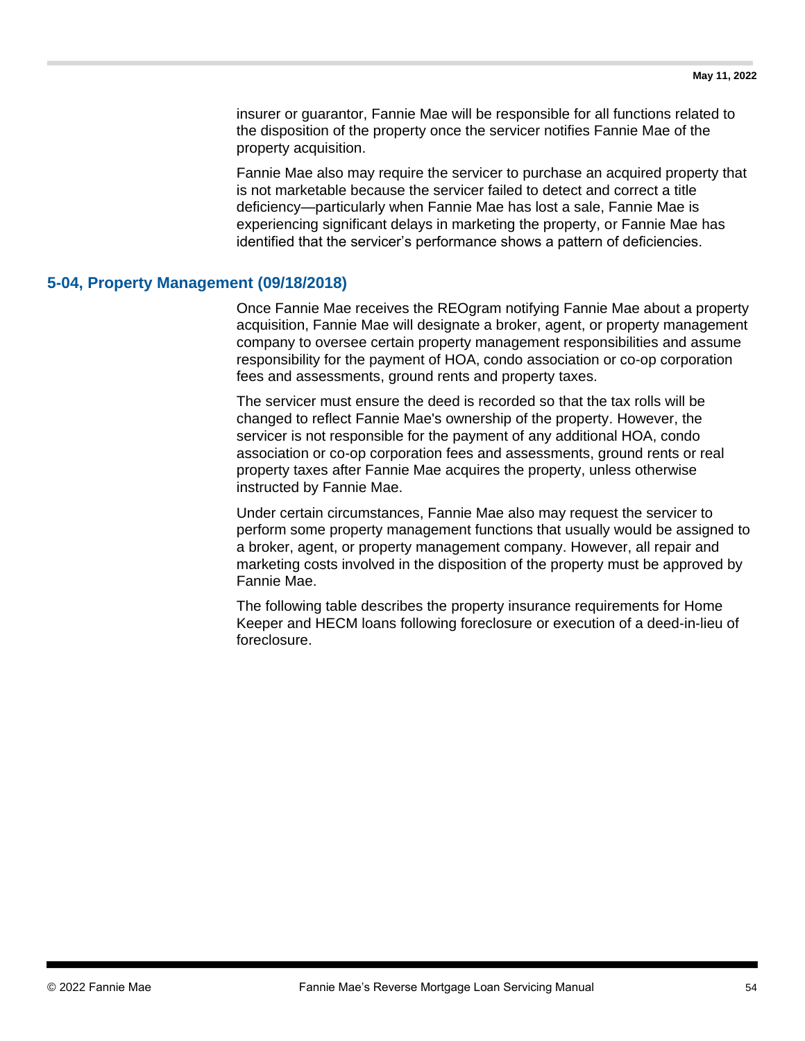insurer or guarantor, Fannie Mae will be responsible for all functions related to the disposition of the property once the servicer notifies Fannie Mae of the property acquisition.

Fannie Mae also may require the servicer to purchase an acquired property that is not marketable because the servicer failed to detect and correct a title deficiency—particularly when Fannie Mae has lost a sale, Fannie Mae is experiencing significant delays in marketing the property, or Fannie Mae has identified that the servicer's performance shows a pattern of deficiencies.

## 5-04, Property Management (09/18/2018)

Once Fannie Mae receives the REOgram notifying Fannie Mae about a property acquisition, Fannie Mae will designate a broker, agent, or property management company to oversee certain property management responsibilities and assume responsibility for the payment of HOA, condo association or co-op corporation fees and assessments, ground rents and property taxes.

The servicer must ensure the deed is recorded so that the tax rolls will be changed to reflect Fannie Mae's ownership of the property. However, the servicer is not responsible for the payment of any additional HOA, condo association or co-op corporation fees and assessments, ground rents or real property taxes after Fannie Mae acquires the property, unless otherwise instructed by Fannie Mae.

Under certain circumstances, Fannie Mae also may request the servicer to perform some property management functions that usually would be assigned to a broker, agent, or property management company. However, all repair and marketing costs involved in the disposition of the property must be approved by Fannie Mae.

The following table describes the property insurance requirements for Home Keeper and HECM loans following foreclosure or execution of a deed-in-lieu of foreclosure.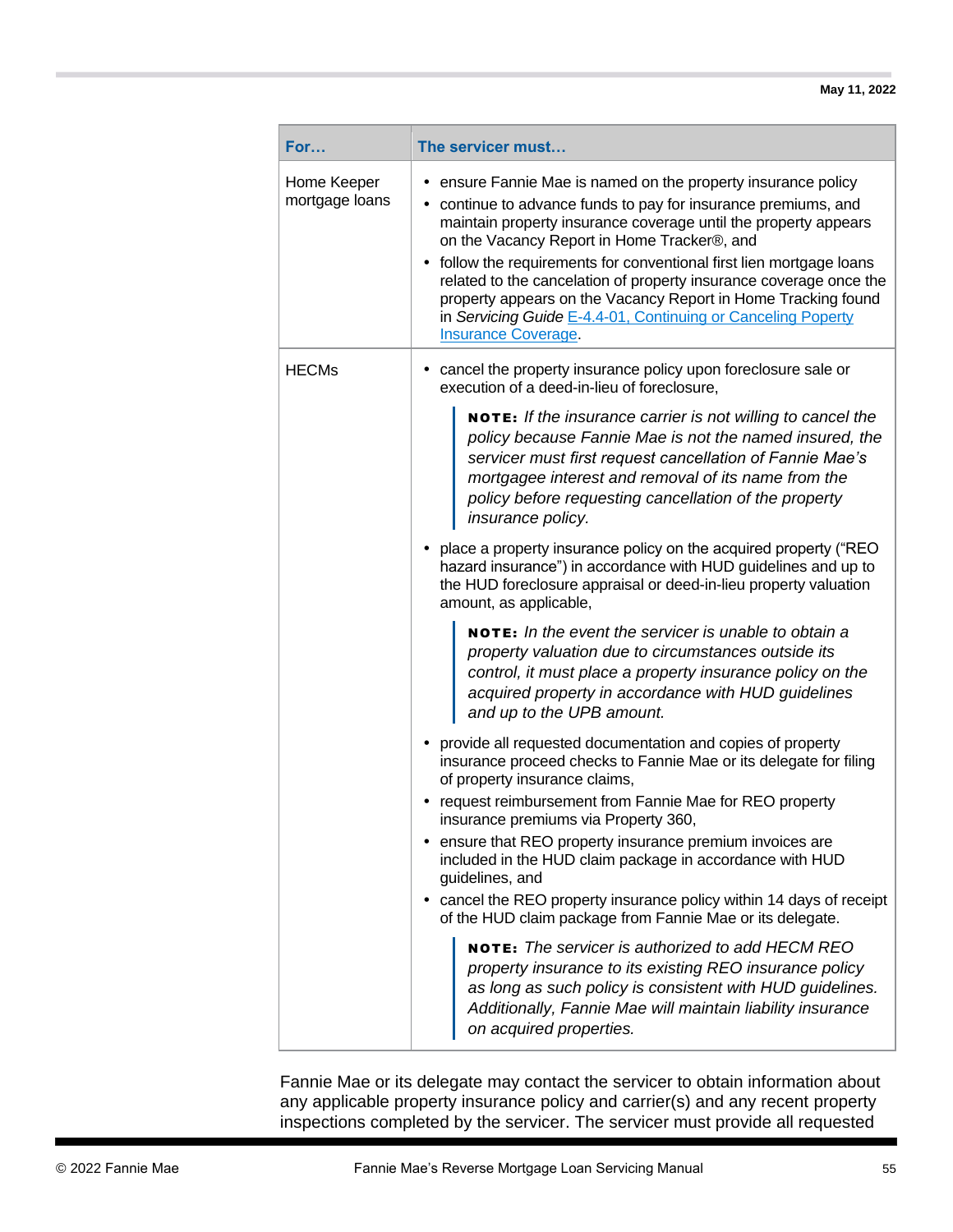| For… | The servicer must… |
|---|---|
| Home Keeper mortgage loans | • ensure Fannie Mae is named on the property insurance policy<br>• continue to advance funds to pay for insurance premiums, and maintain property insurance coverage until the property appears on the Vacancy Report in Home Tracker®, and<br>• follow the requirements for conventional first lien mortgage loans related to the cancelation of property insurance coverage once the property appears on the Vacancy Report in Home Tracking found in *Servicing Guide* E-4.4-01, Continuing or Canceling Poperty Insurance Coverage. |
| HECMs | • cancel the property insurance policy upon foreclosure sale or execution of a deed-in-lieu of foreclosure,<br><br>**NOTE:** *If the insurance carrier is not willing to cancel the policy because Fannie Mae is not the named insured, the servicer must first request cancellation of Fannie Mae's mortgagee interest and removal of its name from the policy before requesting cancellation of the property insurance policy.*<br><br>• place a property insurance policy on the acquired property ("REO hazard insurance") in accordance with HUD guidelines and up to the HUD foreclosure appraisal or deed-in-lieu property valuation amount, as applicable,<br><br>**NOTE:** *In the event the servicer is unable to obtain a property valuation due to circumstances outside its control, it must place a property insurance policy on the acquired property in accordance with HUD guidelines and up to the UPB amount.*<br><br>• provide all requested documentation and copies of property insurance proceed checks to Fannie Mae or its delegate for filing of property insurance claims,<br>• request reimbursement from Fannie Mae for REO property insurance premiums via Property 360,<br>• ensure that REO property insurance premium invoices are included in the HUD claim package in accordance with HUD guidelines, and<br>• cancel the REO property insurance policy within 14 days of receipt of the HUD claim package from Fannie Mae or its delegate.<br><br>**NOTE:** *The servicer is authorized to add HECM REO property insurance to its existing REO insurance policy as long as such policy is consistent with HUD guidelines. Additionally, Fannie Mae will maintain liability insurance on acquired properties.* |

Fannie Mae or its delegate may contact the servicer to obtain information about any applicable property insurance policy and carrier(s) and any recent property inspections completed by the servicer. The servicer must provide all requested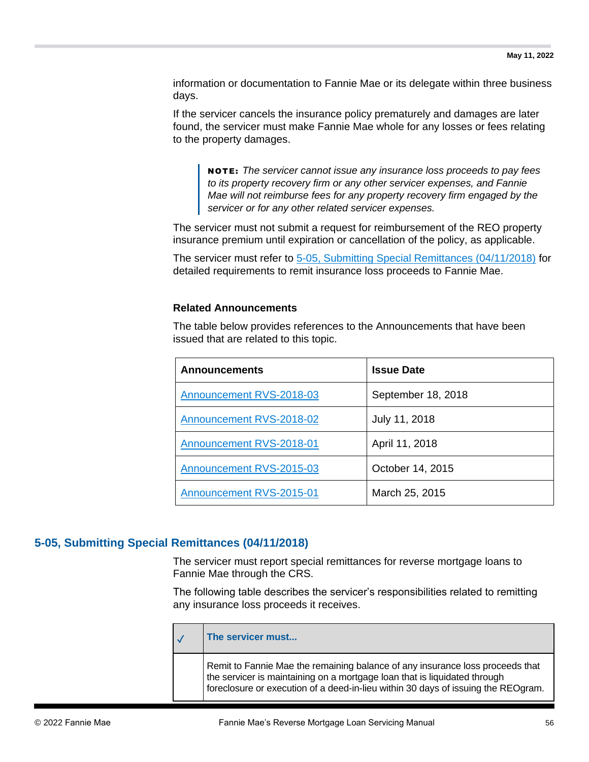information or documentation to Fannie Mae or its delegate within three business days.

If the servicer cancels the insurance policy prematurely and damages are later found, the servicer must make Fannie Mae whole for any losses or fees relating to the property damages.

> **NOTE:** *The servicer cannot issue any insurance loss proceeds to pay fees to its property recovery firm or any other servicer expenses, and Fannie Mae will not reimburse fees for any property recovery firm engaged by the servicer or for any other related servicer expenses.*

The servicer must not submit a request for reimbursement of the REO property insurance premium until expiration or cancellation of the policy, as applicable.

The servicer must refer to 5-05, Submitting Special Remittances (04/11/2018) for detailed requirements to remit insurance loss proceeds to Fannie Mae.

#### Related Announcements

The table below provides references to the Announcements that have been issued that are related to this topic.

| Announcements | Issue Date |
| --- | --- |
| Announcement RVS-2018-03 | September 18, 2018 |
| Announcement RVS-2018-02 | July 11, 2018 |
| Announcement RVS-2018-01 | April 11, 2018 |
| Announcement RVS-2015-03 | October 14, 2015 |
| Announcement RVS-2015-01 | March 25, 2015 |

## 5-05, Submitting Special Remittances (04/11/2018)

The servicer must report special remittances for reverse mortgage loans to Fannie Mae through the CRS.

The following table describes the servicer's responsibilities related to remitting any insurance loss proceeds it receives.

| ✓ | The servicer must... |
| --- | --- |
| | Remit to Fannie Mae the remaining balance of any insurance loss proceeds that the servicer is maintaining on a mortgage loan that is liquidated through foreclosure or execution of a deed-in-lieu within 30 days of issuing the REOgram. |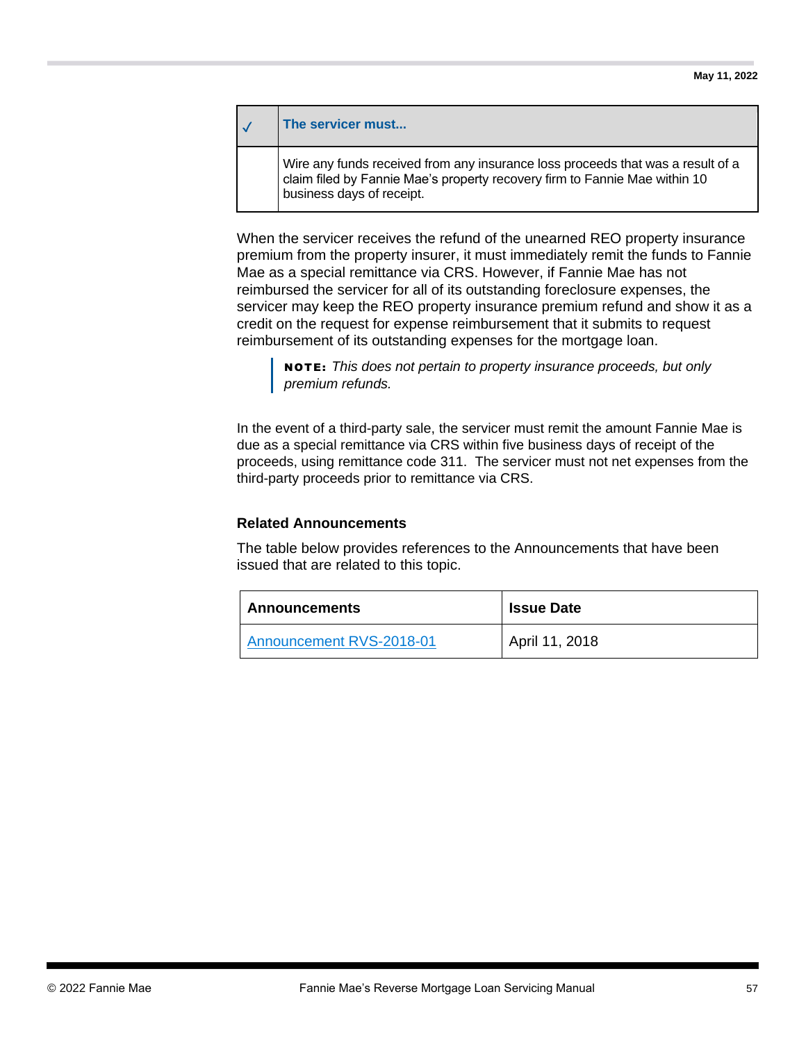| ✓ | The servicer must... |
| --- | --- |
| | Wire any funds received from any insurance loss proceeds that was a result of a claim filed by Fannie Mae's property recovery firm to Fannie Mae within 10 business days of receipt. |

When the servicer receives the refund of the unearned REO property insurance premium from the property insurer, it must immediately remit the funds to Fannie Mae as a special remittance via CRS. However, if Fannie Mae has not reimbursed the servicer for all of its outstanding foreclosure expenses, the servicer may keep the REO property insurance premium refund and show it as a credit on the request for expense reimbursement that it submits to request reimbursement of its outstanding expenses for the mortgage loan.

> **NOTE:** *This does not pertain to property insurance proceeds, but only premium refunds.*

In the event of a third-party sale, the servicer must remit the amount Fannie Mae is due as a special remittance via CRS within five business days of receipt of the proceeds, using remittance code 311. The servicer must not net expenses from the third-party proceeds prior to remittance via CRS.

### Related Announcements

The table below provides references to the Announcements that have been issued that are related to this topic.

| Announcements | Issue Date |
| --- | --- |
| Announcement RVS-2018-01 | April 11, 2018 |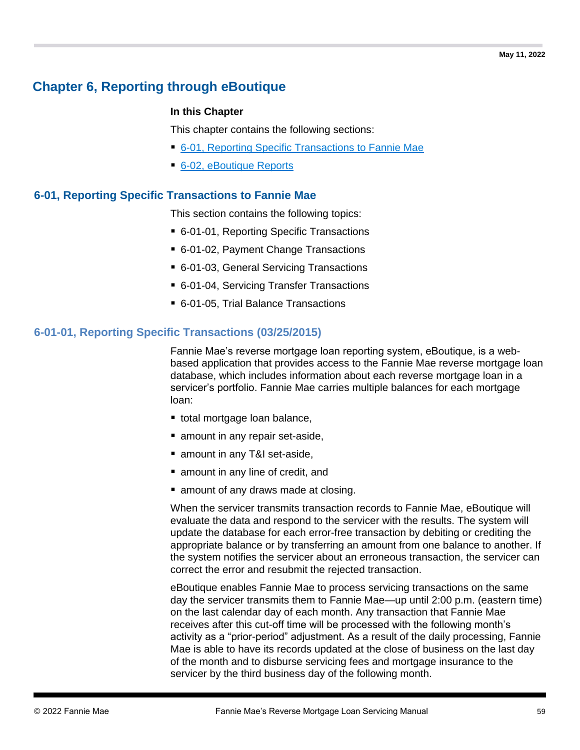# Chapter 6, Reporting through eBoutique

**In this Chapter**

This chapter contains the following sections:

- 6-01, Reporting Specific Transactions to Fannie Mae
- 6-02, eBoutique Reports

## 6-01, Reporting Specific Transactions to Fannie Mae

This section contains the following topics:

- 6-01-01, Reporting Specific Transactions
- 6-01-02, Payment Change Transactions
- 6-01-03, General Servicing Transactions
- 6-01-04, Servicing Transfer Transactions
- 6-01-05, Trial Balance Transactions

### 6-01-01, Reporting Specific Transactions (03/25/2015)

Fannie Mae's reverse mortgage loan reporting system, eBoutique, is a web-based application that provides access to the Fannie Mae reverse mortgage loan database, which includes information about each reverse mortgage loan in a servicer's portfolio. Fannie Mae carries multiple balances for each mortgage loan:

- total mortgage loan balance,
- amount in any repair set-aside,
- amount in any T&I set-aside,
- amount in any line of credit, and
- amount of any draws made at closing.

When the servicer transmits transaction records to Fannie Mae, eBoutique will evaluate the data and respond to the servicer with the results. The system will update the database for each error-free transaction by debiting or crediting the appropriate balance or by transferring an amount from one balance to another. If the system notifies the servicer about an erroneous transaction, the servicer can correct the error and resubmit the rejected transaction.

eBoutique enables Fannie Mae to process servicing transactions on the same day the servicer transmits them to Fannie Mae—up until 2:00 p.m. (eastern time) on the last calendar day of each month. Any transaction that Fannie Mae receives after this cut-off time will be processed with the following month's activity as a "prior-period" adjustment. As a result of the daily processing, Fannie Mae is able to have its records updated at the close of business on the last day of the month and to disburse servicing fees and mortgage insurance to the servicer by the third business day of the following month.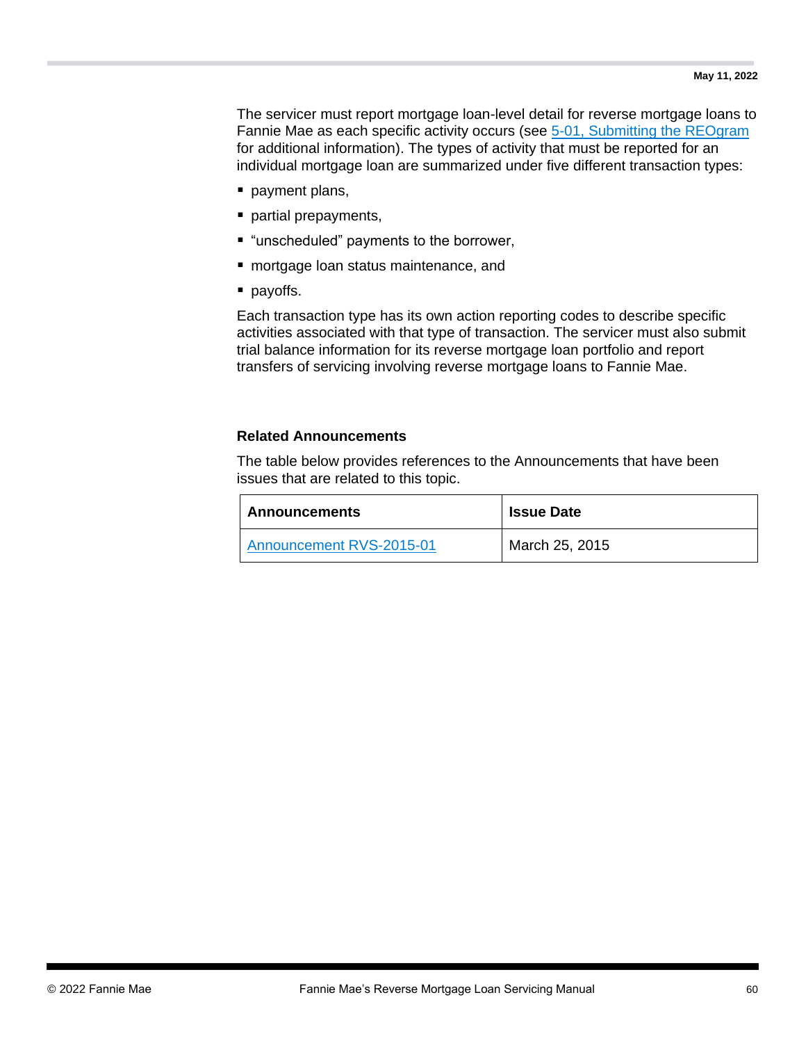The servicer must report mortgage loan-level detail for reverse mortgage loans to Fannie Mae as each specific activity occurs (see 5-01, Submitting the REOgram for additional information). The types of activity that must be reported for an individual mortgage loan are summarized under five different transaction types:

- payment plans,
- partial prepayments,
- "unscheduled" payments to the borrower,
- mortgage loan status maintenance, and
- payoffs.

Each transaction type has its own action reporting codes to describe specific activities associated with that type of transaction. The servicer must also submit trial balance information for its reverse mortgage loan portfolio and report transfers of servicing involving reverse mortgage loans to Fannie Mae.

**Related Announcements**

The table below provides references to the Announcements that have been issues that are related to this topic.

| Announcements | Issue Date |
| --- | --- |
| Announcement RVS-2015-01 | March 25, 2015 |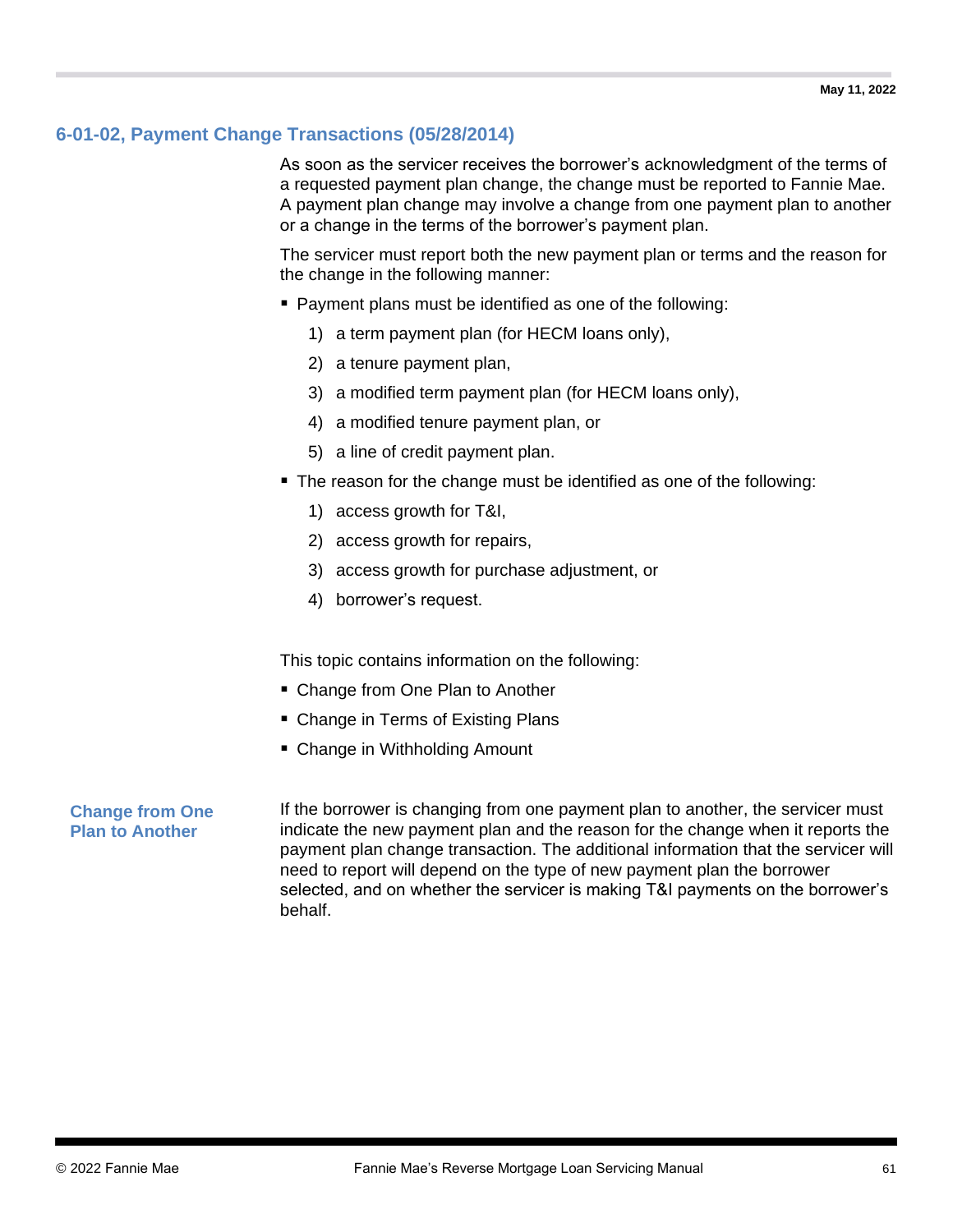## 6-01-02, Payment Change Transactions (05/28/2014)

As soon as the servicer receives the borrower's acknowledgment of the terms of a requested payment plan change, the change must be reported to Fannie Mae. A payment plan change may involve a change from one payment plan to another or a change in the terms of the borrower's payment plan.

The servicer must report both the new payment plan or terms and the reason for the change in the following manner:

- Payment plans must be identified as one of the following:
  1) a term payment plan (for HECM loans only),
  2) a tenure payment plan,
  3) a modified term payment plan (for HECM loans only),
  4) a modified tenure payment plan, or
  5) a line of credit payment plan.
- The reason for the change must be identified as one of the following:
  1) access growth for T&I,
  2) access growth for repairs,
  3) access growth for purchase adjustment, or
  4) borrower's request.

This topic contains information on the following:

- Change from One Plan to Another
- Change in Terms of Existing Plans
- Change in Withholding Amount

### Change from One Plan to Another

If the borrower is changing from one payment plan to another, the servicer must indicate the new payment plan and the reason for the change when it reports the payment plan change transaction. The additional information that the servicer will need to report will depend on the type of new payment plan the borrower selected, and on whether the servicer is making T&I payments on the borrower's behalf.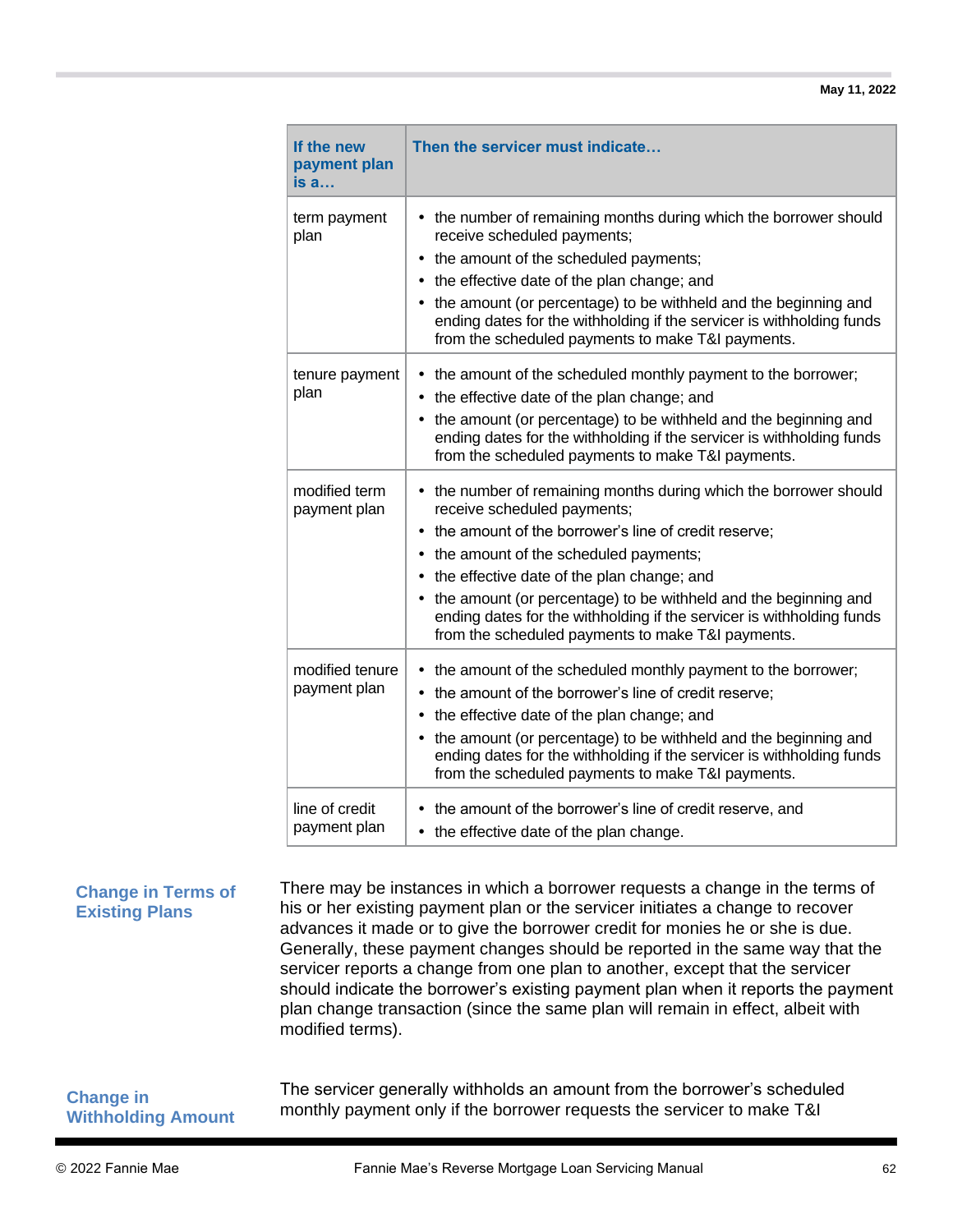| If the new payment plan is a… | Then the servicer must indicate… |
|---|---|
| term payment plan | • the number of remaining months during which the borrower should receive scheduled payments;<br>• the amount of the scheduled payments;<br>• the effective date of the plan change; and<br>• the amount (or percentage) to be withheld and the beginning and ending dates for the withholding if the servicer is withholding funds from the scheduled payments to make T&I payments. |
| tenure payment plan | • the amount of the scheduled monthly payment to the borrower;<br>• the effective date of the plan change; and<br>• the amount (or percentage) to be withheld and the beginning and ending dates for the withholding if the servicer is withholding funds from the scheduled payments to make T&I payments. |
| modified term payment plan | • the number of remaining months during which the borrower should receive scheduled payments;<br>• the amount of the borrower's line of credit reserve;<br>• the amount of the scheduled payments;<br>• the effective date of the plan change; and<br>• the amount (or percentage) to be withheld and the beginning and ending dates for the withholding if the servicer is withholding funds from the scheduled payments to make T&I payments. |
| modified tenure payment plan | • the amount of the scheduled monthly payment to the borrower;<br>• the amount of the borrower's line of credit reserve;<br>• the effective date of the plan change; and<br>• the amount (or percentage) to be withheld and the beginning and ending dates for the withholding if the servicer is withholding funds from the scheduled payments to make T&I payments. |
| line of credit payment plan | • the amount of the borrower's line of credit reserve, and<br>• the effective date of the plan change. |

### Change in Terms of Existing Plans

There may be instances in which a borrower requests a change in the terms of his or her existing payment plan or the servicer initiates a change to recover advances it made or to give the borrower credit for monies he or she is due. Generally, these payment changes should be reported in the same way that the servicer reports a change from one plan to another, except that the servicer should indicate the borrower's existing payment plan when it reports the payment plan change transaction (since the same plan will remain in effect, albeit with modified terms).

### Change in Withholding Amount

The servicer generally withholds an amount from the borrower's scheduled monthly payment only if the borrower requests the servicer to make T&I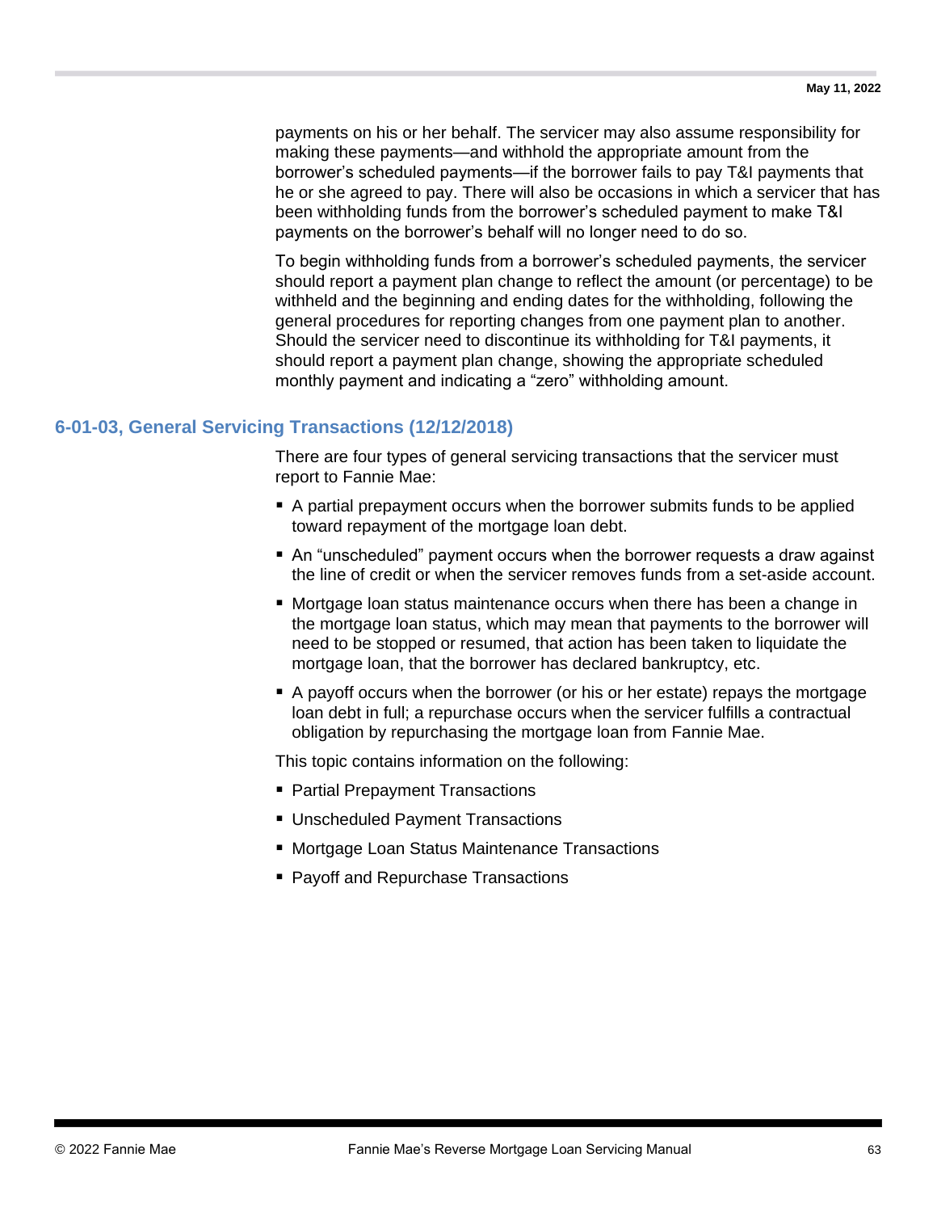payments on his or her behalf. The servicer may also assume responsibility for making these payments—and withhold the appropriate amount from the borrower's scheduled payments—if the borrower fails to pay T&I payments that he or she agreed to pay. There will also be occasions in which a servicer that has been withholding funds from the borrower's scheduled payment to make T&I payments on the borrower's behalf will no longer need to do so.

To begin withholding funds from a borrower's scheduled payments, the servicer should report a payment plan change to reflect the amount (or percentage) to be withheld and the beginning and ending dates for the withholding, following the general procedures for reporting changes from one payment plan to another. Should the servicer need to discontinue its withholding for T&I payments, it should report a payment plan change, showing the appropriate scheduled monthly payment and indicating a "zero" withholding amount.

## 6-01-03, General Servicing Transactions (12/12/2018)

There are four types of general servicing transactions that the servicer must report to Fannie Mae:

- A partial prepayment occurs when the borrower submits funds to be applied toward repayment of the mortgage loan debt.
- An "unscheduled" payment occurs when the borrower requests a draw against the line of credit or when the servicer removes funds from a set-aside account.
- Mortgage loan status maintenance occurs when there has been a change in the mortgage loan status, which may mean that payments to the borrower will need to be stopped or resumed, that action has been taken to liquidate the mortgage loan, that the borrower has declared bankruptcy, etc.
- A payoff occurs when the borrower (or his or her estate) repays the mortgage loan debt in full; a repurchase occurs when the servicer fulfills a contractual obligation by repurchasing the mortgage loan from Fannie Mae.

This topic contains information on the following:

- Partial Prepayment Transactions
- Unscheduled Payment Transactions
- Mortgage Loan Status Maintenance Transactions
- Payoff and Repurchase Transactions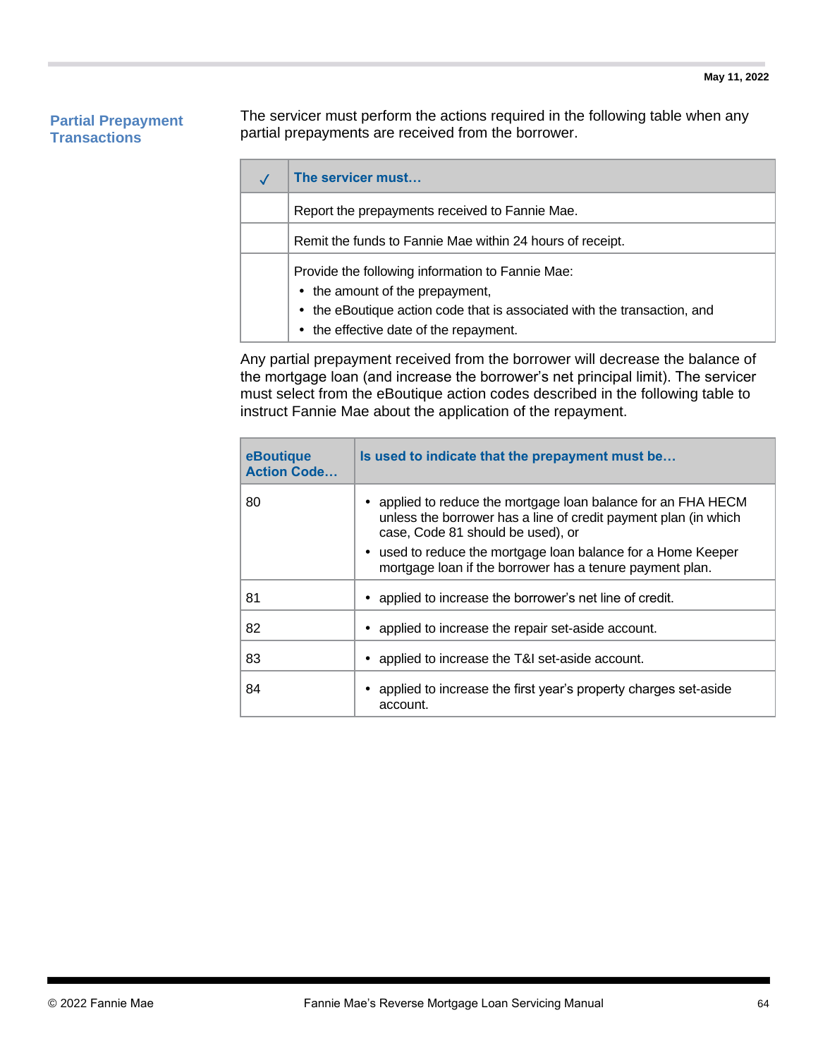## Partial Prepayment Transactions

The servicer must perform the actions required in the following table when any partial prepayments are received from the borrower.

| ✓ | The servicer must… |
|---|---|
| | Report the prepayments received to Fannie Mae. |
| | Remit the funds to Fannie Mae within 24 hours of receipt. |
| | Provide the following information to Fannie Mae:<br>• the amount of the prepayment,<br>• the eBoutique action code that is associated with the transaction, and<br>• the effective date of the repayment. |

Any partial prepayment received from the borrower will decrease the balance of the mortgage loan (and increase the borrower's net principal limit). The servicer must select from the eBoutique action codes described in the following table to instruct Fannie Mae about the application of the repayment.

| eBoutique Action Code… | Is used to indicate that the prepayment must be… |
|---|---|
| 80 | • applied to reduce the mortgage loan balance for an FHA HECM unless the borrower has a line of credit payment plan (in which case, Code 81 should be used), or<br>• used to reduce the mortgage loan balance for a Home Keeper mortgage loan if the borrower has a tenure payment plan. |
| 81 | • applied to increase the borrower's net line of credit. |
| 82 | • applied to increase the repair set-aside account. |
| 83 | • applied to increase the T&I set-aside account. |
| 84 | • applied to increase the first year's property charges set-aside account. |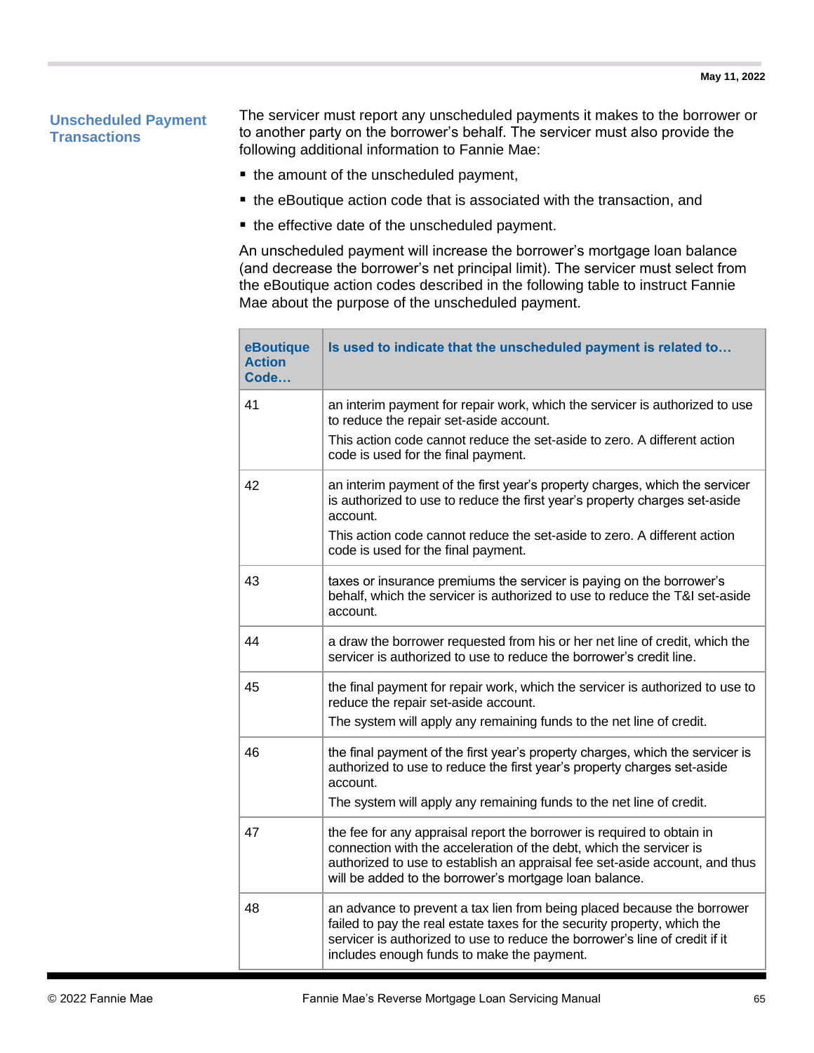## Unscheduled Payment Transactions

The servicer must report any unscheduled payments it makes to the borrower or to another party on the borrower's behalf. The servicer must also provide the following additional information to Fannie Mae:

- the amount of the unscheduled payment,
- the eBoutique action code that is associated with the transaction, and
- the effective date of the unscheduled payment.

An unscheduled payment will increase the borrower's mortgage loan balance (and decrease the borrower's net principal limit). The servicer must select from the eBoutique action codes described in the following table to instruct Fannie Mae about the purpose of the unscheduled payment.

| eBoutique Action Code… | Is used to indicate that the unscheduled payment is related to… |
|---|---|
| 41 | an interim payment for repair work, which the servicer is authorized to use to reduce the repair set-aside account.<br>This action code cannot reduce the set-aside to zero. A different action code is used for the final payment. |
| 42 | an interim payment of the first year's property charges, which the servicer is authorized to use to reduce the first year's property charges set-aside account.<br>This action code cannot reduce the set-aside to zero. A different action code is used for the final payment. |
| 43 | taxes or insurance premiums the servicer is paying on the borrower's behalf, which the servicer is authorized to use to reduce the T&I set-aside account. |
| 44 | a draw the borrower requested from his or her net line of credit, which the servicer is authorized to use to reduce the borrower's credit line. |
| 45 | the final payment for repair work, which the servicer is authorized to use to reduce the repair set-aside account.<br>The system will apply any remaining funds to the net line of credit. |
| 46 | the final payment of the first year's property charges, which the servicer is authorized to use to reduce the first year's property charges set-aside account.<br>The system will apply any remaining funds to the net line of credit. |
| 47 | the fee for any appraisal report the borrower is required to obtain in connection with the acceleration of the debt, which the servicer is authorized to use to establish an appraisal fee set-aside account, and thus will be added to the borrower's mortgage loan balance. |
| 48 | an advance to prevent a tax lien from being placed because the borrower failed to pay the real estate taxes for the security property, which the servicer is authorized to use to reduce the borrower's line of credit if it includes enough funds to make the payment. |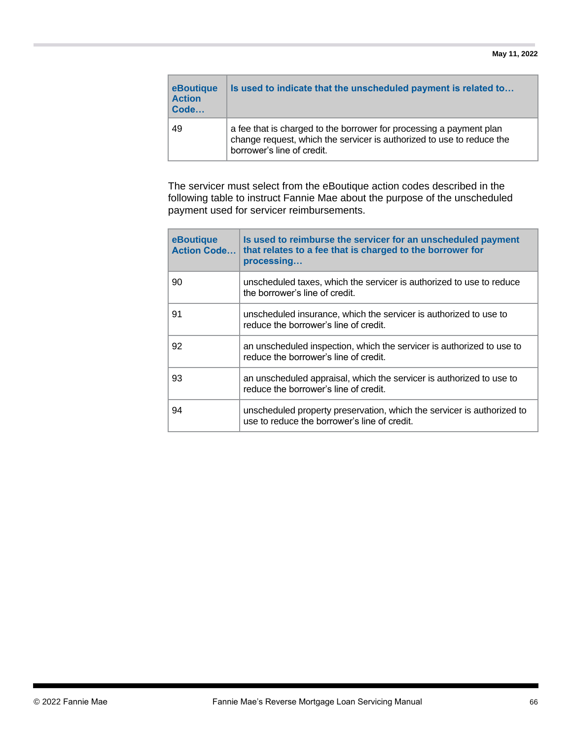| eBoutique Action Code… | Is used to indicate that the unscheduled payment is related to… |
|---|---|
| 49 | a fee that is charged to the borrower for processing a payment plan change request, which the servicer is authorized to use to reduce the borrower's line of credit. |

The servicer must select from the eBoutique action codes described in the following table to instruct Fannie Mae about the purpose of the unscheduled payment used for servicer reimbursements.

| eBoutique Action Code… | Is used to reimburse the servicer for an unscheduled payment that relates to a fee that is charged to the borrower for processing… |
|---|---|
| 90 | unscheduled taxes, which the servicer is authorized to use to reduce the borrower's line of credit. |
| 91 | unscheduled insurance, which the servicer is authorized to use to reduce the borrower's line of credit. |
| 92 | an unscheduled inspection, which the servicer is authorized to use to reduce the borrower's line of credit. |
| 93 | an unscheduled appraisal, which the servicer is authorized to use to reduce the borrower's line of credit. |
| 94 | unscheduled property preservation, which the servicer is authorized to use to reduce the borrower's line of credit. |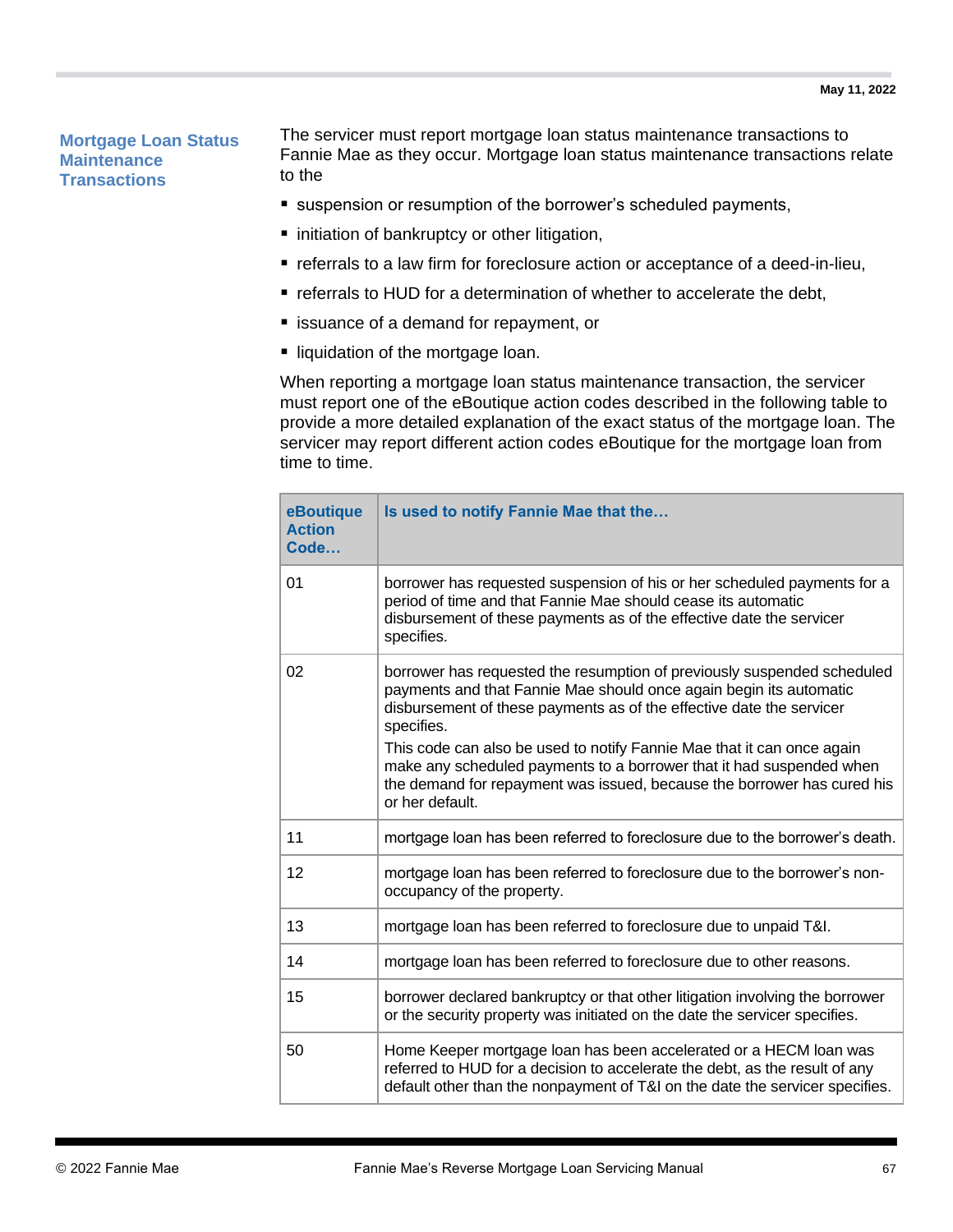## Mortgage Loan Status Maintenance Transactions

The servicer must report mortgage loan status maintenance transactions to Fannie Mae as they occur. Mortgage loan status maintenance transactions relate to the

- suspension or resumption of the borrower's scheduled payments,
- initiation of bankruptcy or other litigation,
- referrals to a law firm for foreclosure action or acceptance of a deed-in-lieu,
- referrals to HUD for a determination of whether to accelerate the debt,
- issuance of a demand for repayment, or
- liquidation of the mortgage loan.

When reporting a mortgage loan status maintenance transaction, the servicer must report one of the eBoutique action codes described in the following table to provide a more detailed explanation of the exact status of the mortgage loan. The servicer may report different action codes eBoutique for the mortgage loan from time to time.

| eBoutique Action Code… | Is used to notify Fannie Mae that the… |
|---|---|
| 01 | borrower has requested suspension of his or her scheduled payments for a period of time and that Fannie Mae should cease its automatic disbursement of these payments as of the effective date the servicer specifies. |
| 02 | borrower has requested the resumption of previously suspended scheduled payments and that Fannie Mae should once again begin its automatic disbursement of these payments as of the effective date the servicer specifies.<br>This code can also be used to notify Fannie Mae that it can once again make any scheduled payments to a borrower that it had suspended when the demand for repayment was issued, because the borrower has cured his or her default. |
| 11 | mortgage loan has been referred to foreclosure due to the borrower's death. |
| 12 | mortgage loan has been referred to foreclosure due to the borrower's non-occupancy of the property. |
| 13 | mortgage loan has been referred to foreclosure due to unpaid T&I. |
| 14 | mortgage loan has been referred to foreclosure due to other reasons. |
| 15 | borrower declared bankruptcy or that other litigation involving the borrower or the security property was initiated on the date the servicer specifies. |
| 50 | Home Keeper mortgage loan has been accelerated or a HECM loan was referred to HUD for a decision to accelerate the debt, as the result of any default other than the nonpayment of T&I on the date the servicer specifies. |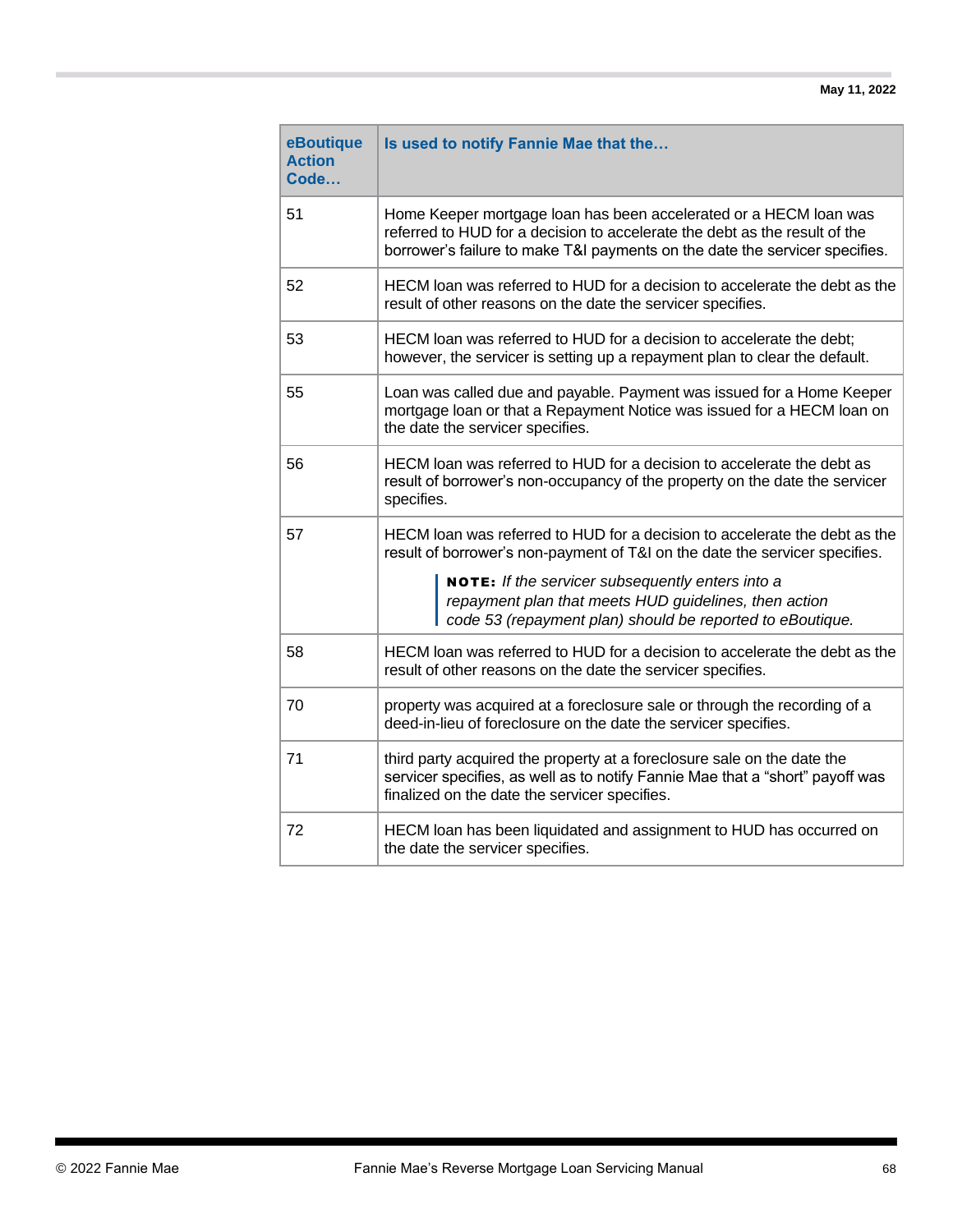| eBoutique Action Code… | Is used to notify Fannie Mae that the… |
|---|---|
| 51 | Home Keeper mortgage loan has been accelerated or a HECM loan was referred to HUD for a decision to accelerate the debt as the result of the borrower's failure to make T&I payments on the date the servicer specifies. |
| 52 | HECM loan was referred to HUD for a decision to accelerate the debt as the result of other reasons on the date the servicer specifies. |
| 53 | HECM loan was referred to HUD for a decision to accelerate the debt; however, the servicer is setting up a repayment plan to clear the default. |
| 55 | Loan was called due and payable. Payment was issued for a Home Keeper mortgage loan or that a Repayment Notice was issued for a HECM loan on the date the servicer specifies. |
| 56 | HECM loan was referred to HUD for a decision to accelerate the debt as result of borrower's non-occupancy of the property on the date the servicer specifies. |
| 57 | HECM loan was referred to HUD for a decision to accelerate the debt as the result of borrower's non-payment of T&I on the date the servicer specifies. **NOTE:** *If the servicer subsequently enters into a repayment plan that meets HUD guidelines, then action code 53 (repayment plan) should be reported to eBoutique.* |
| 58 | HECM loan was referred to HUD for a decision to accelerate the debt as the result of other reasons on the date the servicer specifies. |
| 70 | property was acquired at a foreclosure sale or through the recording of a deed-in-lieu of foreclosure on the date the servicer specifies. |
| 71 | third party acquired the property at a foreclosure sale on the date the servicer specifies, as well as to notify Fannie Mae that a "short" payoff was finalized on the date the servicer specifies. |
| 72 | HECM loan has been liquidated and assignment to HUD has occurred on the date the servicer specifies. |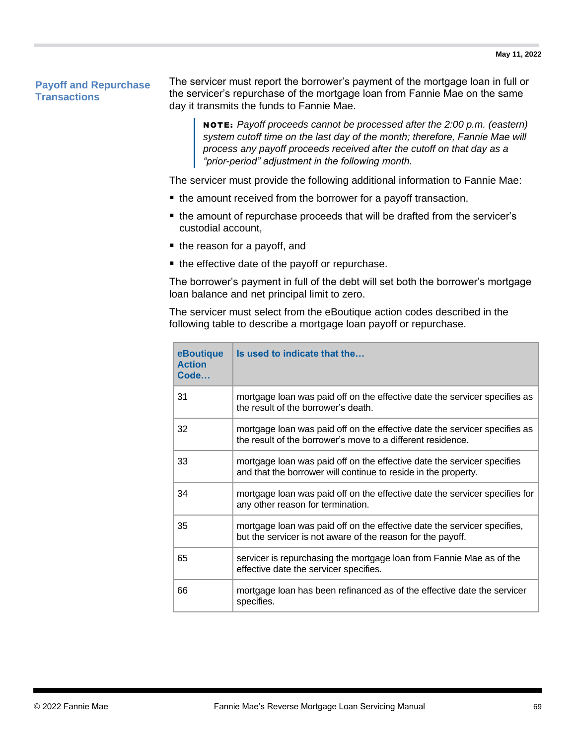## Payoff and Repurchase Transactions

The servicer must report the borrower's payment of the mortgage loan in full or the servicer's repurchase of the mortgage loan from Fannie Mae on the same day it transmits the funds to Fannie Mae.

> **NOTE:** *Payoff proceeds cannot be processed after the 2:00 p.m. (eastern) system cutoff time on the last day of the month; therefore, Fannie Mae will process any payoff proceeds received after the cutoff on that day as a "prior-period" adjustment in the following month.*

The servicer must provide the following additional information to Fannie Mae:

- the amount received from the borrower for a payoff transaction,
- the amount of repurchase proceeds that will be drafted from the servicer's custodial account,
- the reason for a payoff, and
- the effective date of the payoff or repurchase.

The borrower's payment in full of the debt will set both the borrower's mortgage loan balance and net principal limit to zero.

The servicer must select from the eBoutique action codes described in the following table to describe a mortgage loan payoff or repurchase.

| eBoutique Action Code… | Is used to indicate that the… |
|---|---|
| 31 | mortgage loan was paid off on the effective date the servicer specifies as the result of the borrower's death. |
| 32 | mortgage loan was paid off on the effective date the servicer specifies as the result of the borrower's move to a different residence. |
| 33 | mortgage loan was paid off on the effective date the servicer specifies and that the borrower will continue to reside in the property. |
| 34 | mortgage loan was paid off on the effective date the servicer specifies for any other reason for termination. |
| 35 | mortgage loan was paid off on the effective date the servicer specifies, but the servicer is not aware of the reason for the payoff. |
| 65 | servicer is repurchasing the mortgage loan from Fannie Mae as of the effective date the servicer specifies. |
| 66 | mortgage loan has been refinanced as of the effective date the servicer specifies. |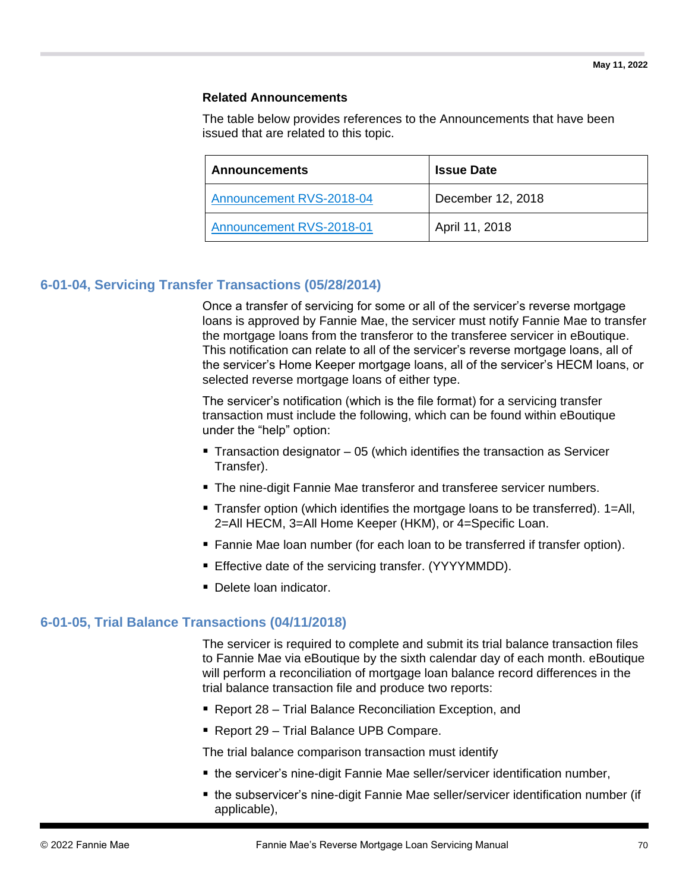**Related Announcements**

The table below provides references to the Announcements that have been issued that are related to this topic.

| Announcements | Issue Date |
|---|---|
| Announcement RVS-2018-04 | December 12, 2018 |
| Announcement RVS-2018-01 | April 11, 2018 |

## 6-01-04, Servicing Transfer Transactions (05/28/2014)

Once a transfer of servicing for some or all of the servicer's reverse mortgage loans is approved by Fannie Mae, the servicer must notify Fannie Mae to transfer the mortgage loans from the transferor to the transferee servicer in eBoutique. This notification can relate to all of the servicer's reverse mortgage loans, all of the servicer's Home Keeper mortgage loans, all of the servicer's HECM loans, or selected reverse mortgage loans of either type.

The servicer's notification (which is the file format) for a servicing transfer transaction must include the following, which can be found within eBoutique under the "help" option:

- Transaction designator – 05 (which identifies the transaction as Servicer Transfer).
- The nine-digit Fannie Mae transferor and transferee servicer numbers.
- Transfer option (which identifies the mortgage loans to be transferred). 1=All, 2=All HECM, 3=All Home Keeper (HKM), or 4=Specific Loan.
- Fannie Mae loan number (for each loan to be transferred if transfer option).
- Effective date of the servicing transfer. (YYYYMMDD).
- Delete loan indicator.

## 6-01-05, Trial Balance Transactions (04/11/2018)

The servicer is required to complete and submit its trial balance transaction files to Fannie Mae via eBoutique by the sixth calendar day of each month. eBoutique will perform a reconciliation of mortgage loan balance record differences in the trial balance transaction file and produce two reports:

- Report 28 – Trial Balance Reconciliation Exception, and
- Report 29 – Trial Balance UPB Compare.

The trial balance comparison transaction must identify

- the servicer's nine-digit Fannie Mae seller/servicer identification number,
- the subservicer's nine-digit Fannie Mae seller/servicer identification number (if applicable),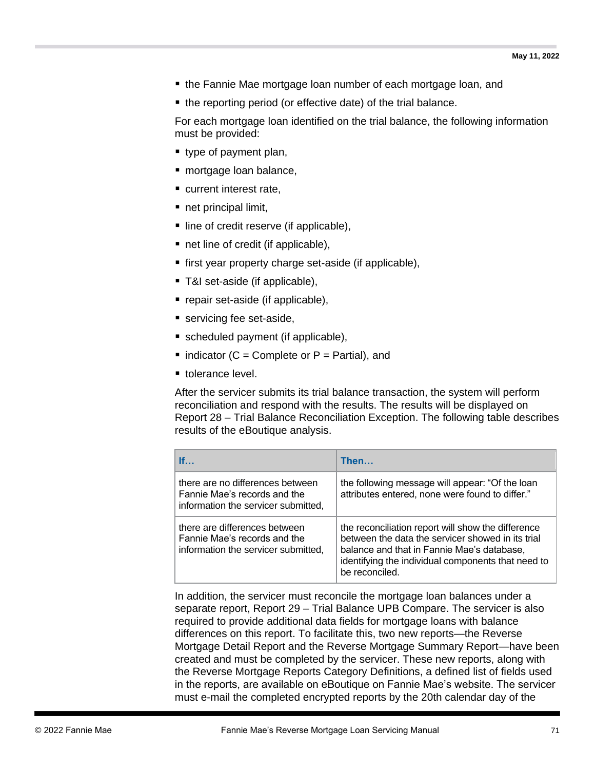- the Fannie Mae mortgage loan number of each mortgage loan, and
- the reporting period (or effective date) of the trial balance.

For each mortgage loan identified on the trial balance, the following information must be provided:

- type of payment plan,
- mortgage loan balance,
- current interest rate,
- net principal limit,
- line of credit reserve (if applicable),
- net line of credit (if applicable),
- first year property charge set-aside (if applicable),
- T&I set-aside (if applicable),
- repair set-aside (if applicable),
- servicing fee set-aside,
- scheduled payment (if applicable),
- indicator (C = Complete or P = Partial), and
- tolerance level.

After the servicer submits its trial balance transaction, the system will perform reconciliation and respond with the results. The results will be displayed on Report 28 – Trial Balance Reconciliation Exception. The following table describes results of the eBoutique analysis.

| If… | Then… |
|---|---|
| there are no differences between Fannie Mae's records and the information the servicer submitted, | the following message will appear: "Of the loan attributes entered, none were found to differ." |
| there are differences between Fannie Mae's records and the information the servicer submitted, | the reconciliation report will show the difference between the data the servicer showed in its trial balance and that in Fannie Mae's database, identifying the individual components that need to be reconciled. |

In addition, the servicer must reconcile the mortgage loan balances under a separate report, Report 29 – Trial Balance UPB Compare. The servicer is also required to provide additional data fields for mortgage loans with balance differences on this report. To facilitate this, two new reports—the Reverse Mortgage Detail Report and the Reverse Mortgage Summary Report—have been created and must be completed by the servicer. These new reports, along with the Reverse Mortgage Reports Category Definitions, a defined list of fields used in the reports, are available on eBoutique on Fannie Mae's website. The servicer must e-mail the completed encrypted reports by the 20th calendar day of the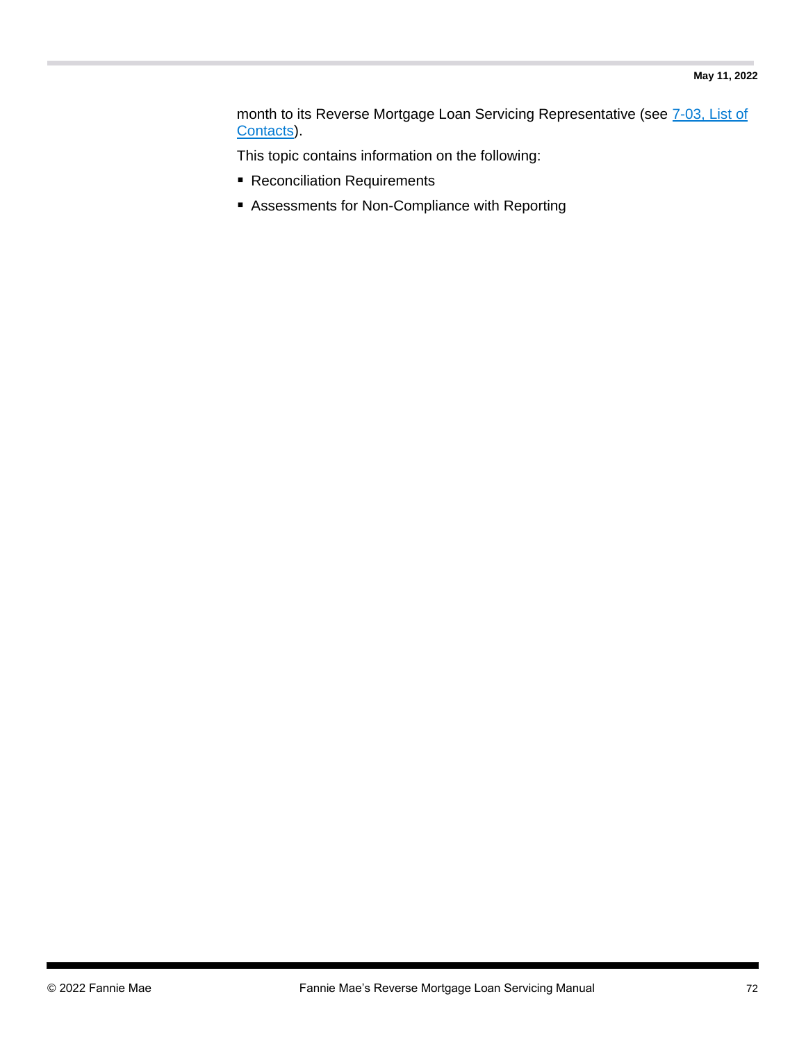month to its Reverse Mortgage Loan Servicing Representative (see [7-03, List of Contacts]).

This topic contains information on the following:

- Reconciliation Requirements
- Assessments for Non-Compliance with Reporting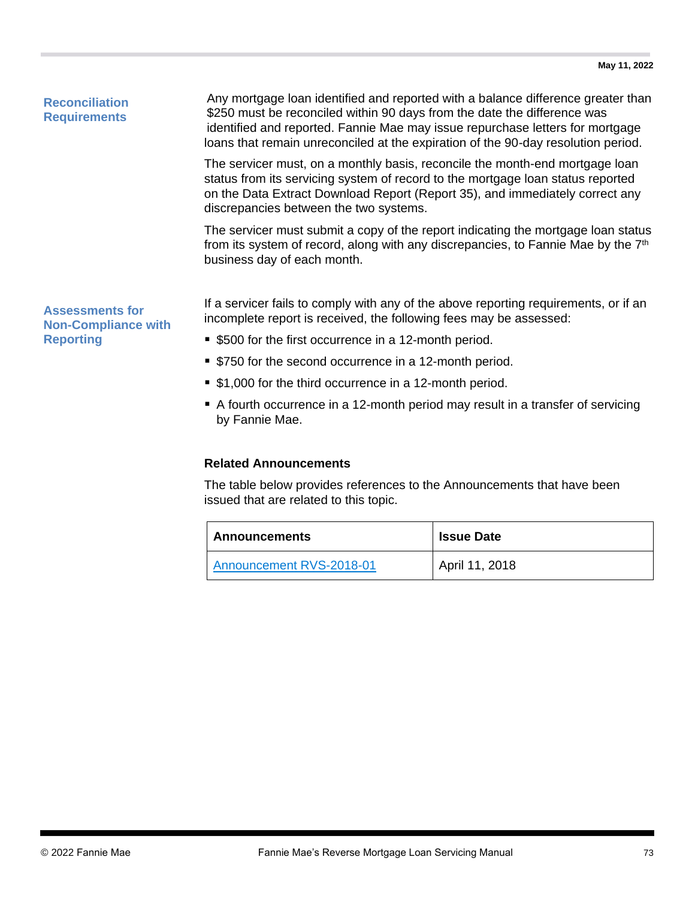### Reconciliation Requirements

Any mortgage loan identified and reported with a balance difference greater than $250 must be reconciled within 90 days from the date the difference was identified and reported. Fannie Mae may issue repurchase letters for mortgage loans that remain unreconciled at the expiration of the 90-day resolution period.

The servicer must, on a monthly basis, reconcile the month-end mortgage loan status from its servicing system of record to the mortgage loan status reported on the Data Extract Download Report (Report 35), and immediately correct any discrepancies between the two systems.

The servicer must submit a copy of the report indicating the mortgage loan status from its system of record, along with any discrepancies, to Fannie Mae by the 7th business day of each month.

### Assessments for Non-Compliance with Reporting

If a servicer fails to comply with any of the above reporting requirements, or if an incomplete report is received, the following fees may be assessed:

- $500 for the first occurrence in a 12-month period.
- $750 for the second occurrence in a 12-month period.
- $1,000 for the third occurrence in a 12-month period.
- A fourth occurrence in a 12-month period may result in a transfer of servicing by Fannie Mae.

**Related Announcements**

The table below provides references to the Announcements that have been issued that are related to this topic.

| Announcements | Issue Date |
| --- | --- |
| Announcement RVS-2018-01 | April 11, 2018 |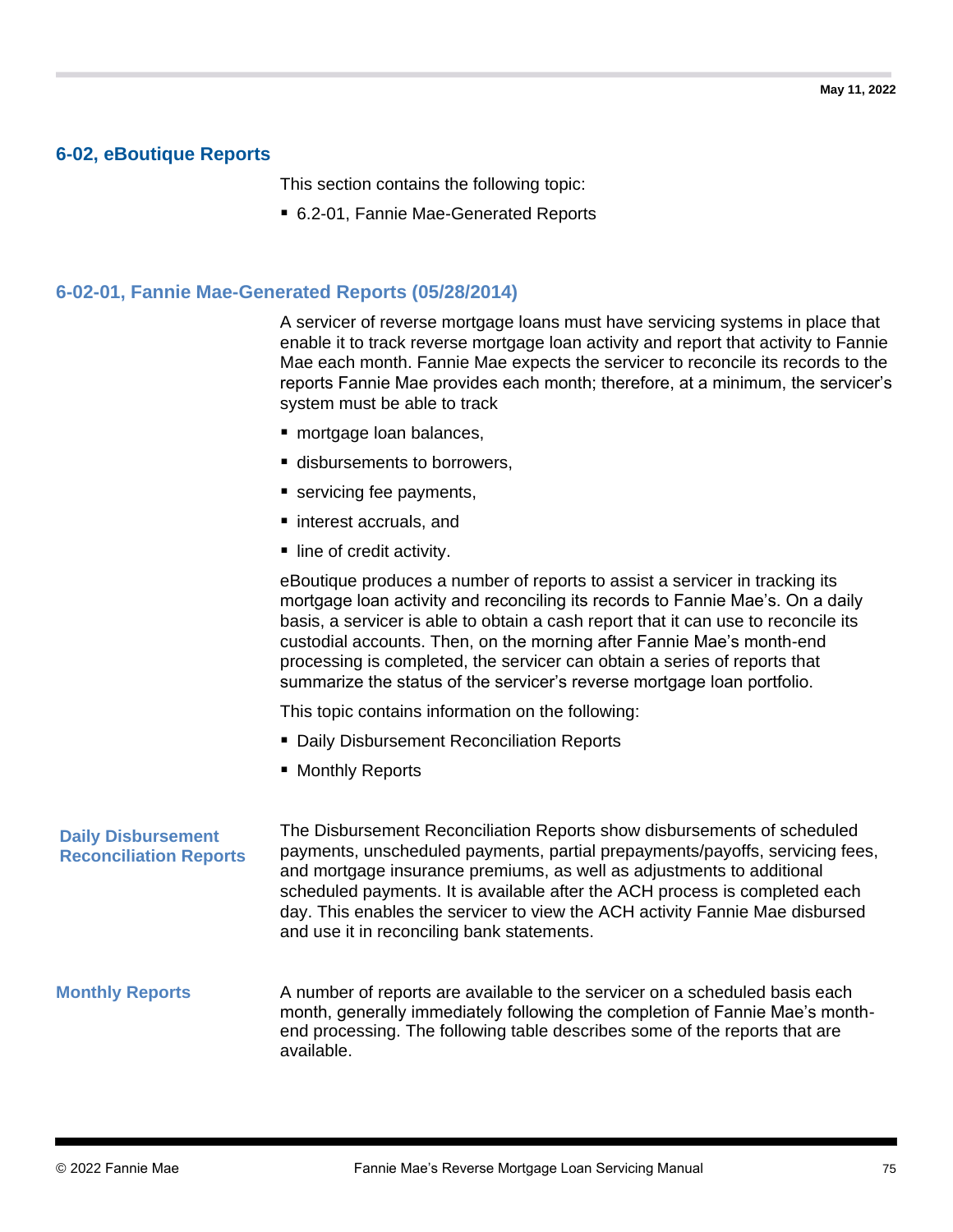## 6-02, eBoutique Reports

This section contains the following topic:

- 6.2-01, Fannie Mae-Generated Reports

### 6-02-01, Fannie Mae-Generated Reports (05/28/2014)

A servicer of reverse mortgage loans must have servicing systems in place that enable it to track reverse mortgage loan activity and report that activity to Fannie Mae each month. Fannie Mae expects the servicer to reconcile its records to the reports Fannie Mae provides each month; therefore, at a minimum, the servicer's system must be able to track

- mortgage loan balances,
- disbursements to borrowers,
- servicing fee payments,
- interest accruals, and
- line of credit activity.

eBoutique produces a number of reports to assist a servicer in tracking its mortgage loan activity and reconciling its records to Fannie Mae's. On a daily basis, a servicer is able to obtain a cash report that it can use to reconcile its custodial accounts. Then, on the morning after Fannie Mae's month-end processing is completed, the servicer can obtain a series of reports that summarize the status of the servicer's reverse mortgage loan portfolio.

This topic contains information on the following:

- Daily Disbursement Reconciliation Reports
- Monthly Reports

#### Daily Disbursement Reconciliation Reports

The Disbursement Reconciliation Reports show disbursements of scheduled payments, unscheduled payments, partial prepayments/payoffs, servicing fees, and mortgage insurance premiums, as well as adjustments to additional scheduled payments. It is available after the ACH process is completed each day. This enables the servicer to view the ACH activity Fannie Mae disbursed and use it in reconciling bank statements.

#### Monthly Reports

A number of reports are available to the servicer on a scheduled basis each month, generally immediately following the completion of Fannie Mae's month-end processing. The following table describes some of the reports that are available.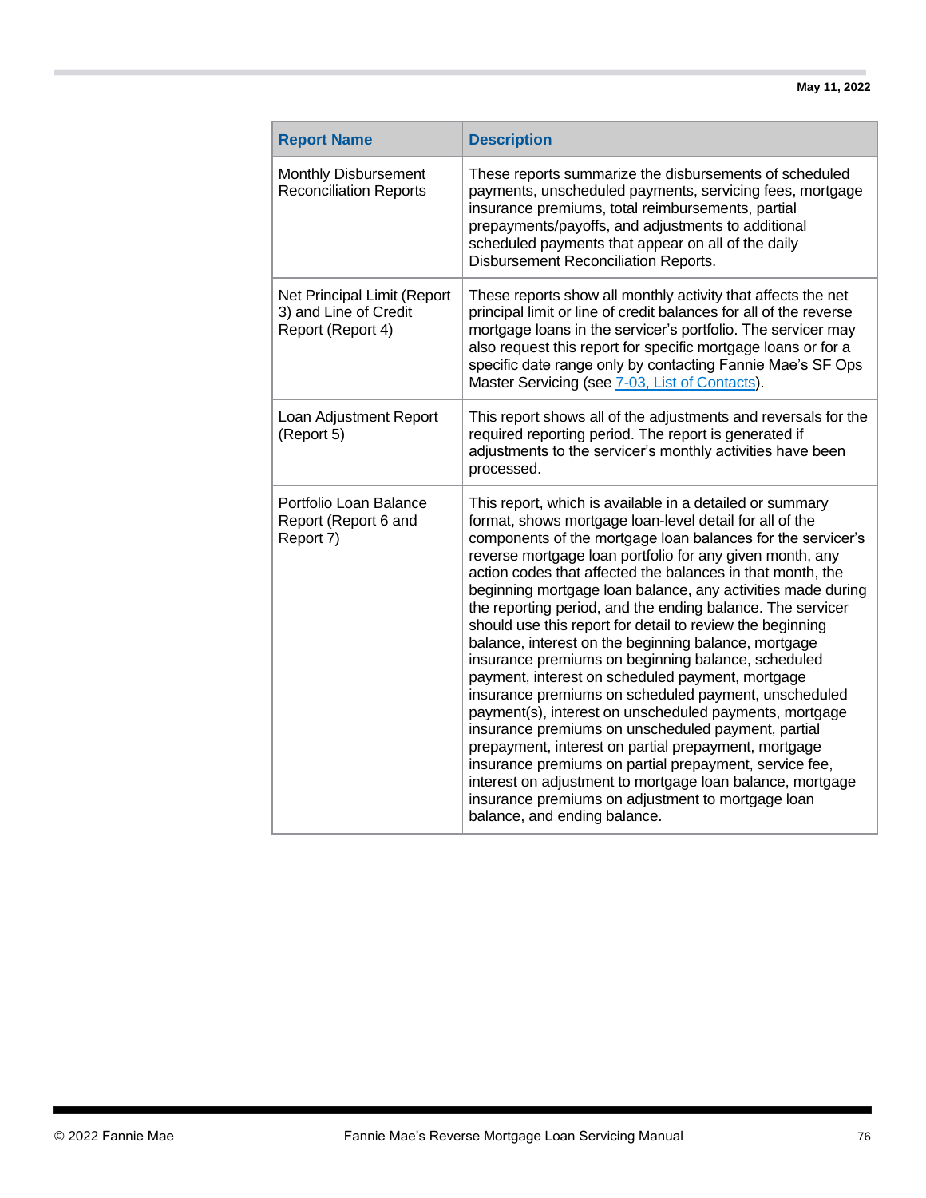| Report Name | Description |
| --- | --- |
| Monthly Disbursement Reconciliation Reports | These reports summarize the disbursements of scheduled payments, unscheduled payments, servicing fees, mortgage insurance premiums, total reimbursements, partial prepayments/payoffs, and adjustments to additional scheduled payments that appear on all of the daily Disbursement Reconciliation Reports. |
| Net Principal Limit (Report 3) and Line of Credit Report (Report 4) | These reports show all monthly activity that affects the net principal limit or line of credit balances for all of the reverse mortgage loans in the servicer's portfolio. The servicer may also request this report for specific mortgage loans or for a specific date range only by contacting Fannie Mae's SF Ops Master Servicing (see [7-03, List of Contacts]). |
| Loan Adjustment Report (Report 5) | This report shows all of the adjustments and reversals for the required reporting period. The report is generated if adjustments to the servicer's monthly activities have been processed. |
| Portfolio Loan Balance Report (Report 6 and Report 7) | This report, which is available in a detailed or summary format, shows mortgage loan-level detail for all of the components of the mortgage loan balances for the servicer's reverse mortgage loan portfolio for any given month, any action codes that affected the balances in that month, the beginning mortgage loan balance, any activities made during the reporting period, and the ending balance. The servicer should use this report for detail to review the beginning balance, interest on the beginning balance, mortgage insurance premiums on beginning balance, scheduled payment, interest on scheduled payment, mortgage insurance premiums on scheduled payment, unscheduled payment(s), interest on unscheduled payments, mortgage insurance premiums on unscheduled payment, partial prepayment, interest on partial prepayment, mortgage insurance premiums on partial prepayment, service fee, interest on adjustment to mortgage loan balance, mortgage insurance premiums on adjustment to mortgage loan balance, and ending balance. |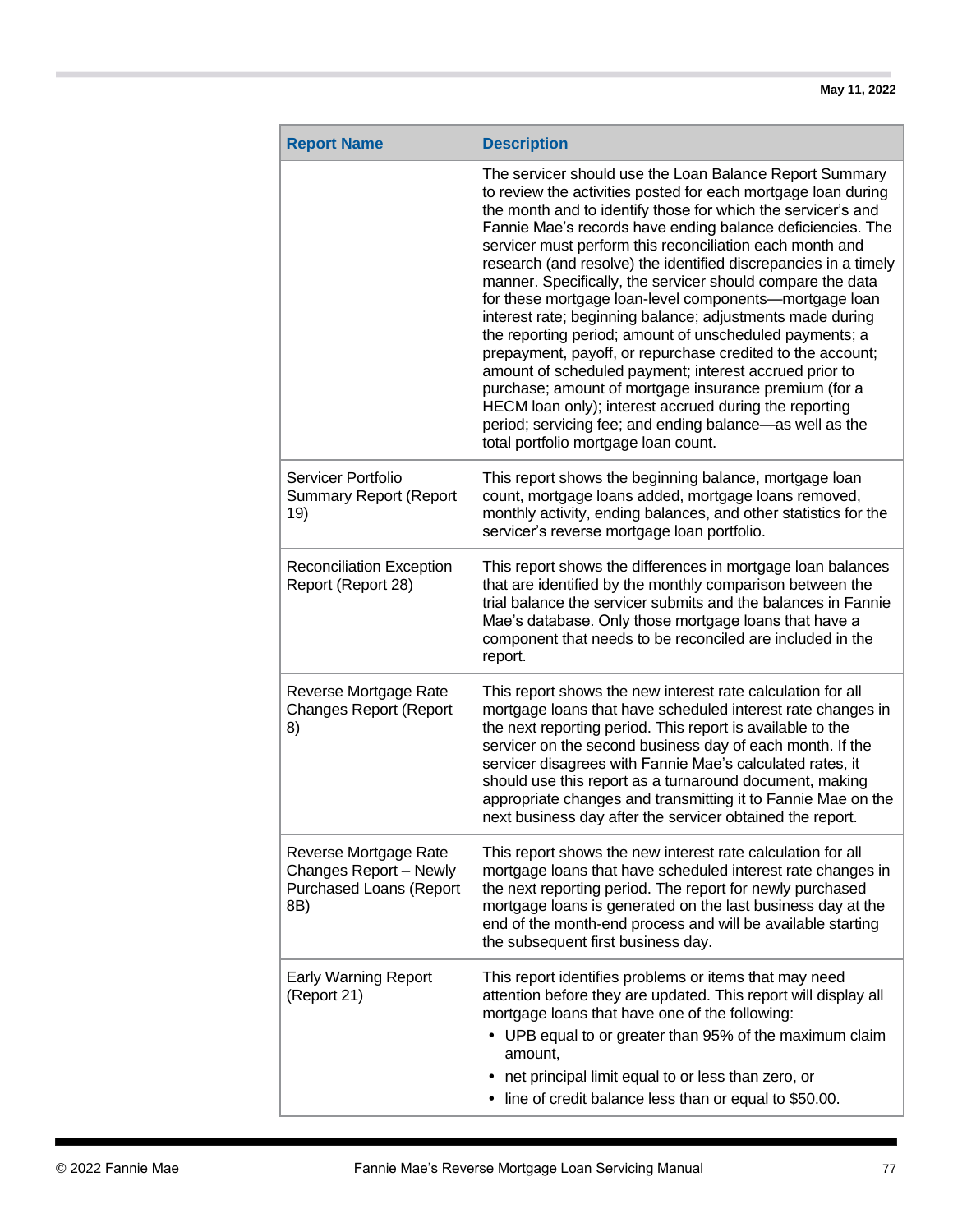| Report Name | Description |
| --- | --- |
| | The servicer should use the Loan Balance Report Summary to review the activities posted for each mortgage loan during the month and to identify those for which the servicer's and Fannie Mae's records have ending balance deficiencies. The servicer must perform this reconciliation each month and research (and resolve) the identified discrepancies in a timely manner. Specifically, the servicer should compare the data for these mortgage loan-level components—mortgage loan interest rate; beginning balance; adjustments made during the reporting period; amount of unscheduled payments; a prepayment, payoff, or repurchase credited to the account; amount of scheduled payment; interest accrued prior to purchase; amount of mortgage insurance premium (for a HECM loan only); interest accrued during the reporting period; servicing fee; and ending balance—as well as the total portfolio mortgage loan count. |
| Servicer Portfolio Summary Report (Report 19) | This report shows the beginning balance, mortgage loan count, mortgage loans added, mortgage loans removed, monthly activity, ending balances, and other statistics for the servicer's reverse mortgage loan portfolio. |
| Reconciliation Exception Report (Report 28) | This report shows the differences in mortgage loan balances that are identified by the monthly comparison between the trial balance the servicer submits and the balances in Fannie Mae's database. Only those mortgage loans that have a component that needs to be reconciled are included in the report. |
| Reverse Mortgage Rate Changes Report (Report 8) | This report shows the new interest rate calculation for all mortgage loans that have scheduled interest rate changes in the next reporting period. This report is available to the servicer on the second business day of each month. If the servicer disagrees with Fannie Mae's calculated rates, it should use this report as a turnaround document, making appropriate changes and transmitting it to Fannie Mae on the next business day after the servicer obtained the report. |
| Reverse Mortgage Rate Changes Report – Newly Purchased Loans (Report 8B) | This report shows the new interest rate calculation for all mortgage loans that have scheduled interest rate changes in the next reporting period. The report for newly purchased mortgage loans is generated on the last business day at the end of the month-end process and will be available starting the subsequent first business day. |
| Early Warning Report (Report 21) | This report identifies problems or items that may need attention before they are updated. This report will display all mortgage loans that have one of the following:<br>• UPB equal to or greater than 95% of the maximum claim amount,<br>• net principal limit equal to or less than zero, or<br>• line of credit balance less than or equal to $50.00. |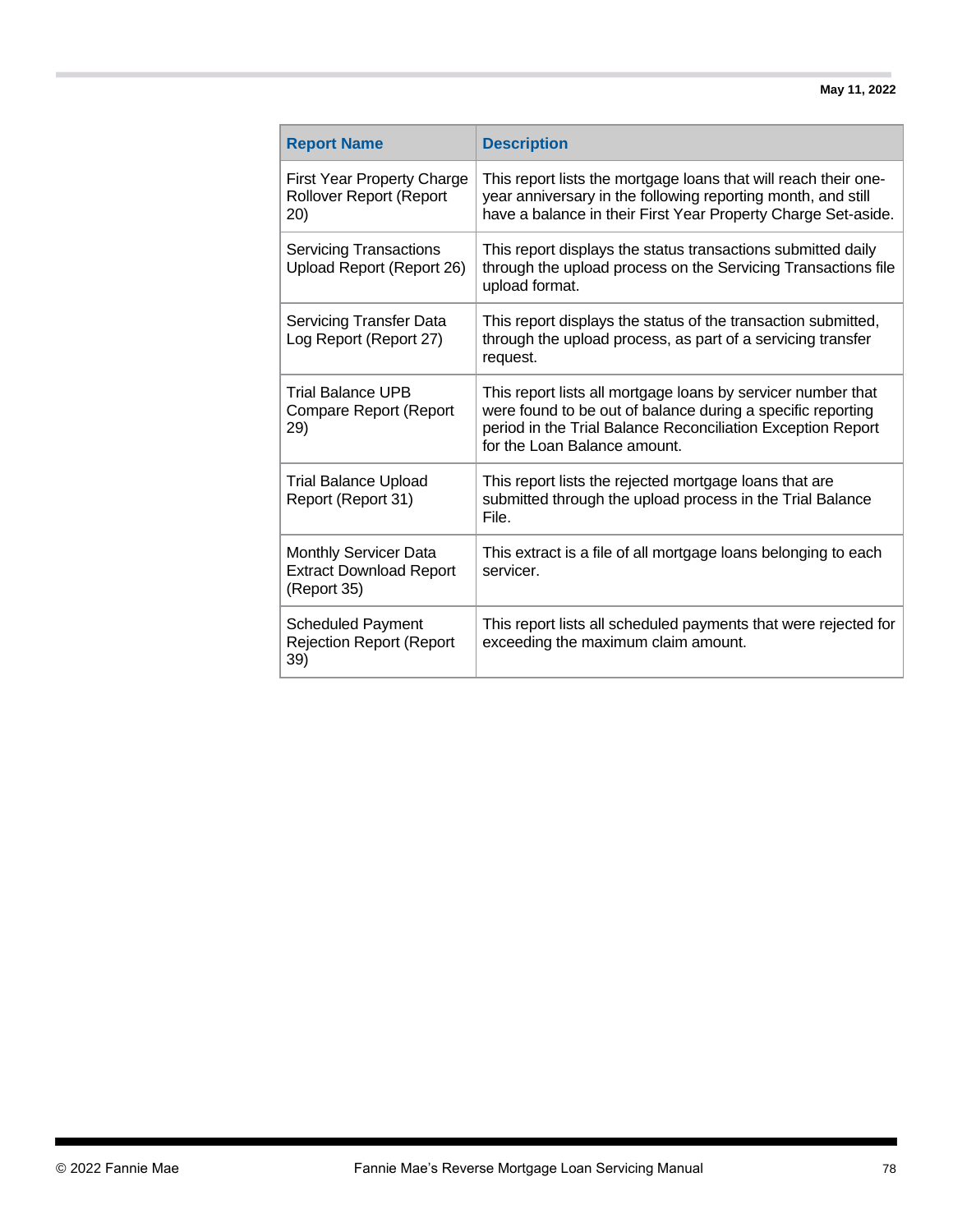| Report Name | Description |
| --- | --- |
| First Year Property Charge Rollover Report (Report 20) | This report lists the mortgage loans that will reach their one-year anniversary in the following reporting month, and still have a balance in their First Year Property Charge Set-aside. |
| Servicing Transactions Upload Report (Report 26) | This report displays the status transactions submitted daily through the upload process on the Servicing Transactions file upload format. |
| Servicing Transfer Data Log Report (Report 27) | This report displays the status of the transaction submitted, through the upload process, as part of a servicing transfer request. |
| Trial Balance UPB Compare Report (Report 29) | This report lists all mortgage loans by servicer number that were found to be out of balance during a specific reporting period in the Trial Balance Reconciliation Exception Report for the Loan Balance amount. |
| Trial Balance Upload Report (Report 31) | This report lists the rejected mortgage loans that are submitted through the upload process in the Trial Balance File. |
| Monthly Servicer Data Extract Download Report (Report 35) | This extract is a file of all mortgage loans belonging to each servicer. |
| Scheduled Payment Rejection Report (Report 39) | This report lists all scheduled payments that were rejected for exceeding the maximum claim amount. |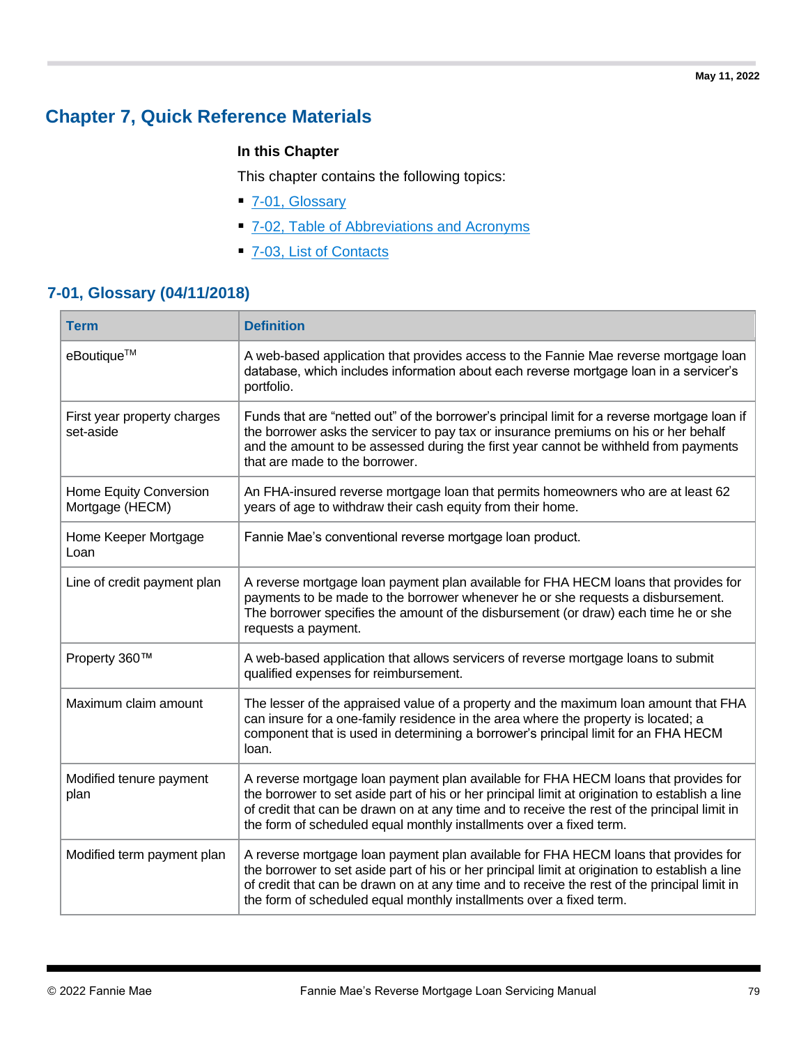May 11, 2022

# Chapter 7, Quick Reference Materials

**In this Chapter**

This chapter contains the following topics:

- 7-01, Glossary
- 7-02, Table of Abbreviations and Acronyms
- 7-03, List of Contacts

## 7-01, Glossary (04/11/2018)

| Term | Definition |
|---|---|
| eBoutique[TM] | A web-based application that provides access to the Fannie Mae reverse mortgage loan database, which includes information about each reverse mortgage loan in a servicer's portfolio. |
| First year property charges set-aside | Funds that are "netted out" of the borrower's principal limit for a reverse mortgage loan if the borrower asks the servicer to pay tax or insurance premiums on his or her behalf and the amount to be assessed during the first year cannot be withheld from payments that are made to the borrower. |
| Home Equity Conversion Mortgage (HECM) | An FHA-insured reverse mortgage loan that permits homeowners who are at least 62 years of age to withdraw their cash equity from their home. |
| Home Keeper Mortgage Loan | Fannie Mae's conventional reverse mortgage loan product. |
| Line of credit payment plan | A reverse mortgage loan payment plan available for FHA HECM loans that provides for payments to be made to the borrower whenever he or she requests a disbursement. The borrower specifies the amount of the disbursement (or draw) each time he or she requests a payment. |
| Property 360™ | A web-based application that allows servicers of reverse mortgage loans to submit qualified expenses for reimbursement. |
| Maximum claim amount | The lesser of the appraised value of a property and the maximum loan amount that FHA can insure for a one-family residence in the area where the property is located; a component that is used in determining a borrower's principal limit for an FHA HECM loan. |
| Modified tenure payment plan | A reverse mortgage loan payment plan available for FHA HECM loans that provides for the borrower to set aside part of his or her principal limit at origination to establish a line of credit that can be drawn on at any time and to receive the rest of the principal limit in the form of scheduled equal monthly installments over a fixed term. |
| Modified term payment plan | A reverse mortgage loan payment plan available for FHA HECM loans that provides for the borrower to set aside part of his or her principal limit at origination to establish a line of credit that can be drawn on at any time and to receive the rest of the principal limit in the form of scheduled equal monthly installments over a fixed term. |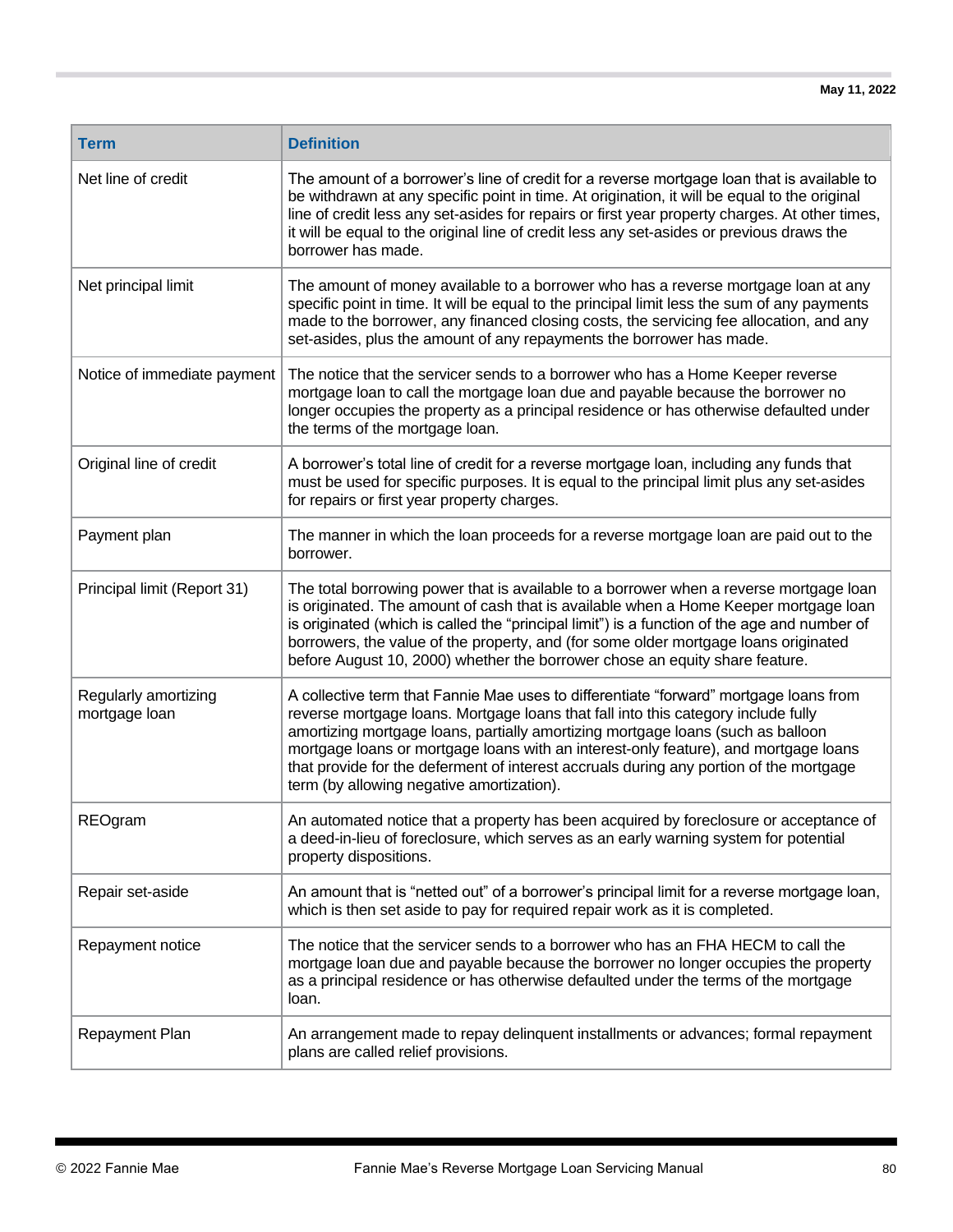| Term | Definition |
| --- | --- |
| Net line of credit | The amount of a borrower’s line of credit for a reverse mortgage loan that is available to be withdrawn at any specific point in time. At origination, it will be equal to the original line of credit less any set-asides for repairs or first year property charges. At other times, it will be equal to the original line of credit less any set-asides or previous draws the borrower has made. |
| Net principal limit | The amount of money available to a borrower who has a reverse mortgage loan at any specific point in time. It will be equal to the principal limit less the sum of any payments made to the borrower, any financed closing costs, the servicing fee allocation, and any set-asides, plus the amount of any repayments the borrower has made. |
| Notice of immediate payment | The notice that the servicer sends to a borrower who has a Home Keeper reverse mortgage loan to call the mortgage loan due and payable because the borrower no longer occupies the property as a principal residence or has otherwise defaulted under the terms of the mortgage loan. |
| Original line of credit | A borrower’s total line of credit for a reverse mortgage loan, including any funds that must be used for specific purposes. It is equal to the principal limit plus any set-asides for repairs or first year property charges. |
| Payment plan | The manner in which the loan proceeds for a reverse mortgage loan are paid out to the borrower. |
| Principal limit (Report 31) | The total borrowing power that is available to a borrower when a reverse mortgage loan is originated. The amount of cash that is available when a Home Keeper mortgage loan is originated (which is called the “principal limit”) is a function of the age and number of borrowers, the value of the property, and (for some older mortgage loans originated before August 10, 2000) whether the borrower chose an equity share feature. |
| Regularly amortizing mortgage loan | A collective term that Fannie Mae uses to differentiate “forward” mortgage loans from reverse mortgage loans. Mortgage loans that fall into this category include fully amortizing mortgage loans, partially amortizing mortgage loans (such as balloon mortgage loans or mortgage loans with an interest-only feature), and mortgage loans that provide for the deferment of interest accruals during any portion of the mortgage term (by allowing negative amortization). |
| REOgram | An automated notice that a property has been acquired by foreclosure or acceptance of a deed-in-lieu of foreclosure, which serves as an early warning system for potential property dispositions. |
| Repair set-aside | An amount that is “netted out” of a borrower’s principal limit for a reverse mortgage loan, which is then set aside to pay for required repair work as it is completed. |
| Repayment notice | The notice that the servicer sends to a borrower who has an FHA HECM to call the mortgage loan due and payable because the borrower no longer occupies the property as a principal residence or has otherwise defaulted under the terms of the mortgage loan. |
| Repayment Plan | An arrangement made to repay delinquent installments or advances; formal repayment plans are called relief provisions. |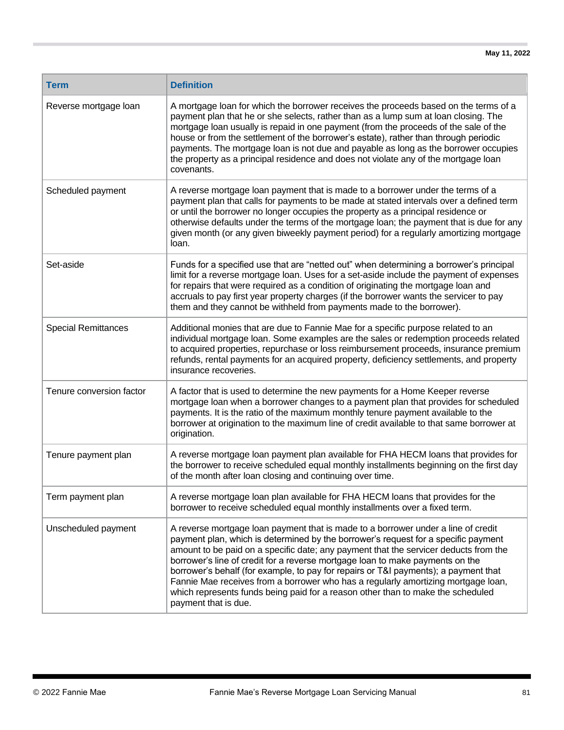| Term | Definition |
| --- | --- |
| Reverse mortgage loan | A mortgage loan for which the borrower receives the proceeds based on the terms of a payment plan that he or she selects, rather than as a lump sum at loan closing. The mortgage loan usually is repaid in one payment (from the proceeds of the sale of the house or from the settlement of the borrower's estate), rather than through periodic payments. The mortgage loan is not due and payable as long as the borrower occupies the property as a principal residence and does not violate any of the mortgage loan covenants. |
| Scheduled payment | A reverse mortgage loan payment that is made to a borrower under the terms of a payment plan that calls for payments to be made at stated intervals over a defined term or until the borrower no longer occupies the property as a principal residence or otherwise defaults under the terms of the mortgage loan; the payment that is due for any given month (or any given biweekly payment period) for a regularly amortizing mortgage loan. |
| Set-aside | Funds for a specified use that are "netted out" when determining a borrower's principal limit for a reverse mortgage loan. Uses for a set-aside include the payment of expenses for repairs that were required as a condition of originating the mortgage loan and accruals to pay first year property charges (if the borrower wants the servicer to pay them and they cannot be withheld from payments made to the borrower). |
| Special Remittances | Additional monies that are due to Fannie Mae for a specific purpose related to an individual mortgage loan. Some examples are the sales or redemption proceeds related to acquired properties, repurchase or loss reimbursement proceeds, insurance premium refunds, rental payments for an acquired property, deficiency settlements, and property insurance recoveries. |
| Tenure conversion factor | A factor that is used to determine the new payments for a Home Keeper reverse mortgage loan when a borrower changes to a payment plan that provides for scheduled payments. It is the ratio of the maximum monthly tenure payment available to the borrower at origination to the maximum line of credit available to that same borrower at origination. |
| Tenure payment plan | A reverse mortgage loan payment plan available for FHA HECM loans that provides for the borrower to receive scheduled equal monthly installments beginning on the first day of the month after loan closing and continuing over time. |
| Term payment plan | A reverse mortgage loan plan available for FHA HECM loans that provides for the borrower to receive scheduled equal monthly installments over a fixed term. |
| Unscheduled payment | A reverse mortgage loan payment that is made to a borrower under a line of credit payment plan, which is determined by the borrower's request for a specific payment amount to be paid on a specific date; any payment that the servicer deducts from the borrower's line of credit for a reverse mortgage loan to make payments on the borrower's behalf (for example, to pay for repairs or T&I payments); a payment that Fannie Mae receives from a borrower who has a regularly amortizing mortgage loan, which represents funds being paid for a reason other than to make the scheduled payment that is due. |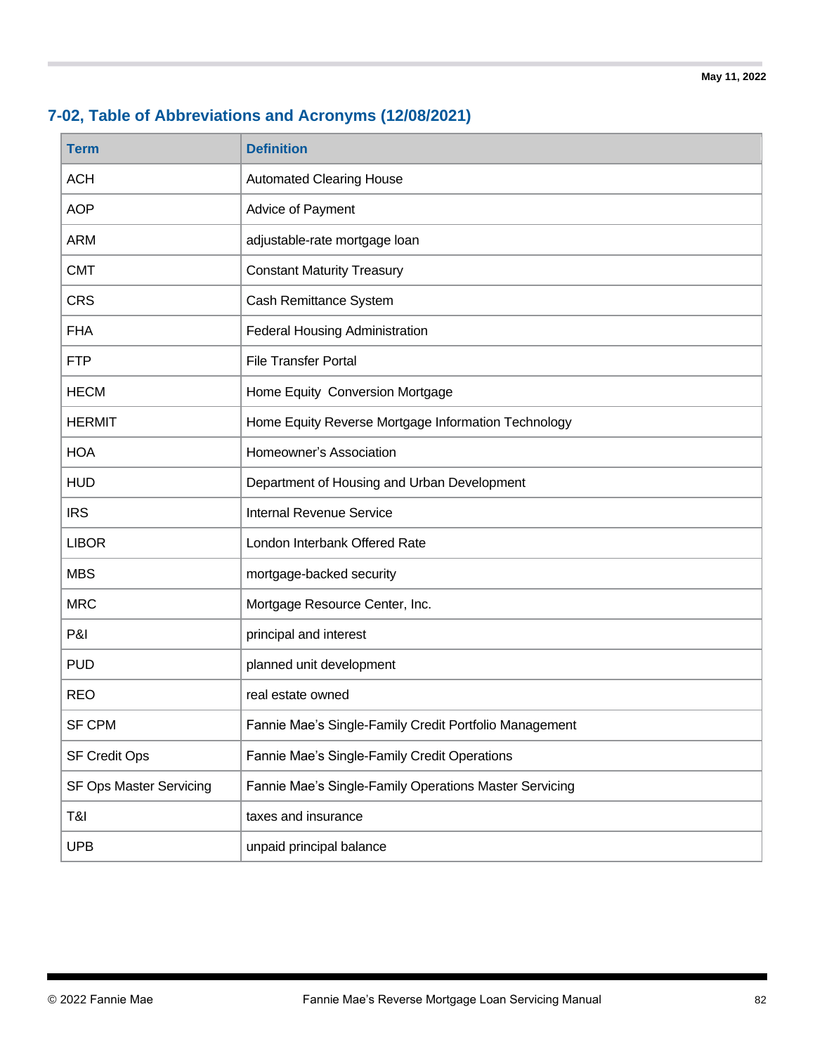## 7-02, Table of Abbreviations and Acronyms (12/08/2021)

| Term | Definition |
|---|---|
| ACH | Automated Clearing House |
| AOP | Advice of Payment |
| ARM | adjustable-rate mortgage loan |
| CMT | Constant Maturity Treasury |
| CRS | Cash Remittance System |
| FHA | Federal Housing Administration |
| FTP | File Transfer Portal |
| HECM | Home Equity Conversion Mortgage |
| HERMIT | Home Equity Reverse Mortgage Information Technology |
| HOA | Homeowner's Association |
| HUD | Department of Housing and Urban Development |
| IRS | Internal Revenue Service |
| LIBOR | London Interbank Offered Rate |
| MBS | mortgage-backed security |
| MRC | Mortgage Resource Center, Inc. |
| P&I | principal and interest |
| PUD | planned unit development |
| REO | real estate owned |
| SF CPM | Fannie Mae's Single-Family Credit Portfolio Management |
| SF Credit Ops | Fannie Mae's Single-Family Credit Operations |
| SF Ops Master Servicing | Fannie Mae's Single-Family Operations Master Servicing |
| T&I | taxes and insurance |
| UPB | unpaid principal balance |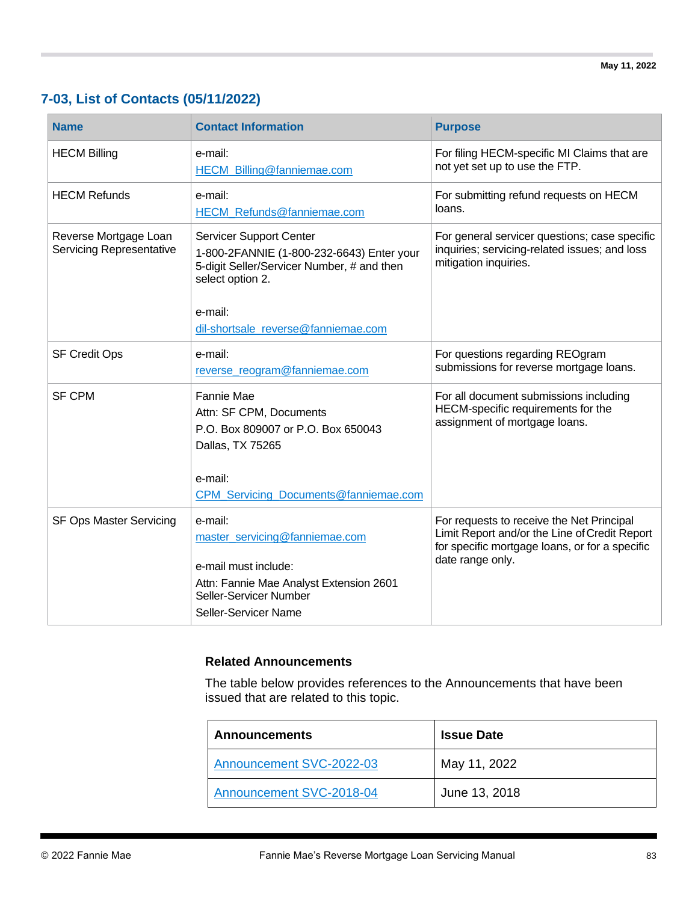## 7-03, List of Contacts (05/11/2022)

| Name | Contact Information | Purpose |
|---|---|---|
| HECM Billing | e-mail: HECM_Billing@fanniemae.com | For filing HECM-specific MI Claims that are not yet set up to use the FTP. |
| HECM Refunds | e-mail: HECM_Refunds@fanniemae.com | For submitting refund requests on HECM loans. |
| Reverse Mortgage Loan Servicing Representative | Servicer Support Center<br>1-800-2FANNIE (1-800-232-6643) Enter your 5-digit Seller/Servicer Number, # and then select option 2.<br><br>e-mail: dil-shortsale_reverse@fanniemae.com | For general servicer questions; case specific inquiries; servicing-related issues; and loss mitigation inquiries. |
| SF Credit Ops | e-mail: reverse_reogram@fanniemae.com | For questions regarding REOgram submissions for reverse mortgage loans. |
| SF CPM | Fannie Mae<br>Attn: SF CPM, Documents<br>P.O. Box 809007 or P.O. Box 650043<br>Dallas, TX 75265<br><br>e-mail: CPM_Servicing_Documents@fanniemae.com | For all document submissions including HECM-specific requirements for the assignment of mortgage loans. |
| SF Ops Master Servicing | e-mail: master_servicing@fanniemae.com<br><br>e-mail must include:<br>Attn: Fannie Mae Analyst Extension 2601<br>Seller-Servicer Number<br>Seller-Servicer Name | For requests to receive the Net Principal Limit Report and/or the Line of Credit Report for specific mortgage loans, or for a specific date range only. |

### Related Announcements

The table below provides references to the Announcements that have been issued that are related to this topic.

| Announcements | Issue Date |
|---|---|
| Announcement SVC-2022-03 | May 11, 2022 |
| Announcement SVC-2018-04 | June 13, 2018 |